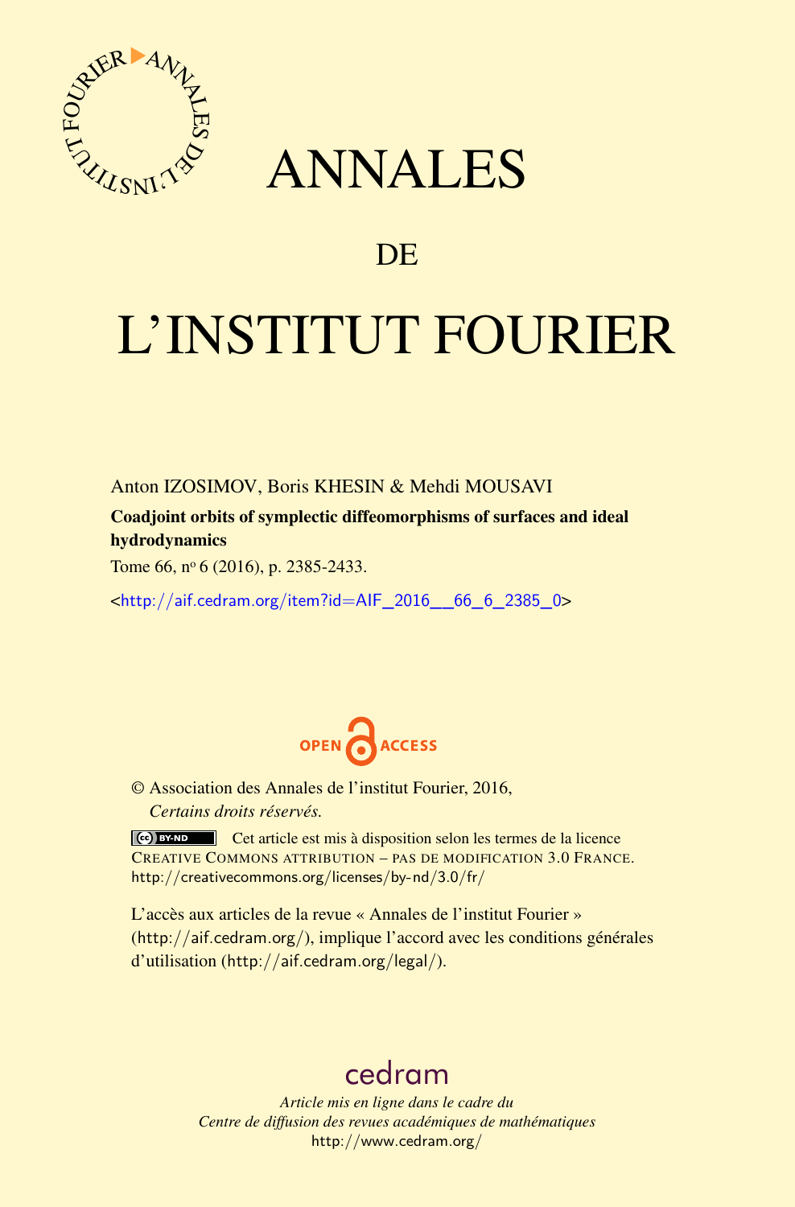# ANNALES

# DE

# L'INSTITUT FOURIER

Anton IZOSIMOV, Boris KHESIN & Mehdi MOUSAVI

**Coadjoint orbits of symplectic diffeomorphisms of surfaces and ideal hydrodynamics**

Tome 66, nº 6 (2016), p. 2385-2433.

<http://aif.cedram.org/item?id=AIF_2016__66_6_2385_0>

OPEN ACCESS

© Association des Annales de l'institut Fourier, 2016,
*Certains droits réservés.*

Cet article est mis à disposition selon les termes de la licence CREATIVE COMMONS ATTRIBUTION – PAS DE MODIFICATION 3.0 FRANCE.
http://creativecommons.org/licenses/by-nd/3.0/fr/

L'accès aux articles de la revue « Annales de l'institut Fourier » (http://aif.cedram.org/), implique l'accord avec les conditions générales d'utilisation (http://aif.cedram.org/legal/).

cedram

*Article mis en ligne dans le cadre du*
*Centre de diffusion des revues académiques de mathématiques*
http://www.cedram.org/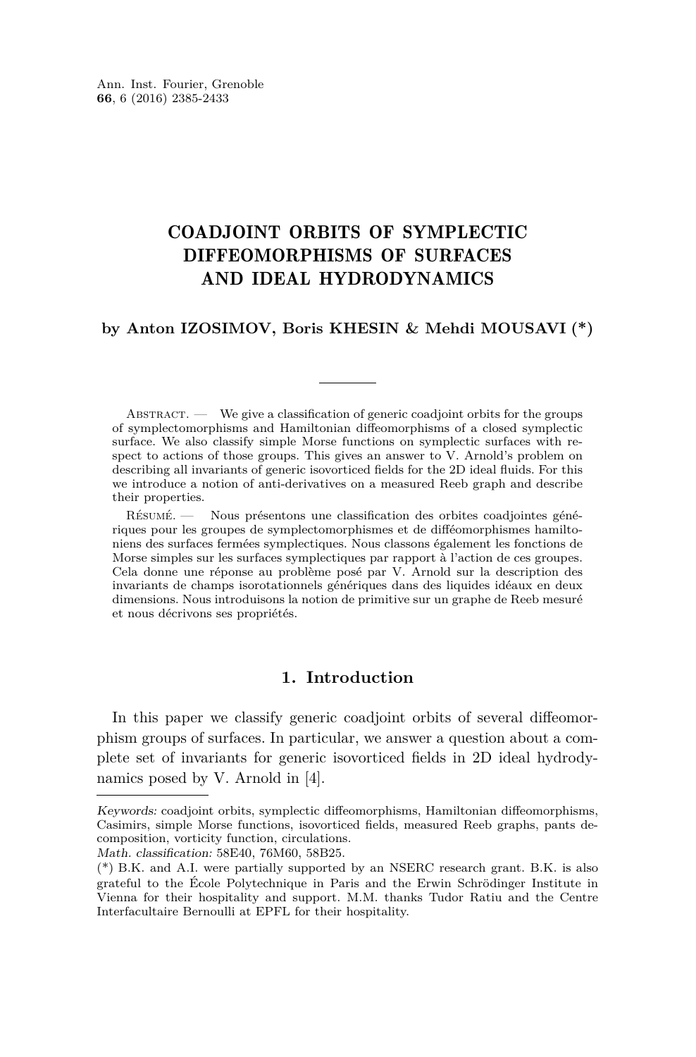# COADJOINT ORBITS OF SYMPLECTIC DIFFEOMORPHISMS OF SURFACES AND IDEAL HYDRODYNAMICS

**by Anton IZOSIMOV, Boris KHESIN & Mehdi MOUSAVI (*)**

Abstract. — We give a classification of generic coadjoint orbits for the groups of symplectomorphisms and Hamiltonian diffeomorphisms of a closed symplectic surface. We also classify simple Morse functions on symplectic surfaces with respect to actions of those groups. This gives an answer to V. Arnold's problem on describing all invariants of generic isovorticed fields for the 2D ideal fluids. For this we introduce a notion of anti-derivatives on a measured Reeb graph and describe their properties.

Résumé. — Nous présentons une classification des orbites coadjointes génériques pour les groupes de symplectomorphismes et de difféomorphismes hamiltoniens des surfaces fermées symplectiques. Nous classons également les fonctions de Morse simples sur les surfaces symplectiques par rapport à l'action de ces groupes. Cela donne une réponse au problème posé par V. Arnold sur la description des invariants de champs isorotationnels génériques dans des liquides idéaux en deux dimensions. Nous introduisons la notion de primitive sur un graphe de Reeb mesuré et nous décrivons ses propriétés.

## 1. Introduction

In this paper we classify generic coadjoint orbits of several diffeomorphism groups of surfaces. In particular, we answer a question about a complete set of invariants for generic isovorticed fields in 2D ideal hydrodynamics posed by V. Arnold in [4].

*Keywords:* coadjoint orbits, symplectic diffeomorphisms, Hamiltonian diffeomorphisms, Casimirs, simple Morse functions, isovorticed fields, measured Reeb graphs, pants decomposition, vorticity function, circulations.

*Math. classification:* 58E40, 76M60, 58B25.

(*) B.K. and A.I. were partially supported by an NSERC research grant. B.K. is also grateful to the École Polytechnique in Paris and the Erwin Schrödinger Institute in Vienna for their hospitality and support. M.M. thanks Tudor Ratiu and the Centre Interfacultaire Bernoulli at EPFL for their hospitality.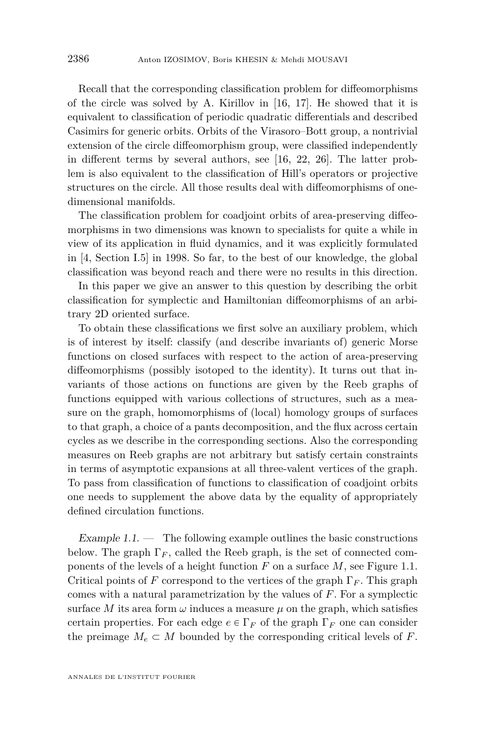Recall that the corresponding classification problem for diffeomorphisms of the circle was solved by A. Kirillov in [16, 17]. He showed that it is equivalent to classification of periodic quadratic differentials and described Casimirs for generic orbits. Orbits of the Virasoro–Bott group, a nontrivial extension of the circle diffeomorphism group, were classified independently in different terms by several authors, see [16, 22, 26]. The latter problem is also equivalent to the classification of Hill's operators or projective structures on the circle. All those results deal with diffeomorphisms of one-dimensional manifolds.

The classification problem for coadjoint orbits of area-preserving diffeomorphisms in two dimensions was known to specialists for quite a while in view of its application in fluid dynamics, and it was explicitly formulated in [4, Section I.5] in 1998. So far, to the best of our knowledge, the global classification was beyond reach and there were no results in this direction.

In this paper we give an answer to this question by describing the orbit classification for symplectic and Hamiltonian diffeomorphisms of an arbitrary 2D oriented surface.

To obtain these classifications we first solve an auxiliary problem, which is of interest by itself: classify (and describe invariants of) generic Morse functions on closed surfaces with respect to the action of area-preserving diffeomorphisms (possibly isotoped to the identity). It turns out that invariants of those actions on functions are given by the Reeb graphs of functions equipped with various collections of structures, such as a measure on the graph, homomorphisms of (local) homology groups of surfaces to that graph, a choice of a pants decomposition, and the flux across certain cycles as we describe in the corresponding sections. Also the corresponding measures on Reeb graphs are not arbitrary but satisfy certain constraints in terms of asymptotic expansions at all three-valent vertices of the graph. To pass from classification of functions to classification of coadjoint orbits one needs to supplement the above data by the equality of appropriately defined circulation functions.

*Example 1.1.* — The following example outlines the basic constructions below. The graph $\Gamma_F$, called the Reeb graph, is the set of connected components of the levels of a height function $F$ on a surface $M$, see Figure 1.1. Critical points of $F$ correspond to the vertices of the graph $\Gamma_F$. This graph comes with a natural parametrization by the values of $F$. For a symplectic surface $M$ its area form $\omega$ induces a measure $\mu$ on the graph, which satisfies certain properties. For each edge $e \in \Gamma_F$ of the graph $\Gamma_F$ one can consider the preimage $M_e \subset M$ bounded by the corresponding critical levels of $F$.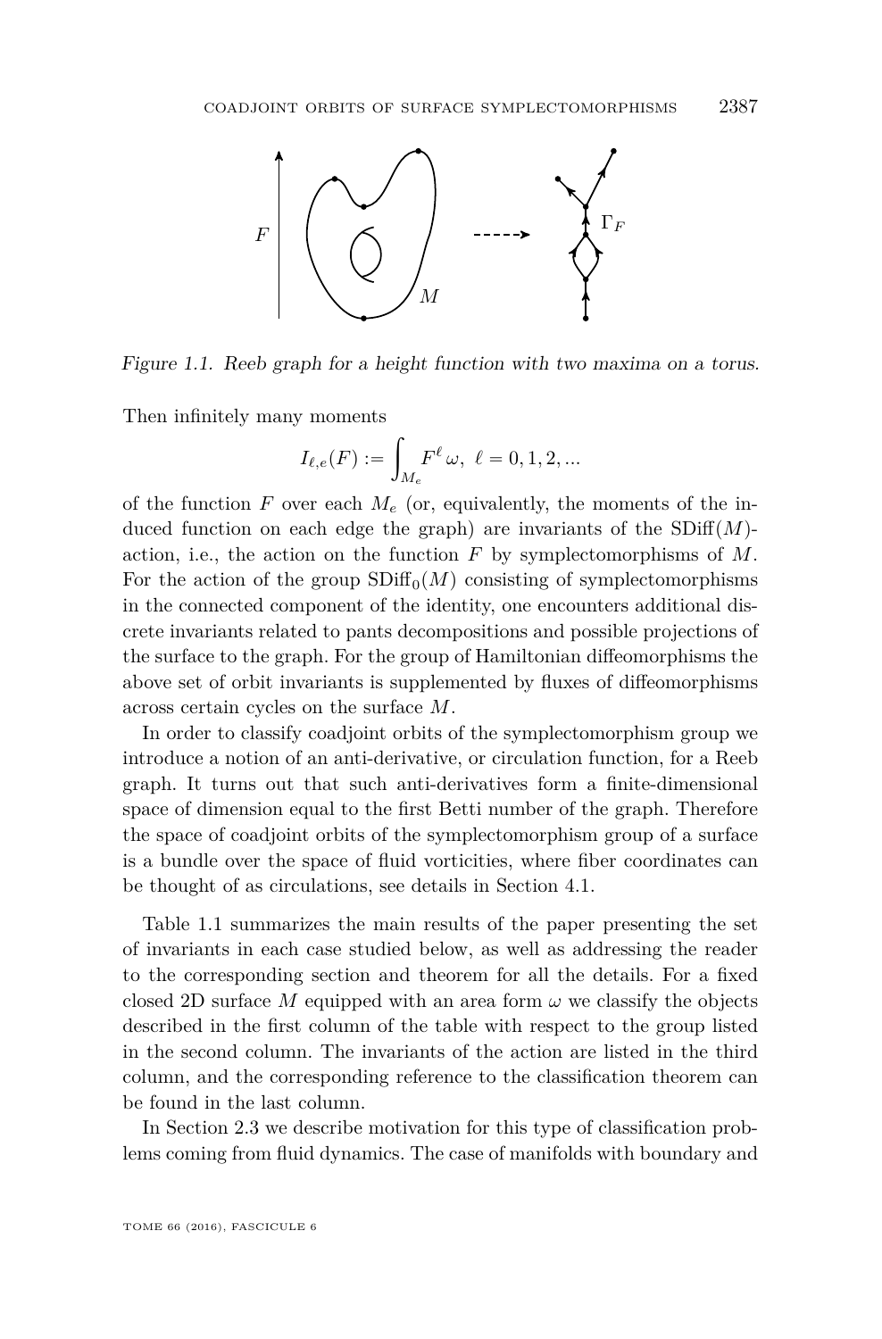Figure 1.1. Reeb graph for a height function with two maxima on a torus.

Then infinitely many moments

$$I_{\ell,e}(F) := \int_{M_e} F^\ell \,\omega,\ \ \ell = 0, 1, 2, ...$$

of the function $F$ over each $M_e$ (or, equivalently, the moments of the induced function on each edge the graph) are invariants of the $\mathrm{SDiff}(M)$-action, i.e., the action on the function $F$ by symplectomorphisms of $M$. For the action of the group $\mathrm{SDiff}_0(M)$ consisting of symplectomorphisms in the connected component of the identity, one encounters additional discrete invariants related to pants decompositions and possible projections of the surface to the graph. For the group of Hamiltonian diffeomorphisms the above set of orbit invariants is supplemented by fluxes of diffeomorphisms across certain cycles on the surface $M$.

In order to classify coadjoint orbits of the symplectomorphism group we introduce a notion of an anti-derivative, or circulation function, for a Reeb graph. It turns out that such anti-derivatives form a finite-dimensional space of dimension equal to the first Betti number of the graph. Therefore the space of coadjoint orbits of the symplectomorphism group of a surface is a bundle over the space of fluid vorticities, where fiber coordinates can be thought of as circulations, see details in Section 4.1.

Table 1.1 summarizes the main results of the paper presenting the set of invariants in each case studied below, as well as addressing the reader to the corresponding section and theorem for all the details. For a fixed closed 2D surface $M$ equipped with an area form $\omega$ we classify the objects described in the first column of the table with respect to the group listed in the second column. The invariants of the action are listed in the third column, and the corresponding reference to the classification theorem can be found in the last column.

In Section 2.3 we describe motivation for this type of classification problems coming from fluid dynamics. The case of manifolds with boundary and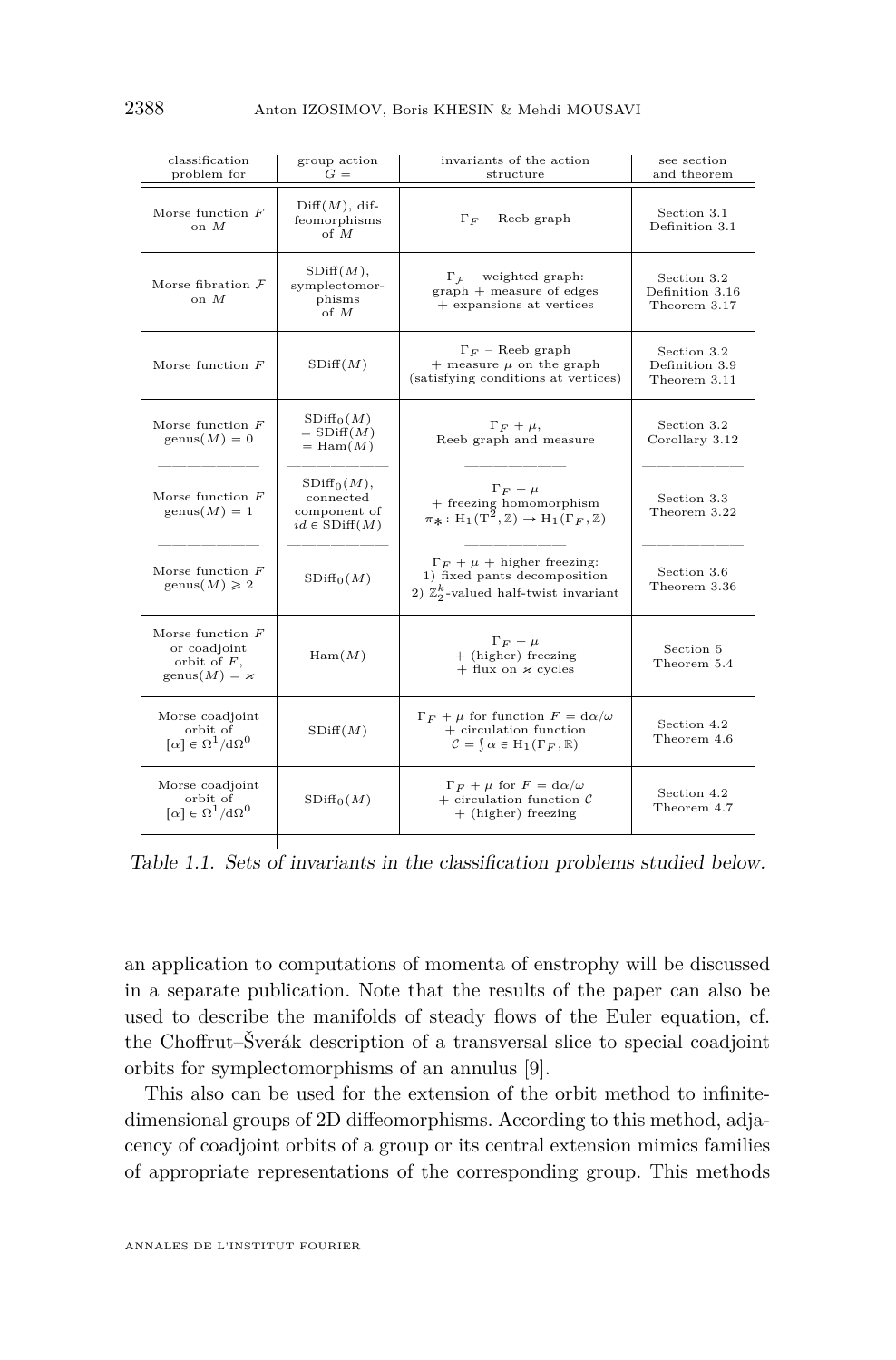| classification problem for | group action $G =$ | invariants of the action structure | see section and theorem |
| --- | --- | --- | --- |
| Morse function $F$ on $M$ | $\mathrm{Diff}(M)$, diffeomorphisms of $M$ | $\Gamma_F$ – Reeb graph | Section 3.1 Definition 3.1 |
| Morse fibration $\mathcal{F}$ on $M$ | $\mathrm{SDiff}(M)$, symplectomorphisms of $M$ | $\Gamma_{\mathcal{F}}$ – weighted graph: graph + measure of edges + expansions at vertices | Section 3.2 Definition 3.16 Theorem 3.17 |
| Morse function $F$ | $\mathrm{SDiff}(M)$ | $\Gamma_F$ – Reeb graph + measure $\mu$ on the graph (satisfying conditions at vertices) | Section 3.2 Definition 3.9 Theorem 3.11 |
| Morse function $F$ $\mathrm{genus}(M) = 0$ | $\mathrm{SDiff}_0(M)$ $= \mathrm{SDiff}(M)$ $= \mathrm{Ham}(M)$ | $\Gamma_F + \mu$, Reeb graph and measure | Section 3.2 Corollary 3.12 |
| Morse function $F$ $\mathrm{genus}(M) = 1$ | $\mathrm{SDiff}_0(M)$, connected component of $id \in \mathrm{SDiff}(M)$ | $\Gamma_F + \mu$ + freezing homomorphism $\pi_*\colon \mathrm{H}_1(\mathrm{T}^2, \mathbb{Z}) \to \mathrm{H}_1(\Gamma_F, \mathbb{Z})$ | Section 3.3 Theorem 3.22 |
| Morse function $F$ $\mathrm{genus}(M) \geqslant 2$ | $\mathrm{SDiff}_0(M)$ | $\Gamma_F + \mu$ + higher freezing: 1) fixed pants decomposition 2) $\mathbb{Z}_2^k$-valued half-twist invariant | Section 3.6 Theorem 3.36 |
| Morse function $F$ or coadjoint orbit of $F$, $\mathrm{genus}(M) = \varkappa$ | $\mathrm{Ham}(M)$ | $\Gamma_F + \mu$ + (higher) freezing + flux on $\varkappa$ cycles | Section 5 Theorem 5.4 |
| Morse coadjoint orbit of $[\alpha] \in \Omega^1/\mathrm{d}\Omega^0$ | $\mathrm{SDiff}(M)$ | $\Gamma_F + \mu$ for function $F = \mathrm{d}\alpha/\omega$ + circulation function $\mathcal{C} = \oint \alpha \in \mathrm{H}_1(\Gamma_F, \mathbb{R})$ | Section 4.2 Theorem 4.6 |
| Morse coadjoint orbit of $[\alpha] \in \Omega^1/\mathrm{d}\Omega^0$ | $\mathrm{SDiff}_0(M)$ | $\Gamma_F + \mu$ for $F = \mathrm{d}\alpha/\omega$ + circulation function $\mathcal{C}$ + (higher) freezing | Section 4.2 Theorem 4.7 |

*Table 1.1. Sets of invariants in the classification problems studied below.*

an application to computations of momenta of enstrophy will be discussed in a separate publication. Note that the results of the paper can also be used to describe the manifolds of steady flows of the Euler equation, cf. the Choffrut–Šverák description of a transversal slice to special coadjoint orbits for symplectomorphisms of an annulus [9].

This also can be used for the extension of the orbit method to infinite-dimensional groups of 2D diffeomorphisms. According to this method, adjacency of coadjoint orbits of a group or its central extension mimics families of appropriate representations of the corresponding group. This methods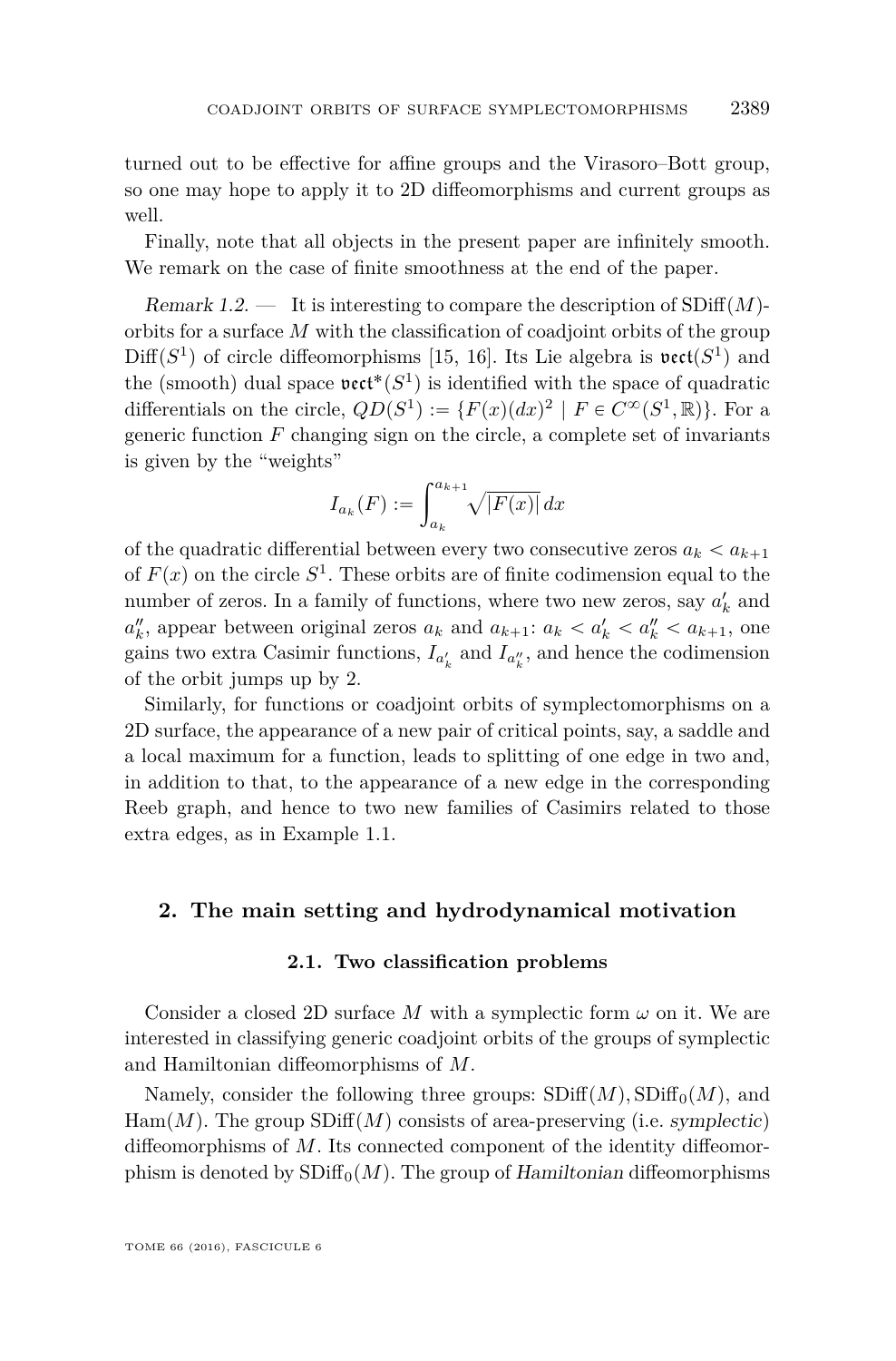turned out to be effective for affine groups and the Virasoro–Bott group, so one may hope to apply it to 2D diffeomorphisms and current groups as well.

Finally, note that all objects in the present paper are infinitely smooth. We remark on the case of finite smoothness at the end of the paper.

*Remark 1.2.* — It is interesting to compare the description of $\mathrm{SDiff}(M)$-orbits for a surface $M$ with the classification of coadjoint orbits of the group $\mathrm{Diff}(S^1)$ of circle diffeomorphisms [15, 16]. Its Lie algebra is $\mathfrak{vect}(S^1)$ and the (smooth) dual space $\mathfrak{vect}^*(S^1)$ is identified with the space of quadratic differentials on the circle, $QD(S^1) := \{F(x)(dx)^2 \mid F \in C^\infty(S^1, \mathbb{R})\}$. For a generic function $F$ changing sign on the circle, a complete set of invariants is given by the "weights"

$$I_{a_k}(F) := \int_{a_k}^{a_{k+1}} \sqrt{|F(x)|}\, dx$$

of the quadratic differential between every two consecutive zeros $a_k < a_{k+1}$ of $F(x)$ on the circle $S^1$. These orbits are of finite codimension equal to the number of zeros. In a family of functions, where two new zeros, say $a'_k$ and $a''_k$, appear between original zeros $a_k$ and $a_{k+1}$: $a_k < a'_k < a''_k < a_{k+1}$, one gains two extra Casimir functions, $I_{a'_k}$ and $I_{a''_k}$, and hence the codimension of the orbit jumps up by 2.

Similarly, for functions or coadjoint orbits of symplectomorphisms on a 2D surface, the appearance of a new pair of critical points, say, a saddle and a local maximum for a function, leads to splitting of one edge in two and, in addition to that, to the appearance of a new edge in the corresponding Reeb graph, and hence to two new families of Casimirs related to those extra edges, as in Example 1.1.

## 2. The main setting and hydrodynamical motivation

### 2.1. Two classification problems

Consider a closed 2D surface $M$ with a symplectic form $\omega$ on it. We are interested in classifying generic coadjoint orbits of the groups of symplectic and Hamiltonian diffeomorphisms of $M$.

Namely, consider the following three groups: $\mathrm{SDiff}(M)$, $\mathrm{SDiff}_0(M)$, and $\mathrm{Ham}(M)$. The group $\mathrm{SDiff}(M)$ consists of area-preserving (i.e. *symplectic*) diffeomorphisms of $M$. Its connected component of the identity diffeomorphism is denoted by $\mathrm{SDiff}_0(M)$. The group of *Hamiltonian* diffeomorphisms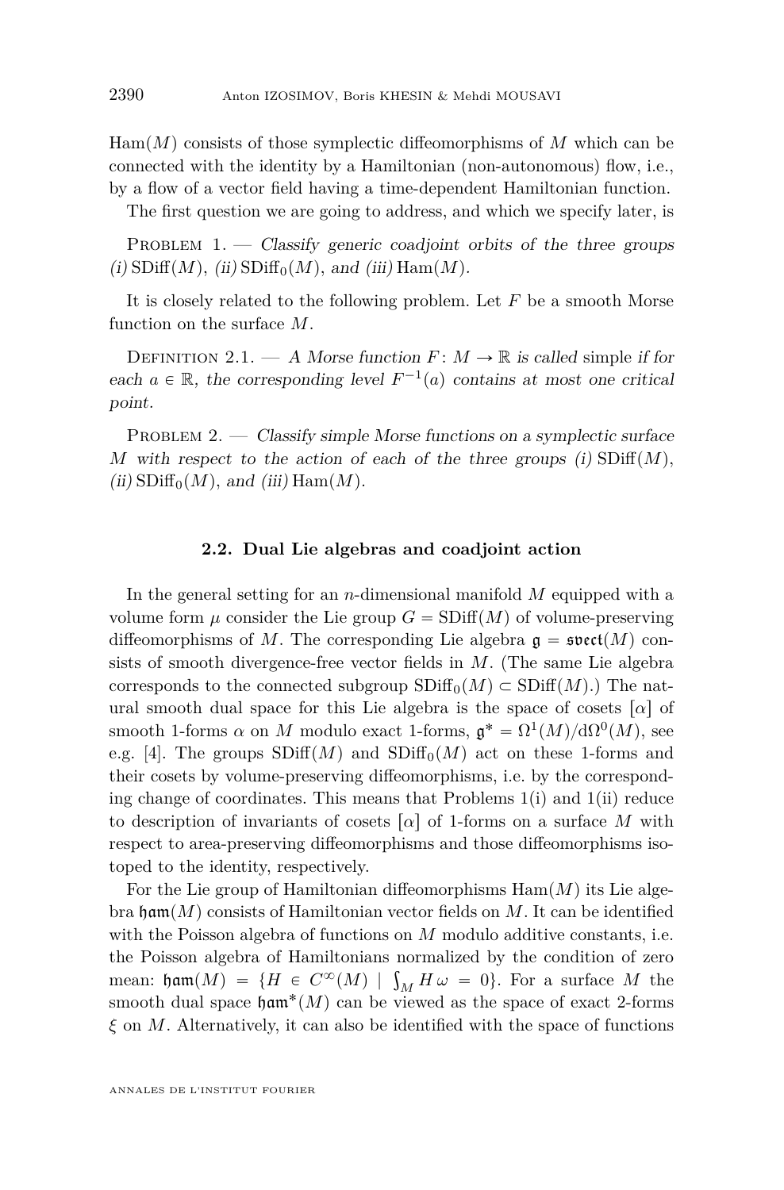$\mathrm{Ham}(M)$ consists of those symplectic diffeomorphisms of $M$ which can be connected with the identity by a Hamiltonian (non-autonomous) flow, i.e., by a flow of a vector field having a time-dependent Hamiltonian function.

The first question we are going to address, and which we specify later, is

Problem 1. — *Classify generic coadjoint orbits of the three groups (i)* $\mathrm{SDiff}(M)$*, (ii)* $\mathrm{SDiff}_0(M)$*, and (iii)* $\mathrm{Ham}(M)$*.*

It is closely related to the following problem. Let $F$ be a smooth Morse function on the surface $M$.

Definition 2.1. — *A Morse function* $F\colon M \to \mathbb{R}$ *is called* simple *if for each* $a \in \mathbb{R}$*, the corresponding level* $F^{-1}(a)$ *contains at most one critical point.*

Problem 2. — *Classify simple Morse functions on a symplectic surface* $M$ *with respect to the action of each of the three groups (i)* $\mathrm{SDiff}(M)$*, (ii)* $\mathrm{SDiff}_0(M)$*, and (iii)* $\mathrm{Ham}(M)$*.*

### 2.2. Dual Lie algebras and coadjoint action

In the general setting for an $n$-dimensional manifold $M$ equipped with a volume form $\mu$ consider the Lie group $G = \mathrm{SDiff}(M)$ of volume-preserving diffeomorphisms of $M$. The corresponding Lie algebra $\mathfrak{g} = \mathfrak{svect}(M)$ consists of smooth divergence-free vector fields in $M$. (The same Lie algebra corresponds to the connected subgroup $\mathrm{SDiff}_0(M) \subset \mathrm{SDiff}(M)$.) The natural smooth dual space for this Lie algebra is the space of cosets $[\alpha]$ of smooth 1-forms $\alpha$ on $M$ modulo exact 1-forms, $\mathfrak{g}^* = \Omega^1(M)/\mathrm{d}\Omega^0(M)$, see e.g. [4]. The groups $\mathrm{SDiff}(M)$ and $\mathrm{SDiff}_0(M)$ act on these 1-forms and their cosets by volume-preserving diffeomorphisms, i.e. by the corresponding change of coordinates. This means that Problems 1(i) and 1(ii) reduce to description of invariants of cosets $[\alpha]$ of 1-forms on a surface $M$ with respect to area-preserving diffeomorphisms and those diffeomorphisms isotoped to the identity, respectively.

For the Lie group of Hamiltonian diffeomorphisms $\mathrm{Ham}(M)$ its Lie algebra $\mathfrak{ham}(M)$ consists of Hamiltonian vector fields on $M$. It can be identified with the Poisson algebra of functions on $M$ modulo additive constants, i.e. the Poisson algebra of Hamiltonians normalized by the condition of zero mean: $\mathfrak{ham}(M) = \{H \in C^\infty(M) \mid \int_M H\,\omega = 0\}$. For a surface $M$ the smooth dual space $\mathfrak{ham}^*(M)$ can be viewed as the space of exact 2-forms $\xi$ on $M$. Alternatively, it can also be identified with the space of functions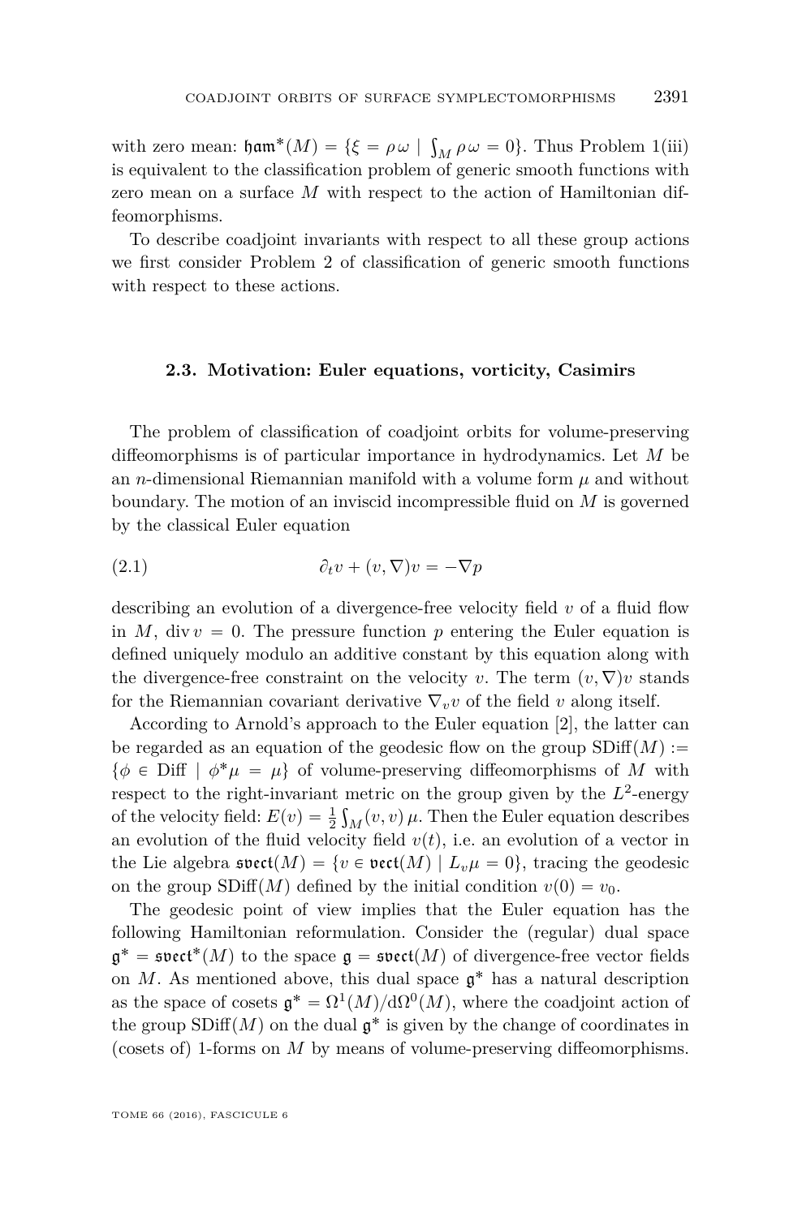with zero mean: $\mathfrak{ham}^*(M) = \{\xi = \rho\,\omega \mid \int_M \rho\,\omega = 0\}$. Thus Problem 1(iii) is equivalent to the classification problem of generic smooth functions with zero mean on a surface $M$ with respect to the action of Hamiltonian diffeomorphisms.

To describe coadjoint invariants with respect to all these group actions we first consider Problem 2 of classification of generic smooth functions with respect to these actions.

### 2.3. Motivation: Euler equations, vorticity, Casimirs

The problem of classification of coadjoint orbits for volume-preserving diffeomorphisms is of particular importance in hydrodynamics. Let $M$ be an $n$-dimensional Riemannian manifold with a volume form $\mu$ and without boundary. The motion of an inviscid incompressible fluid on $M$ is governed by the classical Euler equation

$$\partial_t v + (v, \nabla)v = -\nabla p \tag{2.1}$$

describing an evolution of a divergence-free velocity field $v$ of a fluid flow in $M$, $\operatorname{div} v = 0$. The pressure function $p$ entering the Euler equation is defined uniquely modulo an additive constant by this equation along with the divergence-free constraint on the velocity $v$. The term $(v, \nabla)v$ stands for the Riemannian covariant derivative $\nabla_v v$ of the field $v$ along itself.

According to Arnold's approach to the Euler equation [2], the latter can be regarded as an equation of the geodesic flow on the group $\mathrm{SDiff}(M) := \{\phi \in \mathrm{Diff} \mid \phi^*\mu = \mu\}$ of volume-preserving diffeomorphisms of $M$ with respect to the right-invariant metric on the group given by the $L^2$-energy of the velocity field: $E(v) = \frac{1}{2}\int_M (v, v)\,\mu$. Then the Euler equation describes an evolution of the fluid velocity field $v(t)$, i.e. an evolution of a vector in the Lie algebra $\mathfrak{svect}(M) = \{v \in \mathfrak{vect}(M) \mid L_v\mu = 0\}$, tracing the geodesic on the group $\mathrm{SDiff}(M)$ defined by the initial condition $v(0) = v_0$.

The geodesic point of view implies that the Euler equation has the following Hamiltonian reformulation. Consider the (regular) dual space $\mathfrak{g}^* = \mathfrak{svect}^*(M)$ to the space $\mathfrak{g} = \mathfrak{svect}(M)$ of divergence-free vector fields on $M$. As mentioned above, this dual space $\mathfrak{g}^*$ has a natural description as the space of cosets $\mathfrak{g}^* = \Omega^1(M)/\mathrm{d}\Omega^0(M)$, where the coadjoint action of the group $\mathrm{SDiff}(M)$ on the dual $\mathfrak{g}^*$ is given by the change of coordinates in (cosets of) 1-forms on $M$ by means of volume-preserving diffeomorphisms.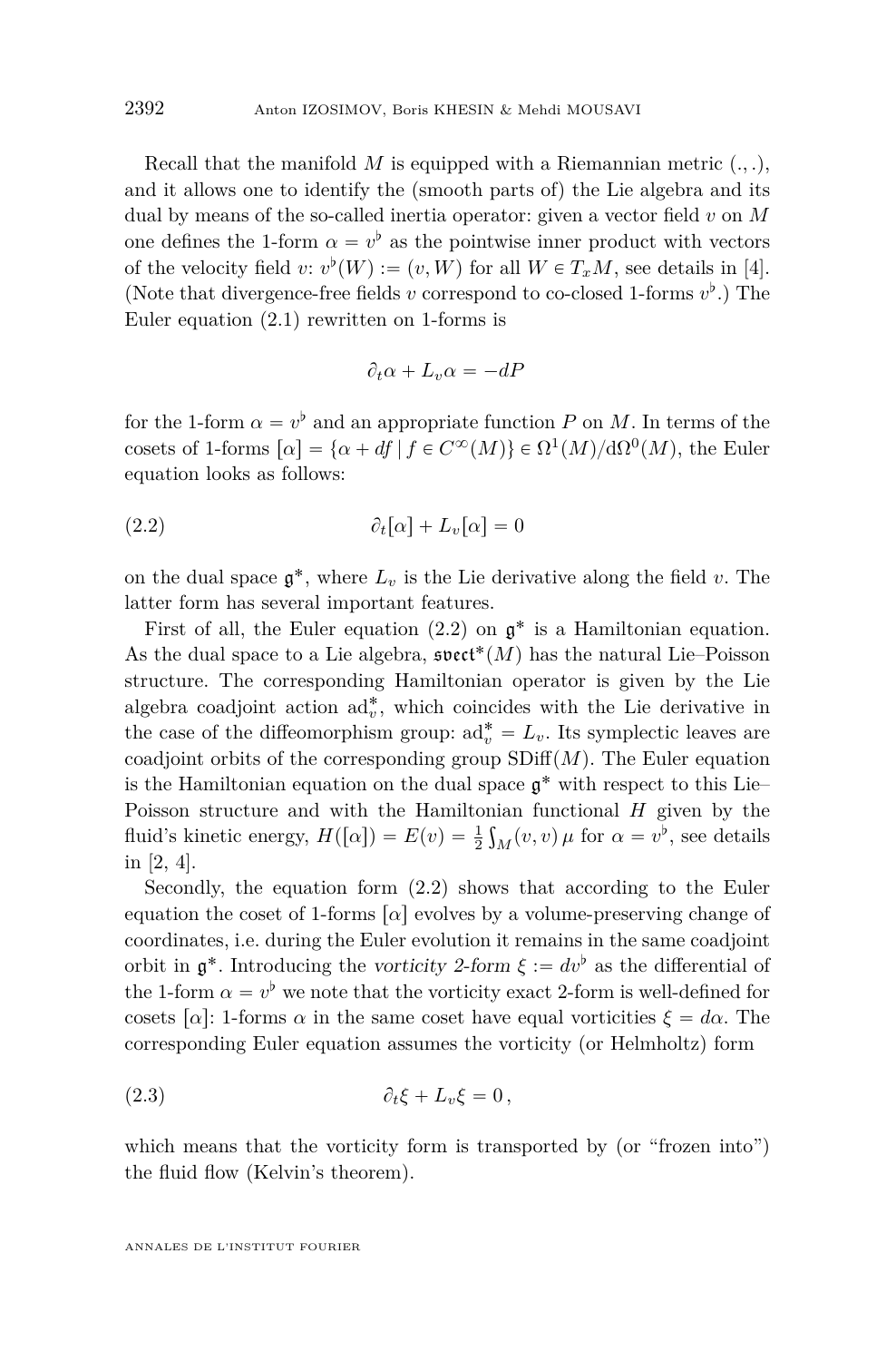Recall that the manifold $M$ is equipped with a Riemannian metric $(.,.)$, and it allows one to identify the (smooth parts of) the Lie algebra and its dual by means of the so-called inertia operator: given a vector field $v$ on $M$ one defines the 1-form $\alpha = v^\flat$ as the pointwise inner product with vectors of the velocity field $v$: $v^\flat(W) := (v, W)$ for all $W \in T_x M$, see details in [4]. (Note that divergence-free fields $v$ correspond to co-closed 1-forms $v^\flat$.) The Euler equation (2.1) rewritten on 1-forms is

$$\partial_t \alpha + L_v \alpha = -dP$$

for the 1-form $\alpha = v^\flat$ and an appropriate function $P$ on $M$. In terms of the cosets of 1-forms $[\alpha] = \{\alpha + df \mid f \in C^\infty(M)\} \in \Omega^1(M)/\mathrm{d}\Omega^0(M)$, the Euler equation looks as follows:

$$\partial_t[\alpha] + L_v[\alpha] = 0 \tag{2.2}$$

on the dual space $\mathfrak{g}^*$, where $L_v$ is the Lie derivative along the field $v$. The latter form has several important features.

First of all, the Euler equation (2.2) on $\mathfrak{g}^*$ is a Hamiltonian equation. As the dual space to a Lie algebra, $\mathfrak{svect}^*(M)$ has the natural Lie–Poisson structure. The corresponding Hamiltonian operator is given by the Lie algebra coadjoint action $\mathrm{ad}^*_v$, which coincides with the Lie derivative in the case of the diffeomorphism group: $\mathrm{ad}^*_v = L_v$. Its symplectic leaves are coadjoint orbits of the corresponding group $\mathrm{SDiff}(M)$. The Euler equation is the Hamiltonian equation on the dual space $\mathfrak{g}^*$ with respect to this Lie–Poisson structure and with the Hamiltonian functional $H$ given by the fluid's kinetic energy, $H([\alpha]) = E(v) = \frac{1}{2}\int_M (v, v)\,\mu$ for $\alpha = v^\flat$, see details in [2, 4].

Secondly, the equation form (2.2) shows that according to the Euler equation the coset of 1-forms $[\alpha]$ evolves by a volume-preserving change of coordinates, i.e. during the Euler evolution it remains in the same coadjoint orbit in $\mathfrak{g}^*$. Introducing the *vorticity 2-form* $\xi := dv^\flat$ as the differential of the 1-form $\alpha = v^\flat$ we note that the vorticity exact 2-form is well-defined for cosets $[\alpha]$: 1-forms $\alpha$ in the same coset have equal vorticities $\xi = d\alpha$. The corresponding Euler equation assumes the vorticity (or Helmholtz) form

$$\partial_t \xi + L_v \xi = 0\,, \tag{2.3}$$

which means that the vorticity form is transported by (or "frozen into") the fluid flow (Kelvin's theorem).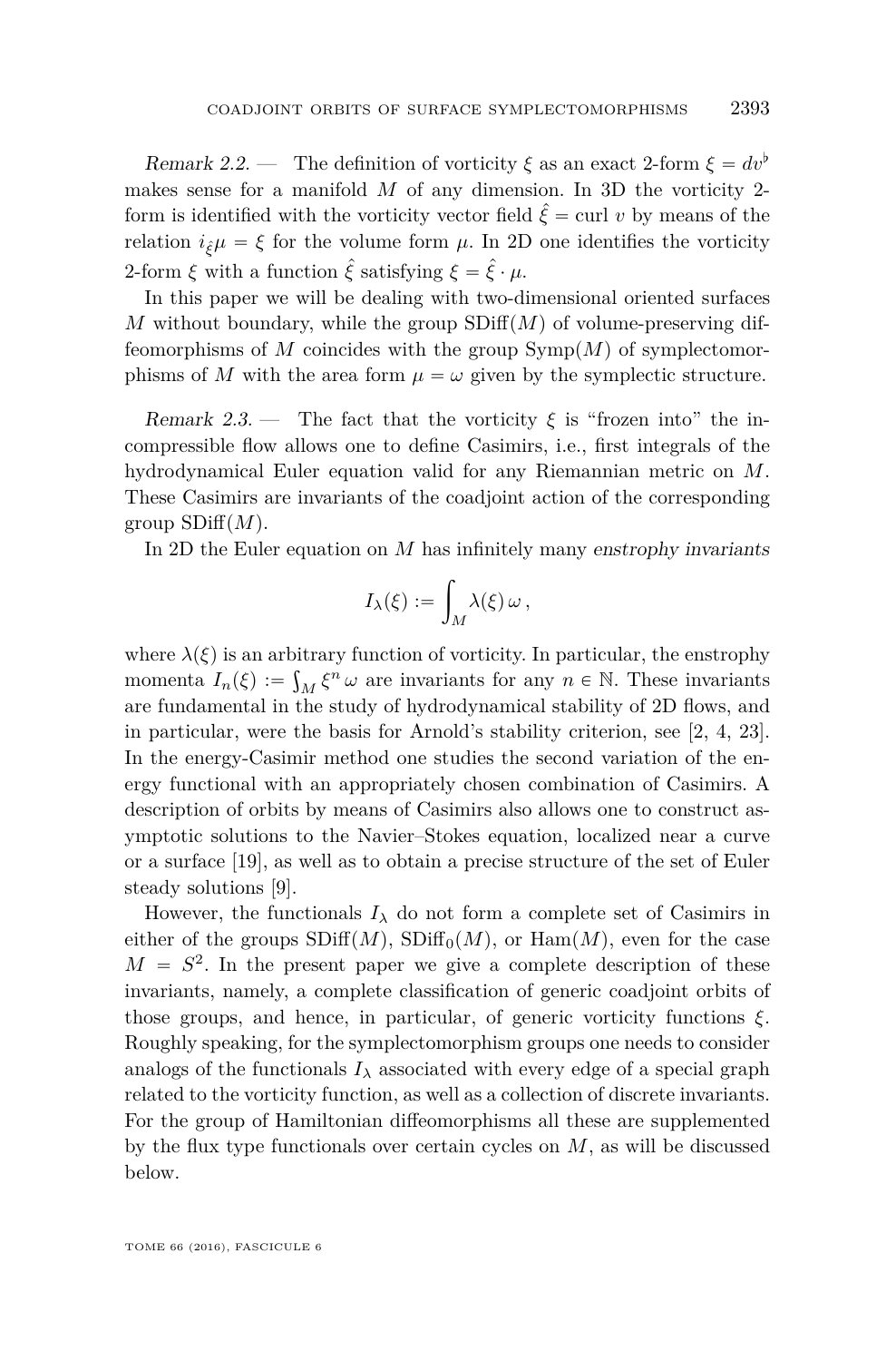*Remark 2.2.* — The definition of vorticity $\xi$ as an exact 2-form $\xi = dv^\flat$ makes sense for a manifold $M$ of any dimension. In 3D the vorticity 2-form is identified with the vorticity vector field $\hat{\xi} = \operatorname{curl} v$ by means of the relation $i_{\hat{\xi}}\mu = \xi$ for the volume form $\mu$. In 2D one identifies the vorticity 2-form $\xi$ with a function $\hat{\xi}$ satisfying $\xi = \hat{\xi} \cdot \mu$.

In this paper we will be dealing with two-dimensional oriented surfaces $M$ without boundary, while the group $\mathrm{SDiff}(M)$ of volume-preserving diffeomorphisms of $M$ coincides with the group $\mathrm{Symp}(M)$ of symplectomorphisms of $M$ with the area form $\mu = \omega$ given by the symplectic structure.

*Remark 2.3.* — The fact that the vorticity $\xi$ is "frozen into" the incompressible flow allows one to define Casimirs, i.e., first integrals of the hydrodynamical Euler equation valid for any Riemannian metric on $M$. These Casimirs are invariants of the coadjoint action of the corresponding group $\mathrm{SDiff}(M)$.

In 2D the Euler equation on $M$ has infinitely many *enstrophy invariants*

$$I_\lambda(\xi) := \int_M \lambda(\xi)\, \omega\,,$$

where $\lambda(\xi)$ is an arbitrary function of vorticity. In particular, the enstrophy momenta $I_n(\xi) := \int_M \xi^n\, \omega$ are invariants for any $n \in \mathbb{N}$. These invariants are fundamental in the study of hydrodynamical stability of 2D flows, and in particular, were the basis for Arnold's stability criterion, see [2, 4, 23]. In the energy-Casimir method one studies the second variation of the energy functional with an appropriately chosen combination of Casimirs. A description of orbits by means of Casimirs also allows one to construct asymptotic solutions to the Navier–Stokes equation, localized near a curve or a surface [19], as well as to obtain a precise structure of the set of Euler steady solutions [9].

However, the functionals $I_\lambda$ do not form a complete set of Casimirs in either of the groups $\mathrm{SDiff}(M)$, $\mathrm{SDiff}_0(M)$, or $\mathrm{Ham}(M)$, even for the case $M = S^2$. In the present paper we give a complete description of these invariants, namely, a complete classification of generic coadjoint orbits of those groups, and hence, in particular, of generic vorticity functions $\xi$. Roughly speaking, for the symplectomorphism groups one needs to consider analogs of the functionals $I_\lambda$ associated with every edge of a special graph related to the vorticity function, as well as a collection of discrete invariants. For the group of Hamiltonian diffeomorphisms all these are supplemented by the flux type functionals over certain cycles on $M$, as will be discussed below.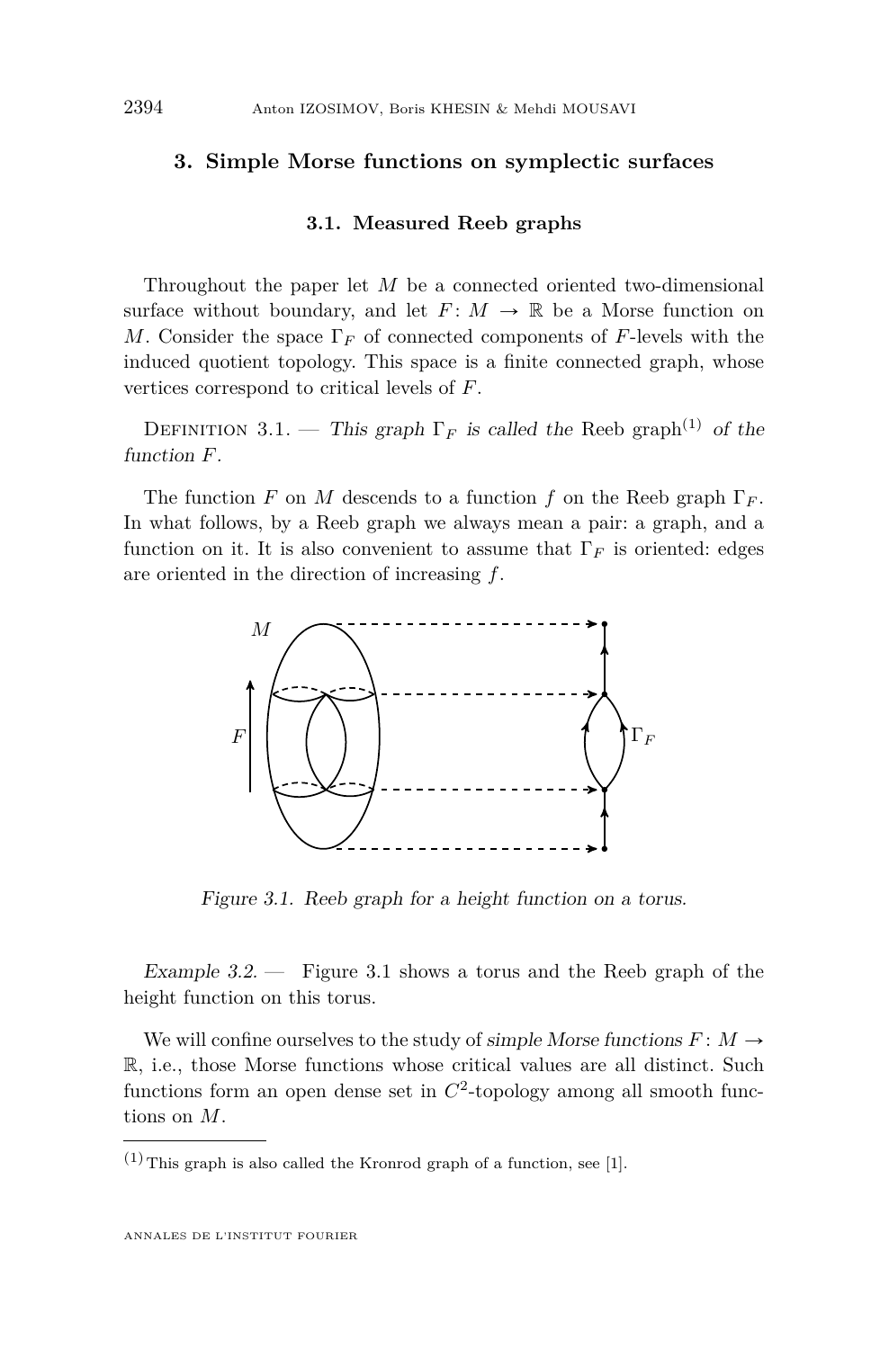## 3. Simple Morse functions on symplectic surfaces

### 3.1. Measured Reeb graphs

Throughout the paper let $M$ be a connected oriented two-dimensional surface without boundary, and let $F\colon M \to \mathbb{R}$ be a Morse function on $M$. Consider the space $\Gamma_F$ of connected components of $F$-levels with the induced quotient topology. This space is a finite connected graph, whose vertices correspond to critical levels of $F$.

Definition 3.1. — *This graph $\Gamma_F$ is called the* Reeb graph[(1)] *of the function $F$.*

The function $F$ on $M$ descends to a function $f$ on the Reeb graph $\Gamma_F$. In what follows, by a Reeb graph we always mean a pair: a graph, and a function on it. It is also convenient to assume that $\Gamma_F$ is oriented: edges are oriented in the direction of increasing $f$.

*Figure 3.1. Reeb graph for a height function on a torus.*

*Example 3.2.* — Figure 3.1 shows a torus and the Reeb graph of the height function on this torus.

We will confine ourselves to the study of *simple Morse functions* $F\colon M \to \mathbb{R}$, i.e., those Morse functions whose critical values are all distinct. Such functions form an open dense set in $C^2$-topology among all smooth functions on $M$.

---

(1) This graph is also called the Kronrod graph of a function, see [1].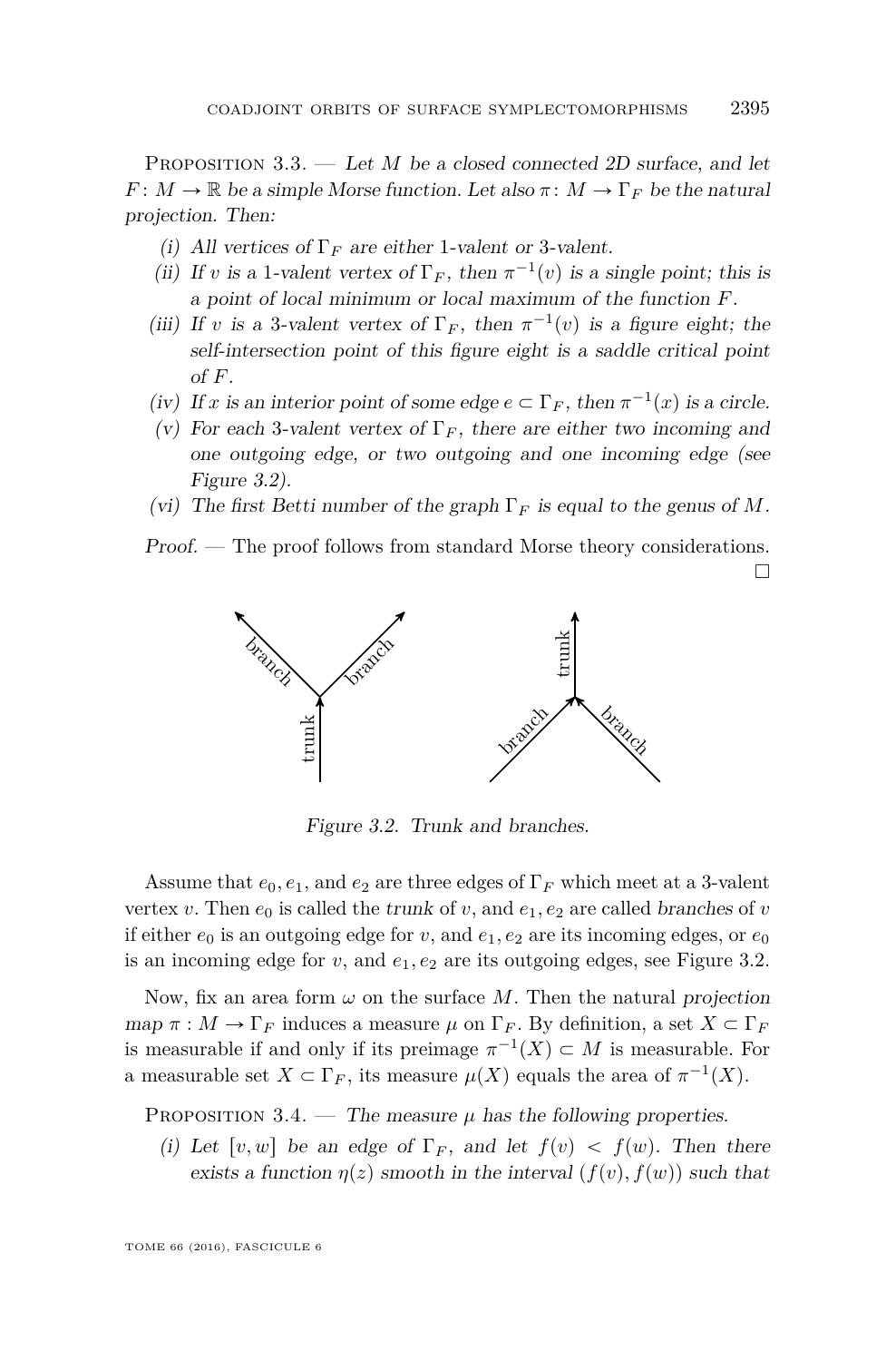Proposition 3.3. — *Let $M$ be a closed connected 2D surface, and let $F\colon M \to \mathbb{R}$ be a simple Morse function. Let also $\pi\colon M \to \Gamma_F$ be the natural projection. Then:*

- (i) *All vertices of $\Gamma_F$ are either 1-valent or 3-valent.*
- (ii) *If $v$ is a 1-valent vertex of $\Gamma_F$, then $\pi^{-1}(v)$ is a single point; this is a point of local minimum or local maximum of the function $F$.*
- (iii) *If $v$ is a 3-valent vertex of $\Gamma_F$, then $\pi^{-1}(v)$ is a figure eight; the self-intersection point of this figure eight is a saddle critical point of $F$.*
- (iv) *If $x$ is an interior point of some edge $e \subset \Gamma_F$, then $\pi^{-1}(x)$ is a circle.*
- (v) *For each 3-valent vertex of $\Gamma_F$, there are either two incoming and one outgoing edge, or two outgoing and one incoming edge (see Figure 3.2).*
- (vi) *The first Betti number of the graph $\Gamma_F$ is equal to the genus of $M$.*

*Proof.* — The proof follows from standard Morse theory considerations. □

*Figure 3.2. Trunk and branches.*

Assume that $e_0, e_1$, and $e_2$ are three edges of $\Gamma_F$ which meet at a 3-valent vertex $v$. Then $e_0$ is called the *trunk* of $v$, and $e_1, e_2$ are called *branches* of $v$ if either $e_0$ is an outgoing edge for $v$, and $e_1, e_2$ are its incoming edges, or $e_0$ is an incoming edge for $v$, and $e_1, e_2$ are its outgoing edges, see Figure 3.2.

Now, fix an area form $\omega$ on the surface $M$. Then the natural *projection map* $\pi : M \to \Gamma_F$ induces a measure $\mu$ on $\Gamma_F$. By definition, a set $X \subset \Gamma_F$ is measurable if and only if its preimage $\pi^{-1}(X) \subset M$ is measurable. For a measurable set $X \subset \Gamma_F$, its measure $\mu(X)$ equals the area of $\pi^{-1}(X)$.

Proposition 3.4. — *The measure $\mu$ has the following properties.*

- (i) *Let $[v, w]$ be an edge of $\Gamma_F$, and let $f(v) < f(w)$. Then there exists a function $\eta(z)$ smooth in the interval $(f(v), f(w))$ such that*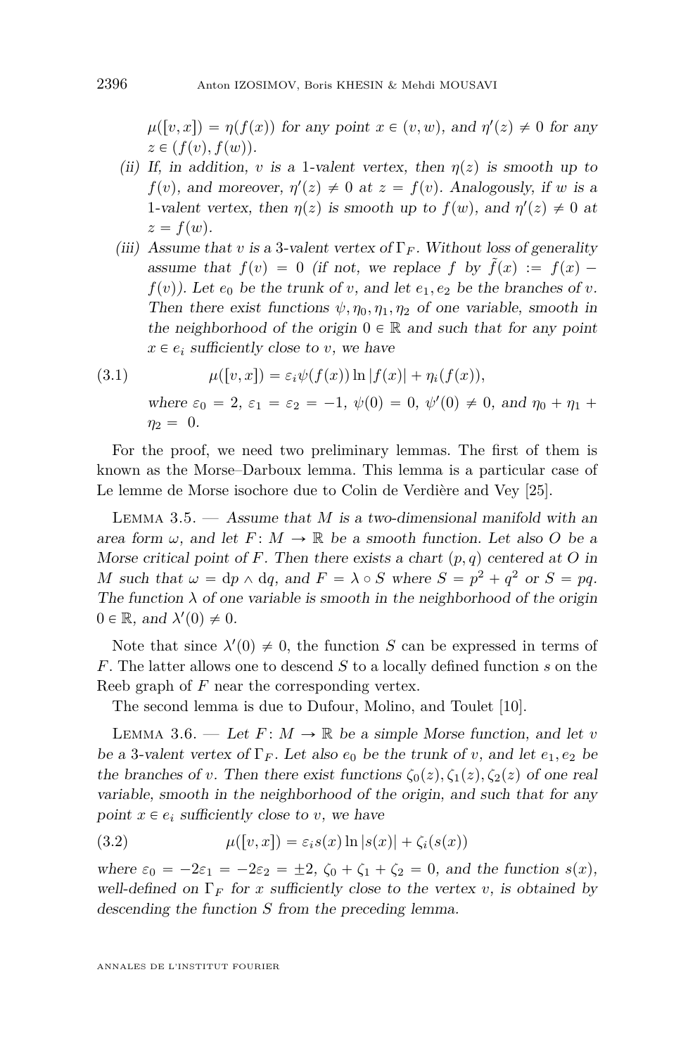*$\mu([v,x]) = \eta(f(x))$ for any point $x \in (v,w)$, and $\eta'(z) \neq 0$ for any $z \in (f(v), f(w))$.*

(ii) *If, in addition, $v$ is a 1-valent vertex, then $\eta(z)$ is smooth up to $f(v)$, and moreover, $\eta'(z) \neq 0$ at $z = f(v)$. Analogously, if $w$ is a 1-valent vertex, then $\eta(z)$ is smooth up to $f(w)$, and $\eta'(z) \neq 0$ at $z = f(w)$.*

(iii) *Assume that $v$ is a 3-valent vertex of $\Gamma_F$. Without loss of generality assume that $f(v) = 0$ (if not, we replace $f$ by $\tilde{f}(x) := f(x) - f(v)$). Let $e_0$ be the trunk of $v$, and let $e_1, e_2$ be the branches of $v$. Then there exist functions $\psi, \eta_0, \eta_1, \eta_2$ of one variable, smooth in the neighborhood of the origin $0 \in \mathbb{R}$ and such that for any point $x \in e_i$ sufficiently close to $v$, we have*

$$\mu([v,x]) = \varepsilon_i \psi(f(x)) \ln|f(x)| + \eta_i(f(x)), \tag{3.1}$$

*where $\varepsilon_0 = 2$, $\varepsilon_1 = \varepsilon_2 = -1$, $\psi(0) = 0$, $\psi'(0) \neq 0$, and $\eta_0 + \eta_1 + \eta_2 = 0$.*

For the proof, we need two preliminary lemmas. The first of them is known as the Morse–Darboux lemma. This lemma is a particular case of Le lemme de Morse isochore due to Colin de Verdière and Vey [25].

Lemma 3.5. — *Assume that $M$ is a two-dimensional manifold with an area form $\omega$, and let $F\colon M \to \mathbb{R}$ be a smooth function. Let also $O$ be a Morse critical point of $F$. Then there exists a chart $(p,q)$ centered at $O$ in $M$ such that $\omega = \mathrm{d}p \wedge \mathrm{d}q$, and $F = \lambda \circ S$ where $S = p^2 + q^2$ or $S = pq$. The function $\lambda$ of one variable is smooth in the neighborhood of the origin $0 \in \mathbb{R}$, and $\lambda'(0) \neq 0$.*

Note that since $\lambda'(0) \neq 0$, the function $S$ can be expressed in terms of $F$. The latter allows one to descend $S$ to a locally defined function $s$ on the Reeb graph of $F$ near the corresponding vertex.

The second lemma is due to Dufour, Molino, and Toulet [10].

Lemma 3.6. — *Let $F\colon M \to \mathbb{R}$ be a simple Morse function, and let $v$ be a 3-valent vertex of $\Gamma_F$. Let also $e_0$ be the trunk of $v$, and let $e_1, e_2$ be the branches of $v$. Then there exist functions $\zeta_0(z), \zeta_1(z), \zeta_2(z)$ of one real variable, smooth in the neighborhood of the origin, and such that for any point $x \in e_i$ sufficiently close to $v$, we have*

$$\mu([v,x]) = \varepsilon_i s(x) \ln|s(x)| + \zeta_i(s(x)) \tag{3.2}$$

*where $\varepsilon_0 = -2\varepsilon_1 = -2\varepsilon_2 = \pm 2$, $\zeta_0 + \zeta_1 + \zeta_2 = 0$, and the function $s(x)$, well-defined on $\Gamma_F$ for $x$ sufficiently close to the vertex $v$, is obtained by descending the function $S$ from the preceding lemma.*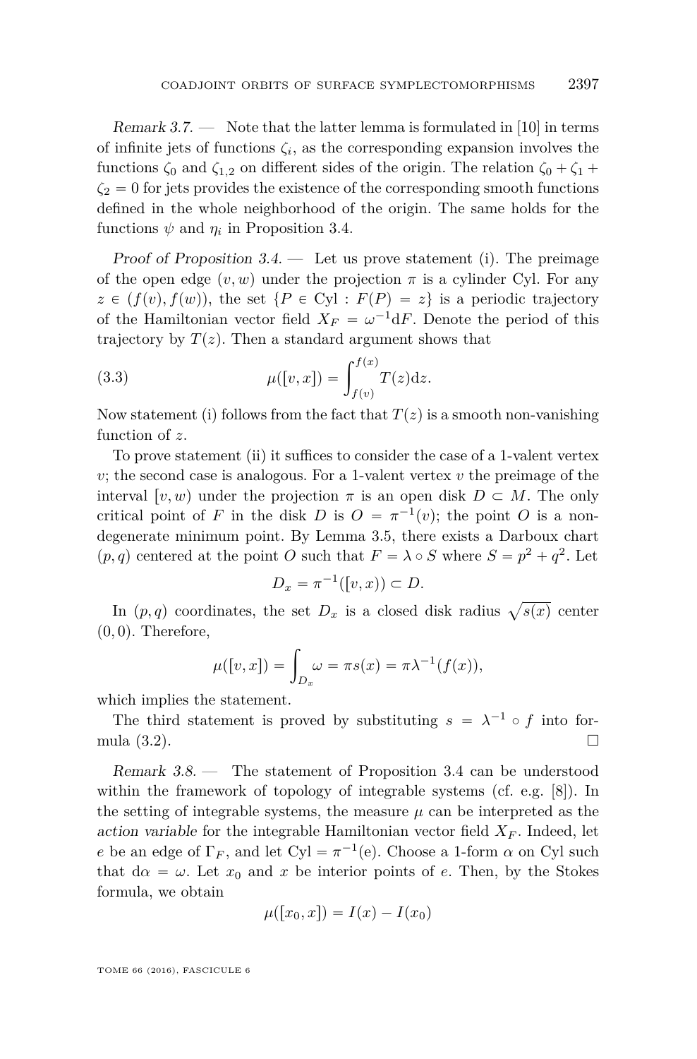*Remark 3.7.* — Note that the latter lemma is formulated in [10] in terms of infinite jets of functions $\zeta_i$, as the corresponding expansion involves the functions $\zeta_0$ and $\zeta_{1,2}$ on different sides of the origin. The relation $\zeta_0 + \zeta_1 + \zeta_2 = 0$ for jets provides the existence of the corresponding smooth functions defined in the whole neighborhood of the origin. The same holds for the functions $\psi$ and $\eta_i$ in Proposition 3.4.

*Proof of Proposition 3.4.* — Let us prove statement (i). The preimage of the open edge $(v, w)$ under the projection $\pi$ is a cylinder Cyl. For any $z \in (f(v), f(w))$, the set $\{P \in \mathrm{Cyl} : F(P) = z\}$ is a periodic trajectory of the Hamiltonian vector field $X_F = \omega^{-1}\mathrm{d}F$. Denote the period of this trajectory by $T(z)$. Then a standard argument shows that

$$\mu([v, x]) = \int_{f(v)}^{f(x)} T(z)\mathrm{d}z. \tag{3.3}$$

Now statement (i) follows from the fact that $T(z)$ is a smooth non-vanishing function of $z$.

To prove statement (ii) it suffices to consider the case of a 1-valent vertex $v$; the second case is analogous. For a 1-valent vertex $v$ the preimage of the interval $[v, w)$ under the projection $\pi$ is an open disk $D \subset M$. The only critical point of $F$ in the disk $D$ is $O = \pi^{-1}(v)$; the point $O$ is a non-degenerate minimum point. By Lemma 3.5, there exists a Darboux chart $(p, q)$ centered at the point $O$ such that $F = \lambda \circ S$ where $S = p^2 + q^2$. Let

$$D_x = \pi^{-1}([v, x)) \subset D.$$

In $(p, q)$ coordinates, the set $D_x$ is a closed disk radius $\sqrt{s(x)}$ center $(0, 0)$. Therefore,

$$\mu([v, x]) = \int_{D_x} \omega = \pi s(x) = \pi \lambda^{-1}(f(x)),$$

which implies the statement.

The third statement is proved by substituting $s = \lambda^{-1} \circ f$ into formula (3.2). $\square$

*Remark 3.8.* — The statement of Proposition 3.4 can be understood within the framework of topology of integrable systems (cf. e.g. [8]). In the setting of integrable systems, the measure $\mu$ can be interpreted as the *action variable* for the integrable Hamiltonian vector field $X_F$. Indeed, let $e$ be an edge of $\Gamma_F$, and let $\mathrm{Cyl} = \pi^{-1}(\mathrm{e})$. Choose a 1-form $\alpha$ on Cyl such that $\mathrm{d}\alpha = \omega$. Let $x_0$ and $x$ be interior points of $e$. Then, by the Stokes formula, we obtain

$$\mu([x_0, x]) = I(x) - I(x_0)$$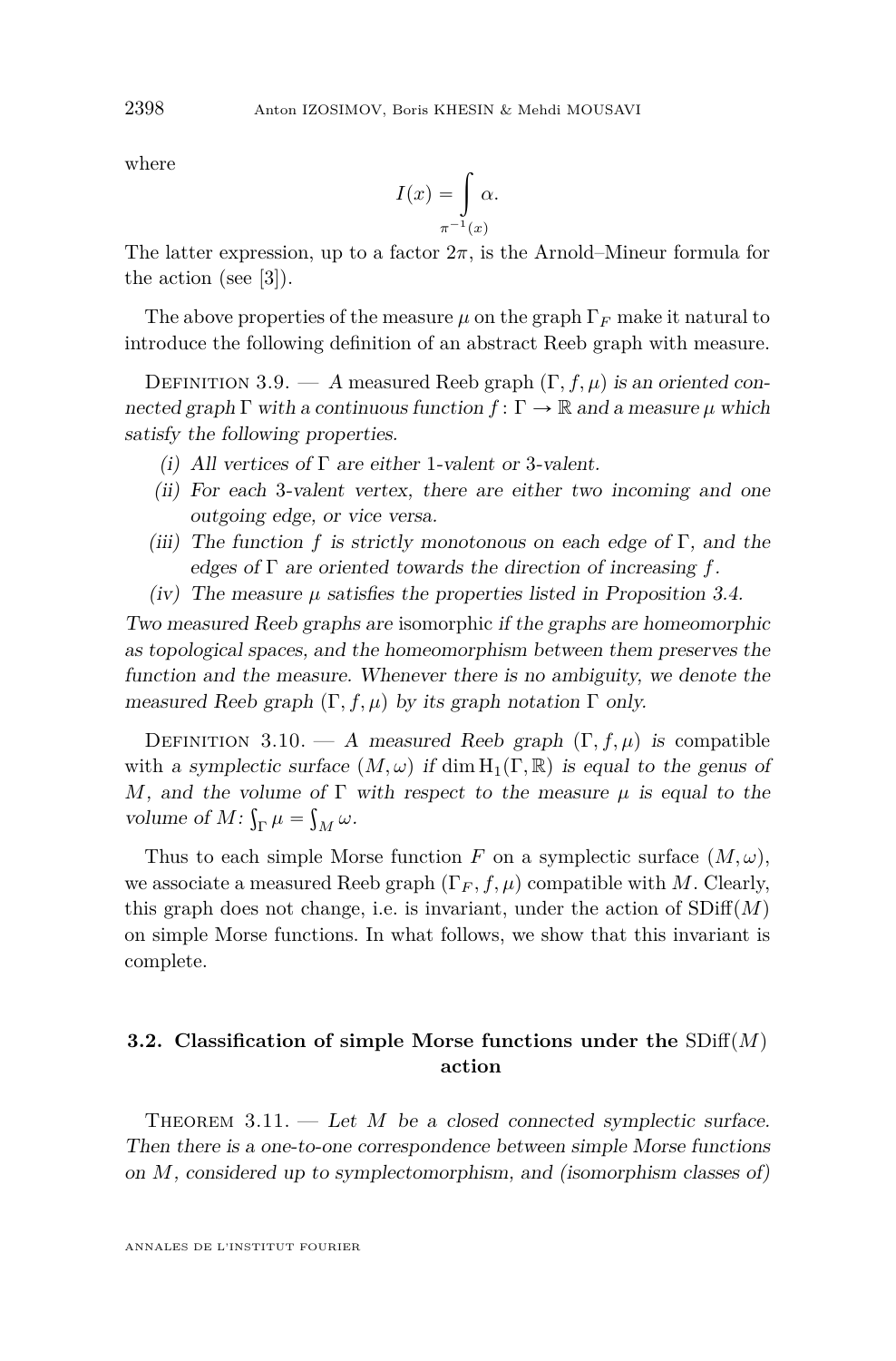where

$$I(x) = \int\limits_{\pi^{-1}(x)} \alpha.$$

The latter expression, up to a factor $2\pi$, is the Arnold–Mineur formula for the action (see [3]).

The above properties of the measure $\mu$ on the graph $\Gamma_F$ make it natural to introduce the following definition of an abstract Reeb graph with measure.

Definition 3.9. — *A* measured Reeb graph $(\Gamma, f, \mu)$ *is an oriented connected graph* $\Gamma$ *with a continuous function* $f\colon \Gamma \to \mathbb{R}$ *and a measure* $\mu$ *which satisfy the following properties.*

- (i) *All vertices of* $\Gamma$ *are either 1-valent or 3-valent.*
- (ii) *For each 3-valent vertex, there are either two incoming and one outgoing edge, or vice versa.*
- (iii) *The function* $f$ *is strictly monotonous on each edge of* $\Gamma$*, and the edges of* $\Gamma$ *are oriented towards the direction of increasing* $f$*.*
- (iv) *The measure* $\mu$ *satisfies the properties listed in Proposition 3.4.*

*Two measured Reeb graphs are* isomorphic *if the graphs are homeomorphic as topological spaces, and the homeomorphism between them preserves the function and the measure. Whenever there is no ambiguity, we denote the measured Reeb graph* $(\Gamma, f, \mu)$ *by its graph notation* $\Gamma$ *only.*

Definition 3.10. — *A measured Reeb graph* $(\Gamma, f, \mu)$ *is* compatible with *a symplectic surface* $(M, \omega)$ *if* $\dim \mathrm{H}_1(\Gamma, \mathbb{R})$ *is equal to the genus of* $M$*, and the volume of* $\Gamma$ *with respect to the measure* $\mu$ *is equal to the volume of* $M$*:* $\int_\Gamma \mu = \int_M \omega$*.*

Thus to each simple Morse function $F$ on a symplectic surface $(M, \omega)$, we associate a measured Reeb graph $(\Gamma_F, f, \mu)$ compatible with $M$. Clearly, this graph does not change, i.e. is invariant, under the action of $\mathrm{SDiff}(M)$ on simple Morse functions. In what follows, we show that this invariant is complete.

### 3.2. Classification of simple Morse functions under the $\mathrm{SDiff}(M)$ action

Theorem 3.11. — *Let* $M$ *be a closed connected symplectic surface. Then there is a one-to-one correspondence between simple Morse functions on* $M$*, considered up to symplectomorphism, and (isomorphism classes of)*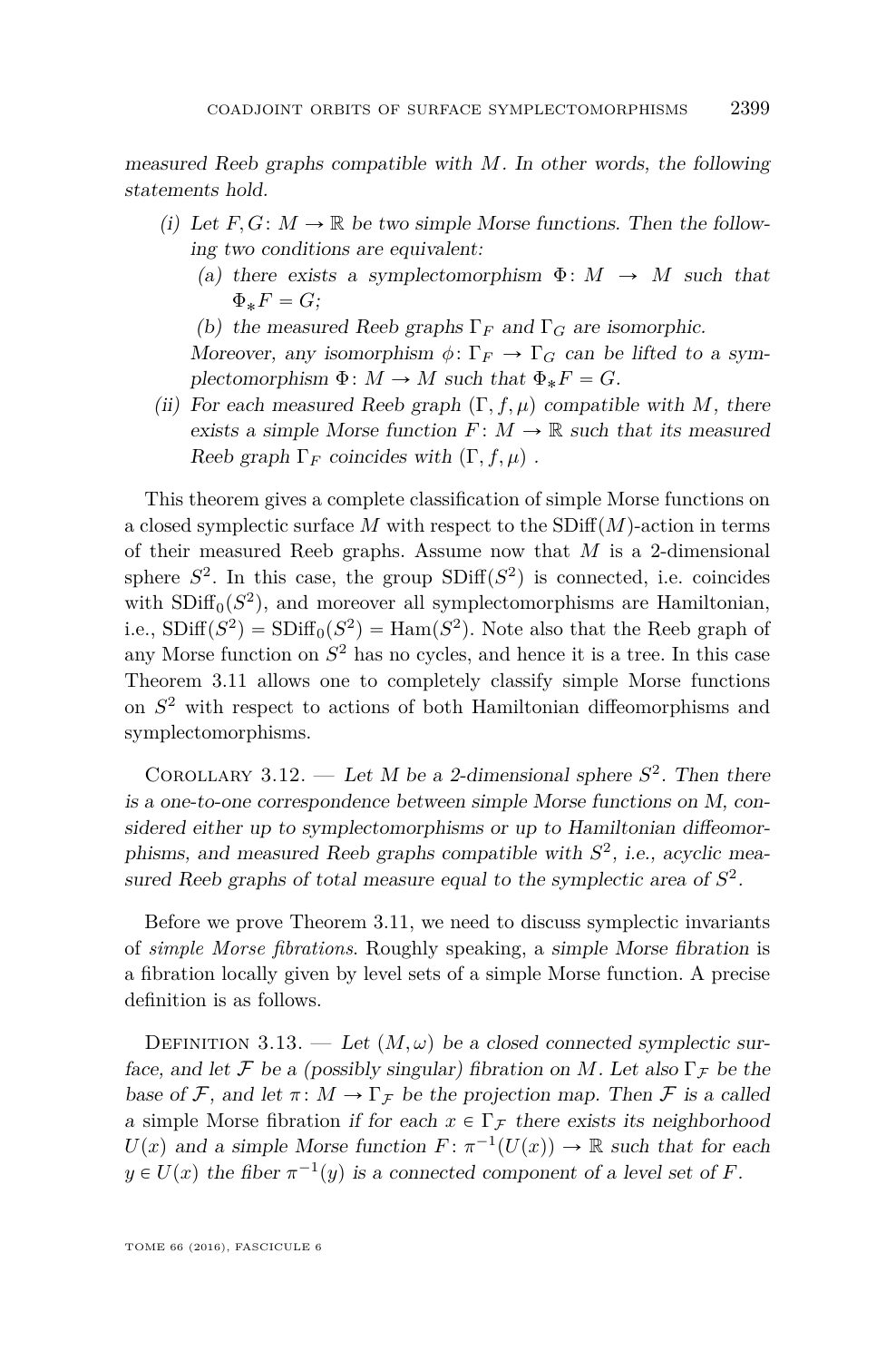*measured Reeb graphs compatible with $M$. In other words, the following statements hold.*

(i) *Let $F, G\colon M \to \mathbb{R}$ be two simple Morse functions. Then the following two conditions are equivalent:*
   (a) *there exists a symplectomorphism $\Phi\colon M \to M$ such that $\Phi_* F = G$;*
   (b) *the measured Reeb graphs $\Gamma_F$ and $\Gamma_G$ are isomorphic.*

   *Moreover, any isomorphism $\phi\colon \Gamma_F \to \Gamma_G$ can be lifted to a symplectomorphism $\Phi\colon M \to M$ such that $\Phi_* F = G$.*

(ii) *For each measured Reeb graph $(\Gamma, f, \mu)$ compatible with $M$, there exists a simple Morse function $F\colon M \to \mathbb{R}$ such that its measured Reeb graph $\Gamma_F$ coincides with $(\Gamma, f, \mu)$ .*

This theorem gives a complete classification of simple Morse functions on a closed symplectic surface $M$ with respect to the $\mathrm{SDiff}(M)$-action in terms of their measured Reeb graphs. Assume now that $M$ is a 2-dimensional sphere $S^2$. In this case, the group $\mathrm{SDiff}(S^2)$ is connected, i.e. coincides with $\mathrm{SDiff}_0(S^2)$, and moreover all symplectomorphisms are Hamiltonian, i.e., $\mathrm{SDiff}(S^2) = \mathrm{SDiff}_0(S^2) = \mathrm{Ham}(S^2)$. Note also that the Reeb graph of any Morse function on $S^2$ has no cycles, and hence it is a tree. In this case Theorem 3.11 allows one to completely classify simple Morse functions on $S^2$ with respect to actions of both Hamiltonian diffeomorphisms and symplectomorphisms.

Corollary 3.12. — *Let $M$ be a 2-dimensional sphere $S^2$. Then there is a one-to-one correspondence between simple Morse functions on M, considered either up to symplectomorphisms or up to Hamiltonian diffeomorphisms, and measured Reeb graphs compatible with $S^2$, i.e., acyclic measured Reeb graphs of total measure equal to the symplectic area of $S^2$.*

Before we prove Theorem 3.11, we need to discuss symplectic invariants of *simple Morse fibrations*. Roughly speaking, a *simple Morse fibration* is a fibration locally given by level sets of a simple Morse function. A precise definition is as follows.

Definition 3.13. — *Let $(M, \omega)$ be a closed connected symplectic surface, and let $\mathcal{F}$ be a (possibly singular) fibration on $M$. Let also $\Gamma_{\mathcal{F}}$ be the base of $\mathcal{F}$, and let $\pi\colon M \to \Gamma_{\mathcal{F}}$ be the projection map. Then $\mathcal{F}$ is a called a* simple Morse fibration *if for each $x \in \Gamma_{\mathcal{F}}$ there exists its neighborhood $U(x)$ and a simple Morse function $F\colon \pi^{-1}(U(x)) \to \mathbb{R}$ such that for each $y \in U(x)$ the fiber $\pi^{-1}(y)$ is a connected component of a level set of $F$.*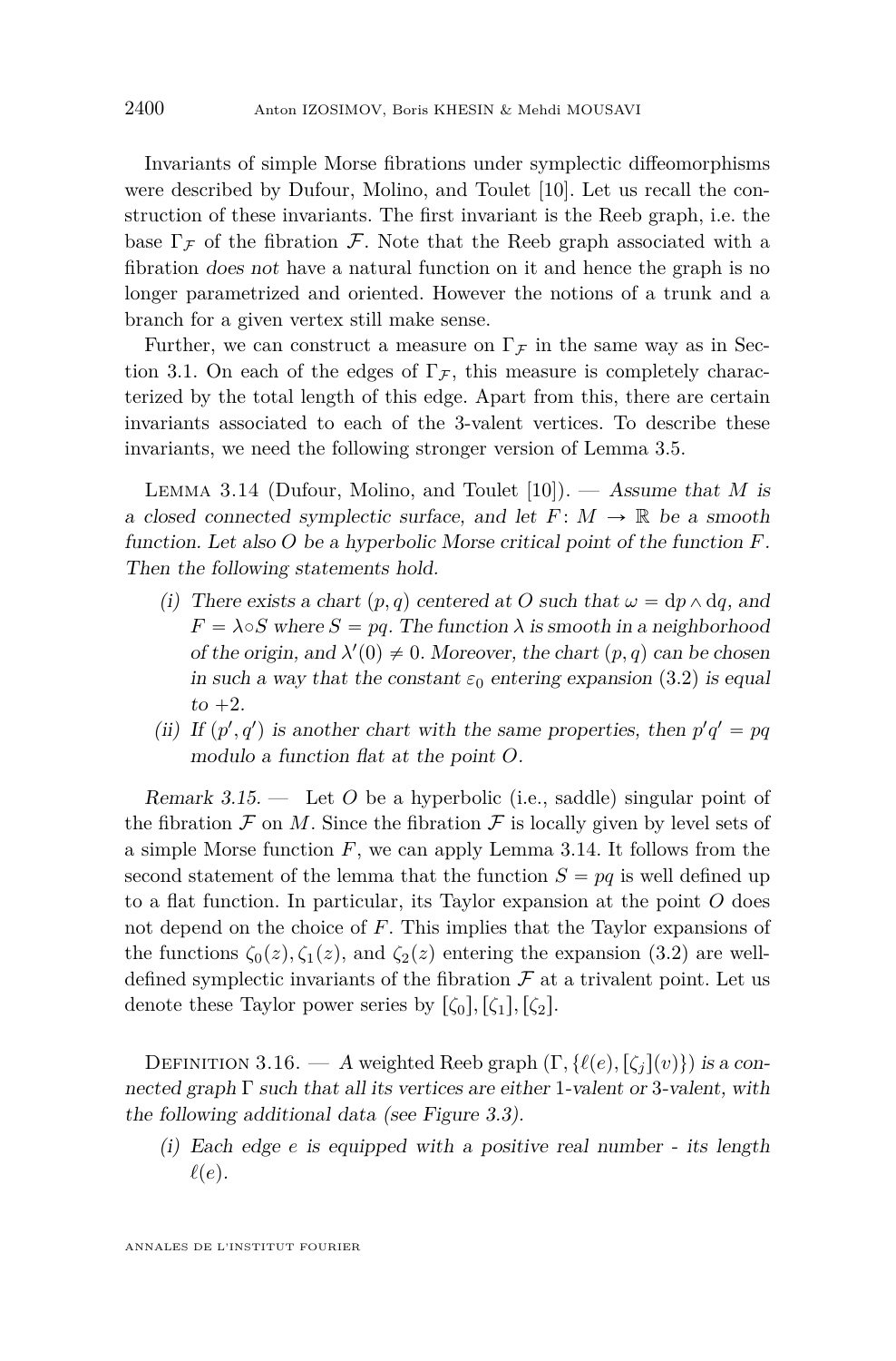Invariants of simple Morse fibrations under symplectic diffeomorphisms were described by Dufour, Molino, and Toulet [10]. Let us recall the construction of these invariants. The first invariant is the Reeb graph, i.e. the base $\Gamma_{\mathcal{F}}$ of the fibration $\mathcal{F}$. Note that the Reeb graph associated with a fibration *does not* have a natural function on it and hence the graph is no longer parametrized and oriented. However the notions of a trunk and a branch for a given vertex still make sense.

Further, we can construct a measure on $\Gamma_{\mathcal{F}}$ in the same way as in Section 3.1. On each of the edges of $\Gamma_{\mathcal{F}}$, this measure is completely characterized by the total length of this edge. Apart from this, there are certain invariants associated to each of the 3-valent vertices. To describe these invariants, we need the following stronger version of Lemma 3.5.

Lemma 3.14 (Dufour, Molino, and Toulet [10]). — *Assume that $M$ is a closed connected symplectic surface, and let $F\colon M \to \mathbb{R}$ be a smooth function. Let also $O$ be a hyperbolic Morse critical point of the function $F$. Then the following statements hold.*

(i) *There exists a chart $(p, q)$ centered at $O$ such that $\omega = \mathrm{d}p \wedge \mathrm{d}q$, and $F = \lambda \circ S$ where $S = pq$. The function $\lambda$ is smooth in a neighborhood of the origin, and $\lambda'(0) \neq 0$. Moreover, the chart $(p, q)$ can be chosen in such a way that the constant $\varepsilon_0$ entering expansion (3.2) is equal to $+2$.*

(ii) *If $(p', q')$ is another chart with the same properties, then $p'q' = pq$ modulo a function flat at the point $O$.*

*Remark 3.15.* — Let $O$ be a hyperbolic (i.e., saddle) singular point of the fibration $\mathcal{F}$ on $M$. Since the fibration $\mathcal{F}$ is locally given by level sets of a simple Morse function $F$, we can apply Lemma 3.14. It follows from the second statement of the lemma that the function $S = pq$ is well defined up to a flat function. In particular, its Taylor expansion at the point $O$ does not depend on the choice of $F$. This implies that the Taylor expansions of the functions $\zeta_0(z), \zeta_1(z)$, and $\zeta_2(z)$ entering the expansion (3.2) are well-defined symplectic invariants of the fibration $\mathcal{F}$ at a trivalent point. Let us denote these Taylor power series by $[\zeta_0], [\zeta_1], [\zeta_2]$.

Definition 3.16. — *A* weighted Reeb graph $(\Gamma, \{\ell(e), [\zeta_j](v)\})$ *is a connected graph $\Gamma$ such that all its vertices are either 1-valent or 3-valent, with the following additional data (see Figure 3.3).*

(i) *Each edge $e$ is equipped with a positive real number - its length $\ell(e)$.*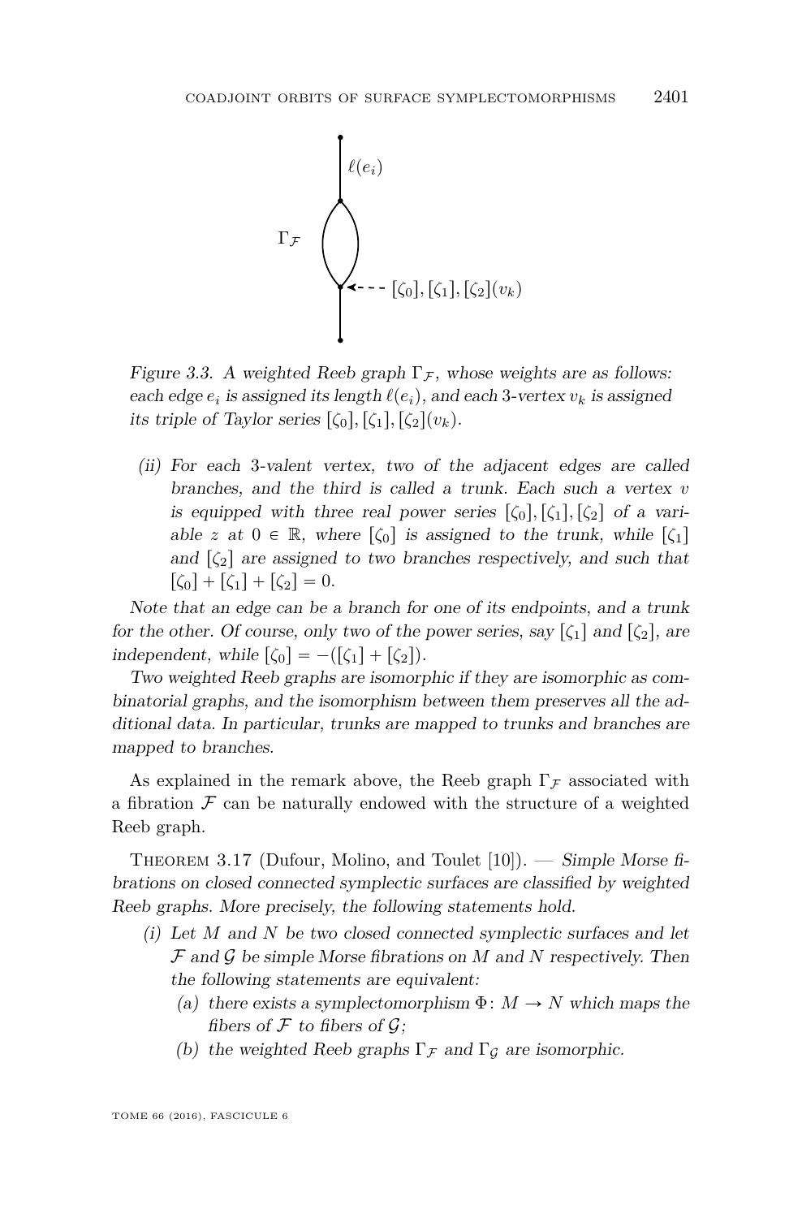*Figure 3.3. A weighted Reeb graph $\Gamma_{\mathcal{F}}$, whose weights are as follows: each edge $e_i$ is assigned its length $\ell(e_i)$, and each 3-vertex $v_k$ is assigned its triple of Taylor series $[\zeta_0], [\zeta_1], [\zeta_2](v_k)$.*

(ii) *For each 3-valent vertex, two of the adjacent edges are called branches, and the third is called a trunk. Each such a vertex $v$ is equipped with three real power series $[\zeta_0], [\zeta_1], [\zeta_2]$ of a variable $z$ at $0 \in \mathbb{R}$, where $[\zeta_0]$ is assigned to the trunk, while $[\zeta_1]$ and $[\zeta_2]$ are assigned to two branches respectively, and such that $[\zeta_0] + [\zeta_1] + [\zeta_2] = 0$.*

*Note that an edge can be a branch for one of its endpoints, and a trunk for the other. Of course, only two of the power series, say $[\zeta_1]$ and $[\zeta_2]$, are independent, while $[\zeta_0] = -([\zeta_1] + [\zeta_2])$.*

*Two weighted Reeb graphs are isomorphic if they are isomorphic as combinatorial graphs, and the isomorphism between them preserves all the additional data. In particular, trunks are mapped to trunks and branches are mapped to branches.*

As explained in the remark above, the Reeb graph $\Gamma_{\mathcal{F}}$ associated with a fibration $\mathcal{F}$ can be naturally endowed with the structure of a weighted Reeb graph.

Theorem 3.17 (Dufour, Molino, and Toulet [10]). — *Simple Morse fibrations on closed connected symplectic surfaces are classified by weighted Reeb graphs. More precisely, the following statements hold.*

(i) *Let $M$ and $N$ be two closed connected symplectic surfaces and let $\mathcal{F}$ and $\mathcal{G}$ be simple Morse fibrations on $M$ and $N$ respectively. Then the following statements are equivalent:*
   (a) *there exists a symplectomorphism $\Phi\colon M \to N$ which maps the fibers of $\mathcal{F}$ to fibers of $\mathcal{G}$;*
   (b) *the weighted Reeb graphs $\Gamma_{\mathcal{F}}$ and $\Gamma_{\mathcal{G}}$ are isomorphic.*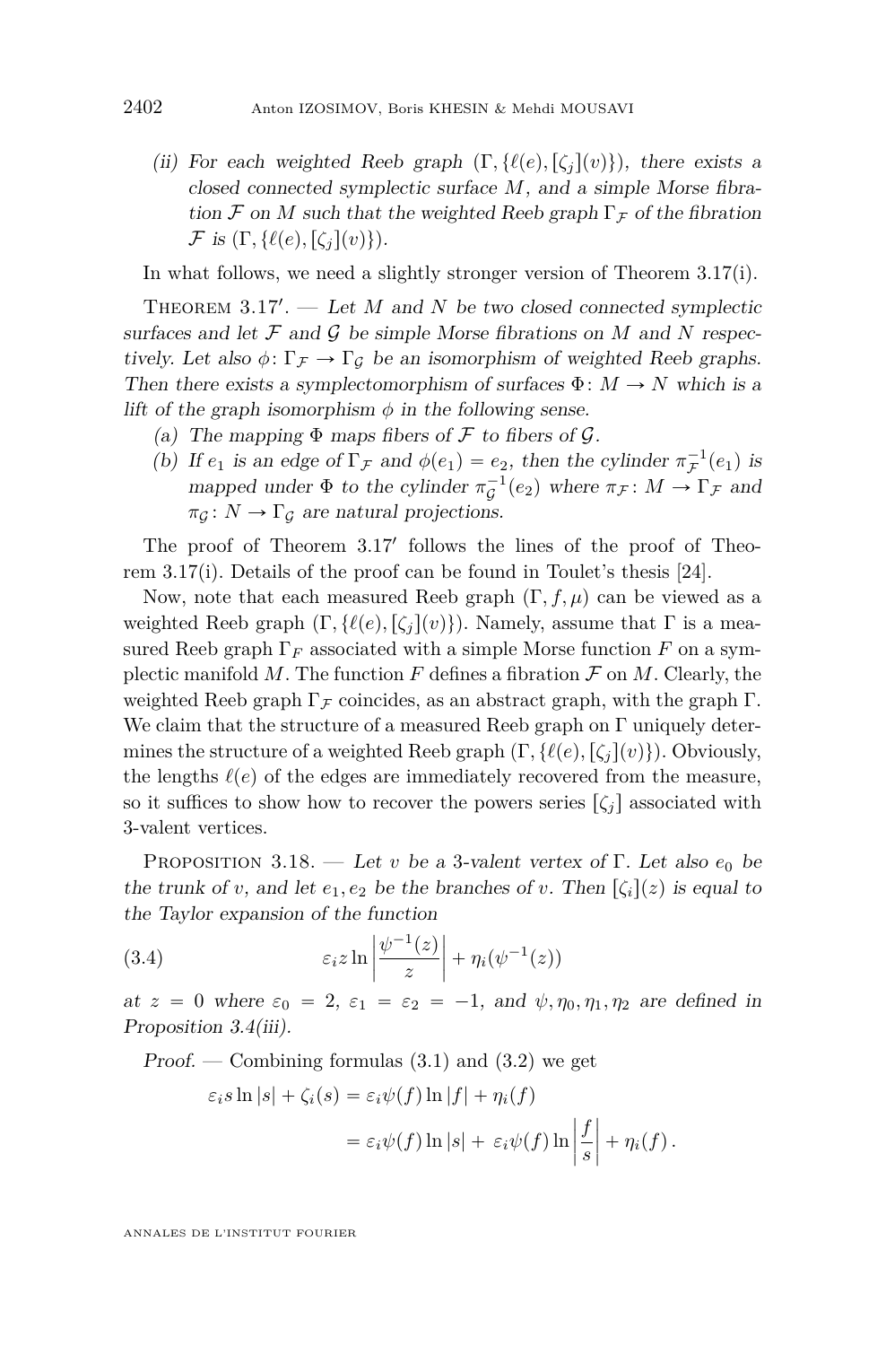(ii) *For each weighted Reeb graph* $(\Gamma, \{\ell(e), [\zeta_j](v)\})$*, there exists a closed connected symplectic surface* $M$*, and a simple Morse fibration* $\mathcal{F}$ *on* $M$ *such that the weighted Reeb graph* $\Gamma_{\mathcal{F}}$ *of the fibration* $\mathcal{F}$ *is* $(\Gamma, \{\ell(e), [\zeta_j](v)\})$*.*

In what follows, we need a slightly stronger version of Theorem 3.17(i).

Theorem 3.17′. — *Let* $M$ *and* $N$ *be two closed connected symplectic surfaces and let* $\mathcal{F}$ *and* $\mathcal{G}$ *be simple Morse fibrations on* $M$ *and* $N$ *respectively. Let also* $\phi\colon \Gamma_{\mathcal{F}} \to \Gamma_{\mathcal{G}}$ *be an isomorphism of weighted Reeb graphs. Then there exists a symplectomorphism of surfaces* $\Phi\colon M \to N$ *which is a lift of the graph isomorphism* $\phi$ *in the following sense.*

(a) *The mapping* $\Phi$ *maps fibers of* $\mathcal{F}$ *to fibers of* $\mathcal{G}$*.*

(b) *If* $e_1$ *is an edge of* $\Gamma_{\mathcal{F}}$ *and* $\phi(e_1) = e_2$*, then the cylinder* $\pi_{\mathcal{F}}^{-1}(e_1)$ *is mapped under* $\Phi$ *to the cylinder* $\pi_{\mathcal{G}}^{-1}(e_2)$ *where* $\pi_{\mathcal{F}}\colon M \to \Gamma_{\mathcal{F}}$ *and* $\pi_{\mathcal{G}}\colon N \to \Gamma_{\mathcal{G}}$ *are natural projections.*

The proof of Theorem 3.17′ follows the lines of the proof of Theorem 3.17(i). Details of the proof can be found in Toulet's thesis [24].

Now, note that each measured Reeb graph $(\Gamma, f, \mu)$ can be viewed as a weighted Reeb graph $(\Gamma, \{\ell(e), [\zeta_j](v)\})$. Namely, assume that $\Gamma$ is a measured Reeb graph $\Gamma_F$ associated with a simple Morse function $F$ on a symplectic manifold $M$. The function $F$ defines a fibration $\mathcal{F}$ on $M$. Clearly, the weighted Reeb graph $\Gamma_{\mathcal{F}}$ coincides, as an abstract graph, with the graph $\Gamma$. We claim that the structure of a measured Reeb graph on $\Gamma$ uniquely determines the structure of a weighted Reeb graph $(\Gamma, \{\ell(e), [\zeta_j](v)\})$. Obviously, the lengths $\ell(e)$ of the edges are immediately recovered from the measure, so it suffices to show how to recover the powers series $[\zeta_j]$ associated with 3-valent vertices.

Proposition 3.18. — *Let* $v$ *be a 3-valent vertex of* $\Gamma$*. Let also* $e_0$ *be the trunk of* $v$*, and let* $e_1, e_2$ *be the branches of* $v$*. Then* $[\zeta_i](z)$ *is equal to the Taylor expansion of the function*

$$\varepsilon_i z \ln\left|\frac{\psi^{-1}(z)}{z}\right| + \eta_i(\psi^{-1}(z)) \tag{3.4}$$

*at* $z = 0$ *where* $\varepsilon_0 = 2$*,* $\varepsilon_1 = \varepsilon_2 = -1$*, and* $\psi, \eta_0, \eta_1, \eta_2$ *are defined in Proposition 3.4(iii).*

*Proof.* — Combining formulas (3.1) and (3.2) we get

$$\begin{aligned}\varepsilon_i s \ln|s| + \zeta_i(s) &= \varepsilon_i \psi(f) \ln|f| + \eta_i(f)\\ &= \varepsilon_i \psi(f) \ln|s| + \varepsilon_i \psi(f) \ln\left|\frac{f}{s}\right| + \eta_i(f)\,.\end{aligned}$$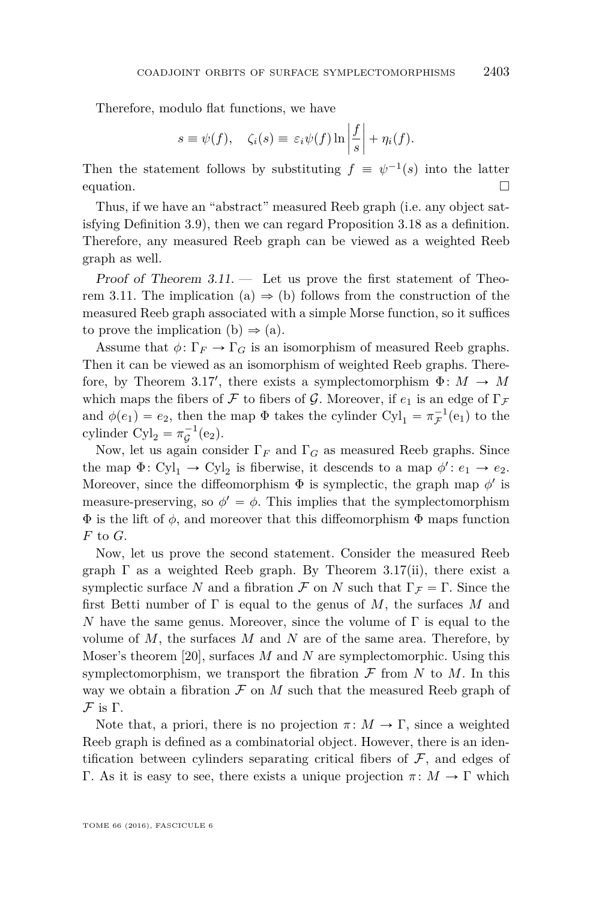Therefore, modulo flat functions, we have

$$s \equiv \psi(f), \quad \zeta_i(s) \equiv \varepsilon_i \psi(f) \ln \left| \frac{f}{s} \right| + \eta_i(f).$$

Then the statement follows by substituting $f \equiv \psi^{-1}(s)$ into the latter equation. □

Thus, if we have an "abstract" measured Reeb graph (i.e. any object satisfying Definition 3.9), then we can regard Proposition 3.18 as a definition. Therefore, any measured Reeb graph can be viewed as a weighted Reeb graph as well.

*Proof of Theorem 3.11.* — Let us prove the first statement of Theorem 3.11. The implication (a) ⇒ (b) follows from the construction of the measured Reeb graph associated with a simple Morse function, so it suffices to prove the implication (b) ⇒ (a).

Assume that $\phi\colon \Gamma_F \to \Gamma_G$ is an isomorphism of measured Reeb graphs. Then it can be viewed as an isomorphism of weighted Reeb graphs. Therefore, by Theorem 3.17′, there exists a symplectomorphism $\Phi\colon M \to M$ which maps the fibers of $\mathcal{F}$ to fibers of $\mathcal{G}$. Moreover, if $e_1$ is an edge of $\Gamma_{\mathcal{F}}$ and $\phi(e_1) = e_2$, then the map $\Phi$ takes the cylinder $\mathrm{Cyl}_1 = \pi_{\mathcal{F}}^{-1}(\mathrm{e}_1)$ to the cylinder $\mathrm{Cyl}_2 = \pi_{\mathcal{G}}^{-1}(\mathrm{e}_2)$.

Now, let us again consider $\Gamma_F$ and $\Gamma_G$ as measured Reeb graphs. Since the map $\Phi\colon \mathrm{Cyl}_1 \to \mathrm{Cyl}_2$ is fiberwise, it descends to a map $\phi'\colon e_1 \to e_2$. Moreover, since the diffeomorphism $\Phi$ is symplectic, the graph map $\phi'$ is measure-preserving, so $\phi' = \phi$. This implies that the symplectomorphism $\Phi$ is the lift of $\phi$, and moreover that this diffeomorphism $\Phi$ maps function $F$ to $G$.

Now, let us prove the second statement. Consider the measured Reeb graph $\Gamma$ as a weighted Reeb graph. By Theorem 3.17(ii), there exist a symplectic surface $N$ and a fibration $\mathcal{F}$ on $N$ such that $\Gamma_{\mathcal{F}} = \Gamma$. Since the first Betti number of $\Gamma$ is equal to the genus of $M$, the surfaces $M$ and $N$ have the same genus. Moreover, since the volume of $\Gamma$ is equal to the volume of $M$, the surfaces $M$ and $N$ are of the same area. Therefore, by Moser's theorem [20], surfaces $M$ and $N$ are symplectomorphic. Using this symplectomorphism, we transport the fibration $\mathcal{F}$ from $N$ to $M$. In this way we obtain a fibration $\mathcal{F}$ on $M$ such that the measured Reeb graph of $\mathcal{F}$ is $\Gamma$.

Note that, a priori, there is no projection $\pi\colon M \to \Gamma$, since a weighted Reeb graph is defined as a combinatorial object. However, there is an identification between cylinders separating critical fibers of $\mathcal{F}$, and edges of $\Gamma$. As it is easy to see, there exists a unique projection $\pi\colon M \to \Gamma$ which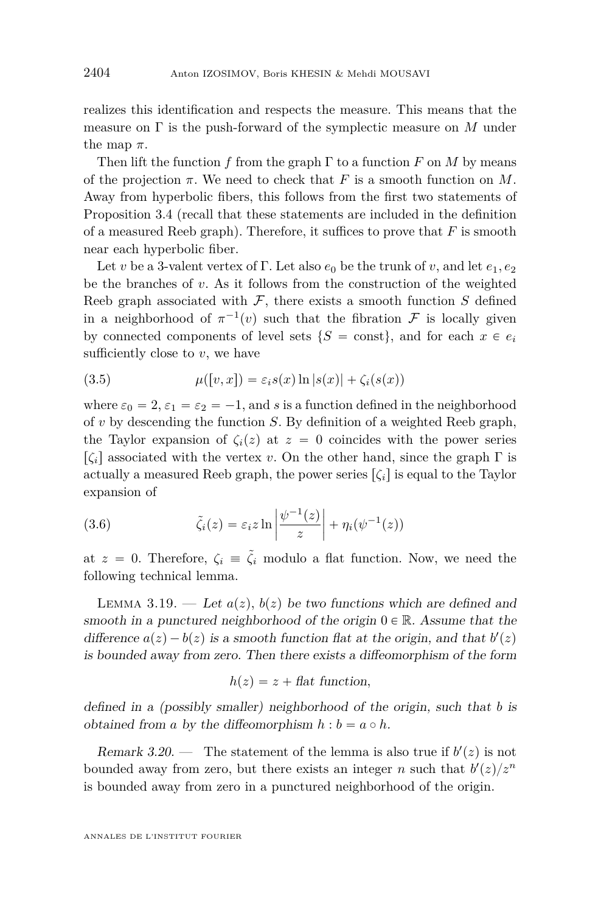realizes this identification and respects the measure. This means that the measure on $\Gamma$ is the push-forward of the symplectic measure on $M$ under the map $\pi$.

Then lift the function $f$ from the graph $\Gamma$ to a function $F$ on $M$ by means of the projection $\pi$. We need to check that $F$ is a smooth function on $M$. Away from hyperbolic fibers, this follows from the first two statements of Proposition 3.4 (recall that these statements are included in the definition of a measured Reeb graph). Therefore, it suffices to prove that $F$ is smooth near each hyperbolic fiber.

Let $v$ be a 3-valent vertex of $\Gamma$. Let also $e_0$ be the trunk of $v$, and let $e_1, e_2$ be the branches of $v$. As it follows from the construction of the weighted Reeb graph associated with $\mathcal{F}$, there exists a smooth function $S$ defined in a neighborhood of $\pi^{-1}(v)$ such that the fibration $\mathcal{F}$ is locally given by connected components of level sets $\{S = \text{const}\}$, and for each $x \in e_i$ sufficiently close to $v$, we have

$$\mu([v,x]) = \varepsilon_i s(x) \ln |s(x)| + \zeta_i(s(x)) \tag{3.5}$$

where $\varepsilon_0 = 2$, $\varepsilon_1 = \varepsilon_2 = -1$, and $s$ is a function defined in the neighborhood of $v$ by descending the function $S$. By definition of a weighted Reeb graph, the Taylor expansion of $\zeta_i(z)$ at $z = 0$ coincides with the power series $[\zeta_i]$ associated with the vertex $v$. On the other hand, since the graph $\Gamma$ is actually a measured Reeb graph, the power series $[\zeta_i]$ is equal to the Taylor expansion of

$$\tilde{\zeta}_i(z) = \varepsilon_i z \ln \left| \frac{\psi^{-1}(z)}{z} \right| + \eta_i(\psi^{-1}(z)) \tag{3.6}$$

at $z = 0$. Therefore, $\zeta_i \equiv \tilde{\zeta}_i$ modulo a flat function. Now, we need the following technical lemma.

Lemma 3.19. — *Let $a(z)$, $b(z)$ be two functions which are defined and smooth in a punctured neighborhood of the origin $0 \in \mathbb{R}$. Assume that the difference $a(z) - b(z)$ is a smooth function flat at the origin, and that $b'(z)$ is bounded away from zero. Then there exists a diffeomorphism of the form*

$$h(z) = z + \textit{flat function},$$

*defined in a (possibly smaller) neighborhood of the origin, such that $b$ is obtained from $a$ by the diffeomorphism $h : b = a \circ h$.*

*Remark 3.20.* — The statement of the lemma is also true if $b'(z)$ is not bounded away from zero, but there exists an integer $n$ such that $b'(z)/z^n$ is bounded away from zero in a punctured neighborhood of the origin.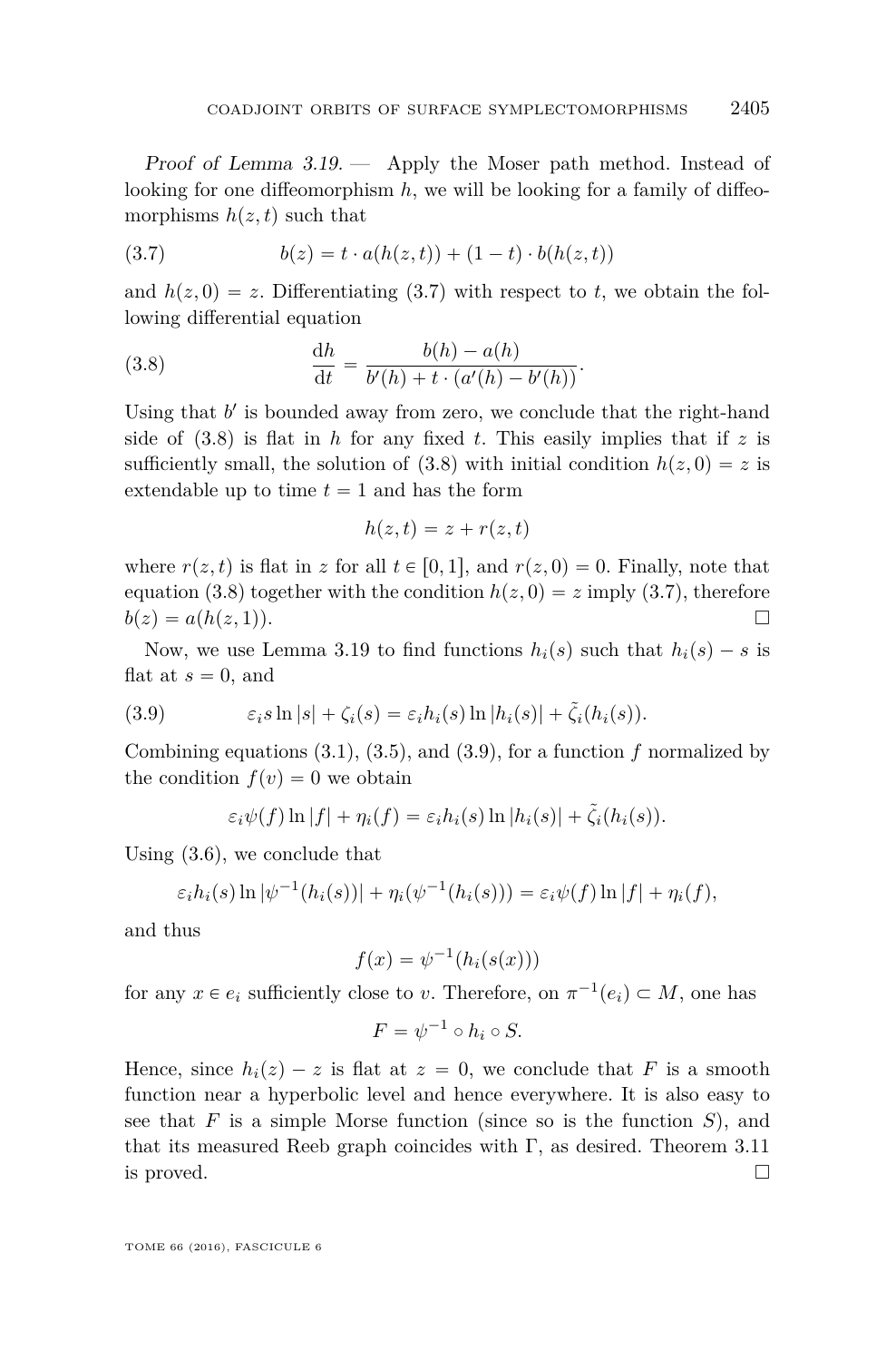*Proof of Lemma 3.19.* — Apply the Moser path method. Instead of looking for one diffeomorphism $h$, we will be looking for a family of diffeomorphisms $h(z,t)$ such that

$$b(z) = t \cdot a(h(z,t)) + (1-t) \cdot b(h(z,t)) \tag{3.7}$$

and $h(z,0) = z$. Differentiating (3.7) with respect to $t$, we obtain the following differential equation

$$\frac{\mathrm{d}h}{\mathrm{d}t} = \frac{b(h) - a(h)}{b'(h) + t \cdot (a'(h) - b'(h))}. \tag{3.8}$$

Using that $b'$ is bounded away from zero, we conclude that the right-hand side of (3.8) is flat in $h$ for any fixed $t$. This easily implies that if $z$ is sufficiently small, the solution of (3.8) with initial condition $h(z,0) = z$ is extendable up to time $t = 1$ and has the form

$$h(z,t) = z + r(z,t)$$

where $r(z,t)$ is flat in $z$ for all $t \in [0,1]$, and $r(z,0) = 0$. Finally, note that equation (3.8) together with the condition $h(z,0) = z$ imply (3.7), therefore $b(z) = a(h(z,1))$. □

Now, we use Lemma 3.19 to find functions $h_i(s)$ such that $h_i(s) - s$ is flat at $s = 0$, and

$$\varepsilon_i s \ln |s| + \zeta_i(s) = \varepsilon_i h_i(s) \ln |h_i(s)| + \tilde{\zeta}_i(h_i(s)). \tag{3.9}$$

Combining equations (3.1), (3.5), and (3.9), for a function $f$ normalized by the condition $f(v) = 0$ we obtain

$$\varepsilon_i \psi(f) \ln |f| + \eta_i(f) = \varepsilon_i h_i(s) \ln |h_i(s)| + \tilde{\zeta}_i(h_i(s)).$$

Using (3.6), we conclude that

$$\varepsilon_i h_i(s) \ln |\psi^{-1}(h_i(s))| + \eta_i(\psi^{-1}(h_i(s))) = \varepsilon_i \psi(f) \ln |f| + \eta_i(f),$$

and thus

$$f(x) = \psi^{-1}(h_i(s(x)))$$

for any $x \in e_i$ sufficiently close to $v$. Therefore, on $\pi^{-1}(e_i) \subset M$, one has

$$F = \psi^{-1} \circ h_i \circ S.$$

Hence, since $h_i(z) - z$ is flat at $z = 0$, we conclude that $F$ is a smooth function near a hyperbolic level and hence everywhere. It is also easy to see that $F$ is a simple Morse function (since so is the function $S$), and that its measured Reeb graph coincides with $\Gamma$, as desired. Theorem 3.11 is proved. □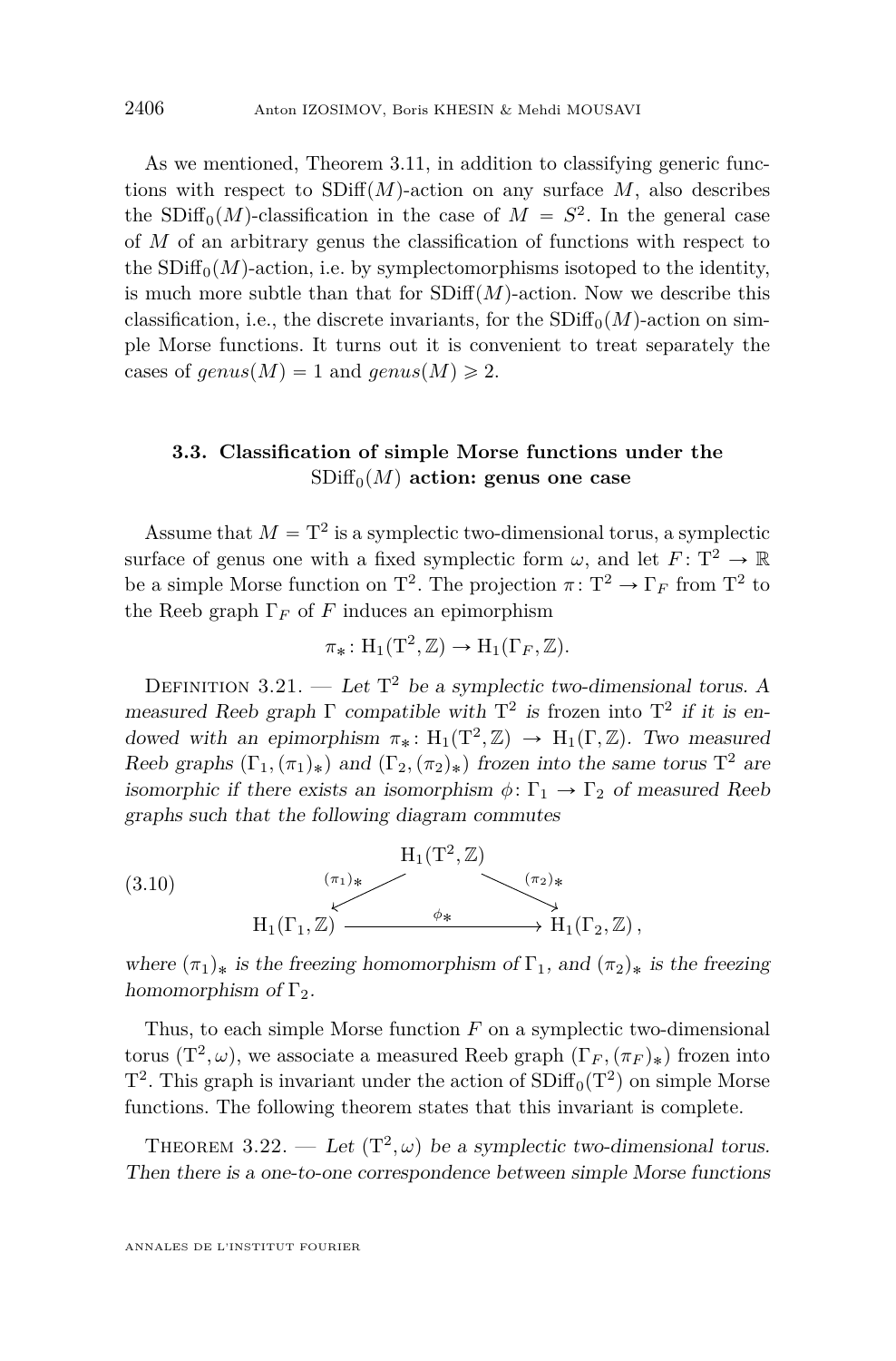As we mentioned, Theorem 3.11, in addition to classifying generic functions with respect to $\mathrm{SDiff}(M)$-action on any surface $M$, also describes the $\mathrm{SDiff}_0(M)$-classification in the case of $M = S^2$. In the general case of $M$ of an arbitrary genus the classification of functions with respect to the $\mathrm{SDiff}_0(M)$-action, i.e. by symplectomorphisms isotoped to the identity, is much more subtle than that for $\mathrm{SDiff}(M)$-action. Now we describe this classification, i.e., the discrete invariants, for the $\mathrm{SDiff}_0(M)$-action on simple Morse functions. It turns out it is convenient to treat separately the cases of $genus(M) = 1$ and $genus(M) \geqslant 2$.

### 3.3. Classification of simple Morse functions under the $\mathrm{SDiff}_0(M)$ action: genus one case

Assume that $M = \mathrm{T}^2$ is a symplectic two-dimensional torus, a symplectic surface of genus one with a fixed symplectic form $\omega$, and let $F\colon \mathrm{T}^2 \to \mathbb{R}$ be a simple Morse function on $\mathrm{T}^2$. The projection $\pi\colon \mathrm{T}^2 \to \Gamma_F$ from $\mathrm{T}^2$ to the Reeb graph $\Gamma_F$ of $F$ induces an epimorphism

$$\pi_*\colon \mathrm{H}_1(\mathrm{T}^2, \mathbb{Z}) \to \mathrm{H}_1(\Gamma_F, \mathbb{Z}).$$

Definition 3.21. — *Let $\mathrm{T}^2$ be a symplectic two-dimensional torus. A measured Reeb graph $\Gamma$ compatible with $\mathrm{T}^2$ is* frozen into $\mathrm{T}^2$ *if it is endowed with an epimorphism $\pi_*\colon \mathrm{H}_1(\mathrm{T}^2, \mathbb{Z}) \to \mathrm{H}_1(\Gamma, \mathbb{Z})$. Two measured Reeb graphs $(\Gamma_1, (\pi_1)_*)$ and $(\Gamma_2, (\pi_2)_*)$ frozen into the same torus $\mathrm{T}^2$ are isomorphic if there exists an isomorphism $\phi\colon \Gamma_1 \to \Gamma_2$ of measured Reeb graphs such that the following diagram commutes*

$$\begin{array}{ccccc} & & \mathrm{H}_1(\mathrm{T}^2, \mathbb{Z}) & & \\ & \swarrow^{(\pi_1)_*} & & \searrow^{(\pi_2)_*} & \\ \mathrm{H}_1(\Gamma_1, \mathbb{Z}) & & \xrightarrow{\quad \phi_* \quad} & & \mathrm{H}_1(\Gamma_2, \mathbb{Z}), \end{array} \tag{3.10}$$

*where $(\pi_1)_*$ is the freezing homomorphism of $\Gamma_1$, and $(\pi_2)_*$ is the freezing homomorphism of $\Gamma_2$.*

Thus, to each simple Morse function $F$ on a symplectic two-dimensional torus $(\mathrm{T}^2, \omega)$, we associate a measured Reeb graph $(\Gamma_F, (\pi_F)_*)$ frozen into $\mathrm{T}^2$. This graph is invariant under the action of $\mathrm{SDiff}_0(\mathrm{T}^2)$ on simple Morse functions. The following theorem states that this invariant is complete.

Theorem 3.22. — *Let $(\mathrm{T}^2, \omega)$ be a symplectic two-dimensional torus. Then there is a one-to-one correspondence between simple Morse functions*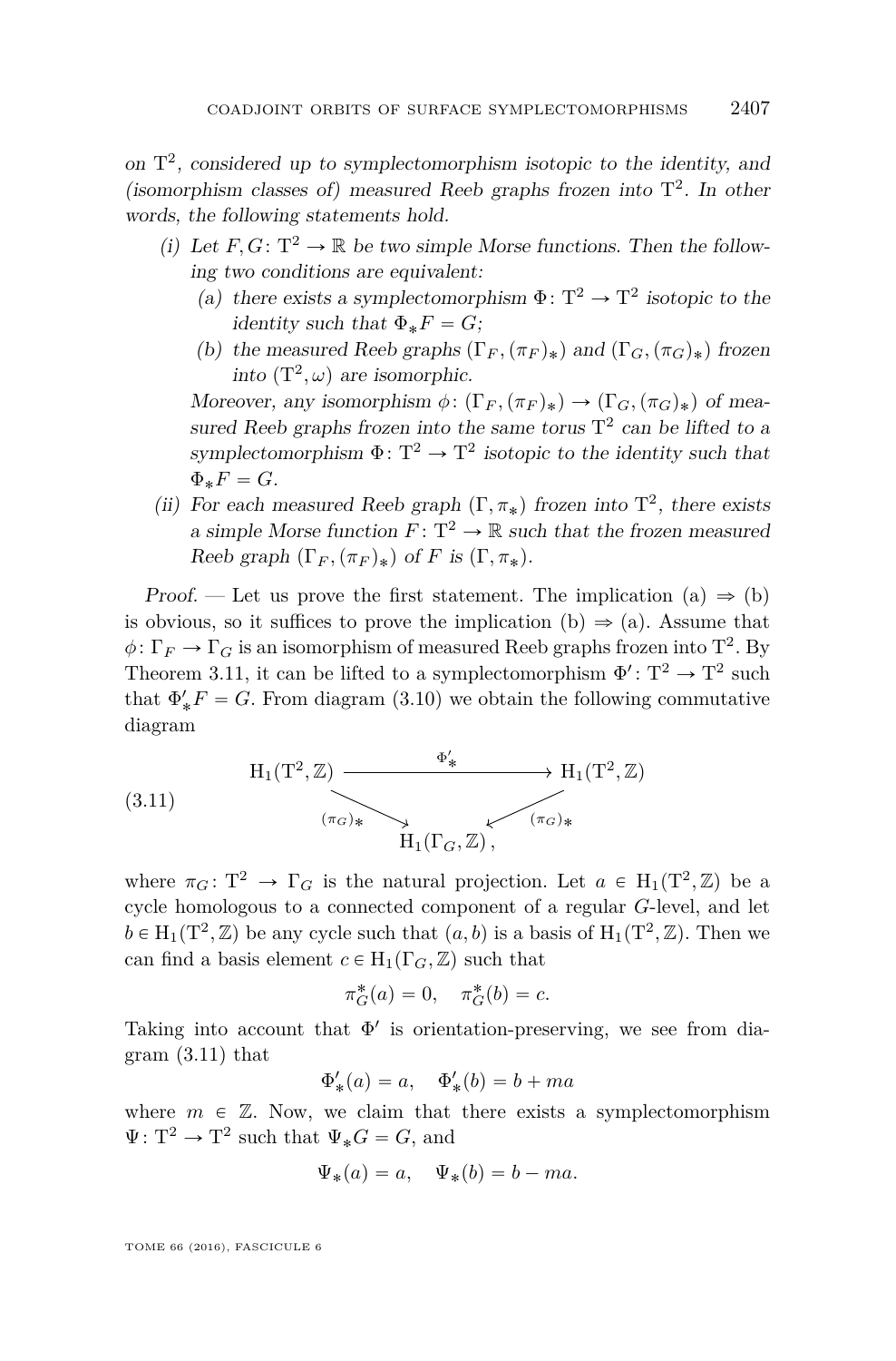*on $\mathrm{T}^2$, considered up to symplectomorphism isotopic to the identity, and (isomorphism classes of) measured Reeb graphs frozen into $\mathrm{T}^2$. In other words, the following statements hold.*

*(i) Let $F, G\colon \mathrm{T}^2 \to \mathbb{R}$ be two simple Morse functions. Then the following two conditions are equivalent:*

*(a) there exists a symplectomorphism $\Phi\colon \mathrm{T}^2 \to \mathrm{T}^2$ isotopic to the identity such that $\Phi_* F = G$;*

*(b) the measured Reeb graphs $(\Gamma_F, (\pi_F)_*)$ and $(\Gamma_G, (\pi_G)_*)$ frozen into $(\mathrm{T}^2, \omega)$ are isomorphic.*

*Moreover, any isomorphism $\phi\colon (\Gamma_F, (\pi_F)_*) \to (\Gamma_G, (\pi_G)_*)$ of measured Reeb graphs frozen into the same torus $\mathrm{T}^2$ can be lifted to a symplectomorphism $\Phi\colon \mathrm{T}^2 \to \mathrm{T}^2$ isotopic to the identity such that $\Phi_* F = G$.*

*(ii) For each measured Reeb graph $(\Gamma, \pi_*)$ frozen into $\mathrm{T}^2$, there exists a simple Morse function $F\colon \mathrm{T}^2 \to \mathbb{R}$ such that the frozen measured Reeb graph $(\Gamma_F, (\pi_F)_*)$ of $F$ is $(\Gamma, \pi_*)$.*

*Proof.* — Let us prove the first statement. The implication (a) $\Rightarrow$ (b) is obvious, so it suffices to prove the implication (b) $\Rightarrow$ (a). Assume that $\phi\colon \Gamma_F \to \Gamma_G$ is an isomorphism of measured Reeb graphs frozen into $\mathrm{T}^2$. By Theorem 3.11, it can be lifted to a symplectomorphism $\Phi'\colon \mathrm{T}^2 \to \mathrm{T}^2$ such that $\Phi'_* F = G$. From diagram (3.10) we obtain the following commutative diagram

$$
\begin{array}{ccc}
\mathrm{H}_1(\mathrm{T}^2, \mathbb{Z}) & \xrightarrow{\quad \Phi'_* \quad} & \mathrm{H}_1(\mathrm{T}^2, \mathbb{Z}) \\
& {\scriptstyle (\pi_G)_*} \searrow \qquad \swarrow {\scriptstyle (\pi_G)_*} & \\
& \mathrm{H}_1(\Gamma_G, \mathbb{Z}), &
\end{array}
\tag{3.11}
$$

where $\pi_G\colon \mathrm{T}^2 \to \Gamma_G$ is the natural projection. Let $a \in \mathrm{H}_1(\mathrm{T}^2, \mathbb{Z})$ be a cycle homologous to a connected component of a regular $G$-level, and let $b \in \mathrm{H}_1(\mathrm{T}^2, \mathbb{Z})$ be any cycle such that $(a, b)$ is a basis of $\mathrm{H}_1(\mathrm{T}^2, \mathbb{Z})$. Then we can find a basis element $c \in \mathrm{H}_1(\Gamma_G, \mathbb{Z})$ such that

$$\pi_G^*(a) = 0, \quad \pi_G^*(b) = c.$$

Taking into account that $\Phi'$ is orientation-preserving, we see from diagram (3.11) that

$$\Phi'_*(a) = a, \quad \Phi'_*(b) = b + ma$$

where $m \in \mathbb{Z}$. Now, we claim that there exists a symplectomorphism $\Psi\colon \mathrm{T}^2 \to \mathrm{T}^2$ such that $\Psi_* G = G$, and

$$\Psi_*(a) = a, \quad \Psi_*(b) = b - ma.$$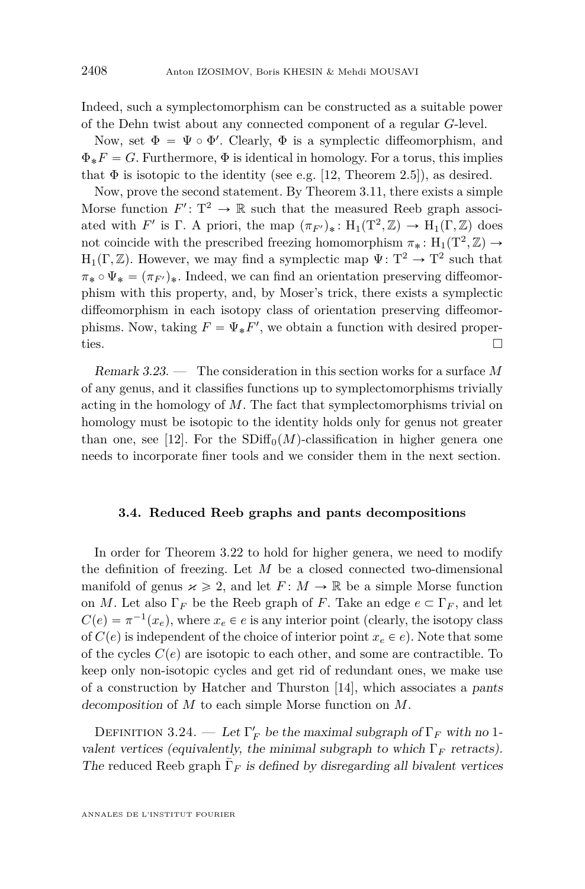Indeed, such a symplectomorphism can be constructed as a suitable power of the Dehn twist about any connected component of a regular $G$-level.

Now, set $\Phi = \Psi \circ \Phi'$. Clearly, $\Phi$ is a symplectic diffeomorphism, and $\Phi_* F = G$. Furthermore, $\Phi$ is identical in homology. For a torus, this implies that $\Phi$ is isotopic to the identity (see e.g. [12, Theorem 2.5]), as desired.

Now, prove the second statement. By Theorem 3.11, there exists a simple Morse function $F' \colon \mathrm{T}^2 \to \mathbb{R}$ such that the measured Reeb graph associated with $F'$ is $\Gamma$. A priori, the map $(\pi_{F'})_* \colon \mathrm{H}_1(\mathrm{T}^2, \mathbb{Z}) \to \mathrm{H}_1(\Gamma, \mathbb{Z})$ does not coincide with the prescribed freezing homomorphism $\pi_* \colon \mathrm{H}_1(\mathrm{T}^2, \mathbb{Z}) \to \mathrm{H}_1(\Gamma, \mathbb{Z})$. However, we may find a symplectic map $\Psi \colon \mathrm{T}^2 \to \mathrm{T}^2$ such that $\pi_* \circ \Psi_* = (\pi_{F'})_*$. Indeed, we can find an orientation preserving diffeomorphism with this property, and, by Moser's trick, there exists a symplectic diffeomorphism in each isotopy class of orientation preserving diffeomorphisms. Now, taking $F = \Psi_* F'$, we obtain a function with desired properties. $\square$

*Remark 3.23.* — The consideration in this section works for a surface $M$ of any genus, and it classifies functions up to symplectomorphisms trivially acting in the homology of $M$. The fact that symplectomorphisms trivial on homology must be isotopic to the identity holds only for genus not greater than one, see [12]. For the $\mathrm{SDiff}_0(M)$-classification in higher genera one needs to incorporate finer tools and we consider them in the next section.

### 3.4. Reduced Reeb graphs and pants decompositions

In order for Theorem 3.22 to hold for higher genera, we need to modify the definition of freezing. Let $M$ be a closed connected two-dimensional manifold of genus $\varkappa \geqslant 2$, and let $F \colon M \to \mathbb{R}$ be a simple Morse function on $M$. Let also $\Gamma_F$ be the Reeb graph of $F$. Take an edge $e \subset \Gamma_F$, and let $C(e) = \pi^{-1}(x_e)$, where $x_e \in e$ is any interior point (clearly, the isotopy class of $C(e)$ is independent of the choice of interior point $x_e \in e$). Note that some of the cycles $C(e)$ are isotopic to each other, and some are contractible. To keep only non-isotopic cycles and get rid of redundant ones, we make use of a construction by Hatcher and Thurston [14], which associates a *pants decomposition* of $M$ to each simple Morse function on $M$.

Definition 3.24. — *Let $\Gamma_F'$ be the maximal subgraph of $\Gamma_F$ with no 1-valent vertices (equivalently, the minimal subgraph to which $\Gamma_F$ retracts). The* reduced Reeb graph $\bar{\Gamma}_F$ *is defined by disregarding all bivalent vertices*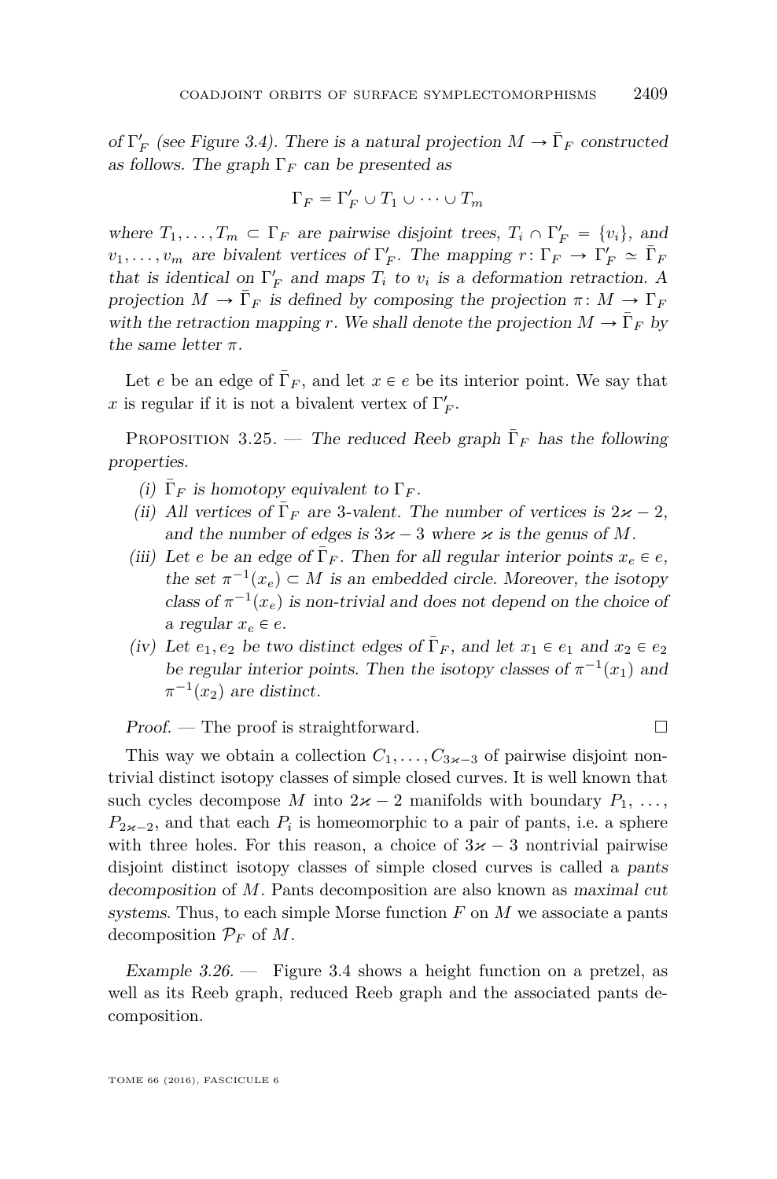of $\Gamma'_F$ (see Figure 3.4). There is a natural projection $M \to \bar{\Gamma}_F$ constructed as follows. The graph $\Gamma_F$ can be presented as

$$\Gamma_F = \Gamma'_F \cup T_1 \cup \cdots \cup T_m$$

where $T_1, \ldots, T_m \subset \Gamma_F$ are pairwise disjoint trees, $T_i \cap \Gamma'_F = \{v_i\}$, and $v_1, \ldots, v_m$ are bivalent vertices of $\Gamma'_F$. The mapping $r\colon \Gamma_F \to \Gamma'_F \simeq \bar{\Gamma}_F$ that is identical on $\Gamma'_F$ and maps $T_i$ to $v_i$ is a deformation retraction. A projection $M \to \bar{\Gamma}_F$ is defined by composing the projection $\pi\colon M \to \Gamma_F$ with the retraction mapping $r$. We shall denote the projection $M \to \bar{\Gamma}_F$ by the same letter $\pi$.

Let $e$ be an edge of $\bar{\Gamma}_F$, and let $x \in e$ be its interior point. We say that $x$ is regular if it is not a bivalent vertex of $\Gamma'_F$.

Proposition 3.25. — *The reduced Reeb graph $\bar{\Gamma}_F$ has the following properties.*

*(i) $\bar{\Gamma}_F$ is homotopy equivalent to $\Gamma_F$.*

*(ii) All vertices of $\bar{\Gamma}_F$ are 3-valent. The number of vertices is $2\varkappa - 2$, and the number of edges is $3\varkappa - 3$ where $\varkappa$ is the genus of $M$.*

*(iii) Let $e$ be an edge of $\bar{\Gamma}_F$. Then for all regular interior points $x_e \in e$, the set $\pi^{-1}(x_e) \subset M$ is an embedded circle. Moreover, the isotopy class of $\pi^{-1}(x_e)$ is non-trivial and does not depend on the choice of a regular $x_e \in e$.*

*(iv) Let $e_1, e_2$ be two distinct edges of $\bar{\Gamma}_F$, and let $x_1 \in e_1$ and $x_2 \in e_2$ be regular interior points. Then the isotopy classes of $\pi^{-1}(x_1)$ and $\pi^{-1}(x_2)$ are distinct.*

*Proof.* — The proof is straightforward. □

This way we obtain a collection $C_1, \ldots, C_{3\varkappa-3}$ of pairwise disjoint non-trivial distinct isotopy classes of simple closed curves. It is well known that such cycles decompose $M$ into $2\varkappa - 2$ manifolds with boundary $P_1, \ldots, P_{2\varkappa-2}$, and that each $P_i$ is homeomorphic to a pair of pants, i.e. a sphere with three holes. For this reason, a choice of $3\varkappa - 3$ nontrivial pairwise disjoint distinct isotopy classes of simple closed curves is called a *pants decomposition* of $M$. Pants decomposition are also known as *maximal cut systems*. Thus, to each simple Morse function $F$ on $M$ we associate a pants decomposition $\mathcal{P}_F$ of $M$.

*Example 3.26.* — Figure 3.4 shows a height function on a pretzel, as well as its Reeb graph, reduced Reeb graph and the associated pants decomposition.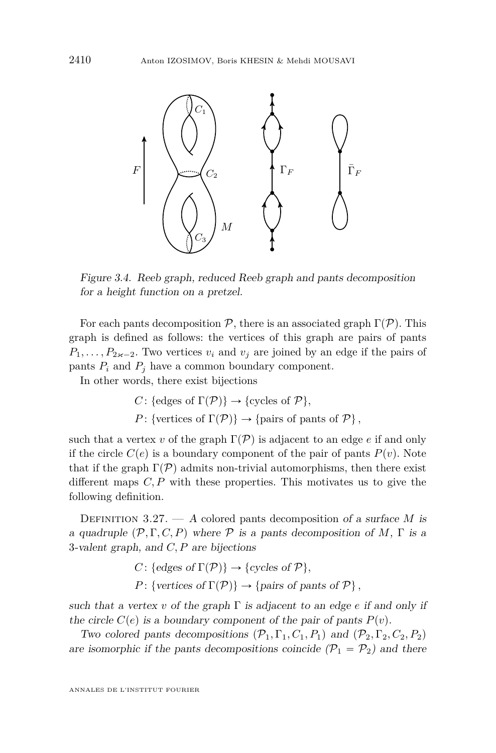*Figure 3.4. Reeb graph, reduced Reeb graph and pants decomposition for a height function on a pretzel.*

For each pants decomposition $\mathcal{P}$, there is an associated graph $\Gamma(\mathcal{P})$. This graph is defined as follows: the vertices of this graph are pairs of pants $P_1, \ldots, P_{2\varkappa-2}$. Two vertices $v_i$ and $v_j$ are joined by an edge if the pairs of pants $P_i$ and $P_j$ have a common boundary component.

In other words, there exist bijections

$$C\colon \{\text{edges of } \Gamma(\mathcal{P})\} \to \{\text{cycles of } \mathcal{P}\},$$
$$P\colon \{\text{vertices of } \Gamma(\mathcal{P})\} \to \{\text{pairs of pants of } \mathcal{P}\},$$

such that a vertex $v$ of the graph $\Gamma(\mathcal{P})$ is adjacent to an edge $e$ if and only if the circle $C(e)$ is a boundary component of the pair of pants $P(v)$. Note that if the graph $\Gamma(\mathcal{P})$ admits non-trivial automorphisms, then there exist different maps $C, P$ with these properties. This motivates us to give the following definition.

Definition 3.27. — *A* colored pants decomposition *of a surface $M$ is a quadruple $(\mathcal{P}, \Gamma, C, P)$ where $\mathcal{P}$ is a pants decomposition of $M$, $\Gamma$ is a 3-valent graph, and $C, P$ are bijections*

$$C\colon \{\textit{edges of } \Gamma(\mathcal{P})\} \to \{\textit{cycles of } \mathcal{P}\},$$
$$P\colon \{\textit{vertices of } \Gamma(\mathcal{P})\} \to \{\textit{pairs of pants of } \mathcal{P}\},$$

*such that a vertex $v$ of the graph $\Gamma$ is adjacent to an edge $e$ if and only if the circle $C(e)$ is a boundary component of the pair of pants $P(v)$.*

*Two colored pants decompositions $(\mathcal{P}_1, \Gamma_1, C_1, P_1)$ and $(\mathcal{P}_2, \Gamma_2, C_2, P_2)$ are isomorphic if the pants decompositions coincide ($\mathcal{P}_1 = \mathcal{P}_2$) and there*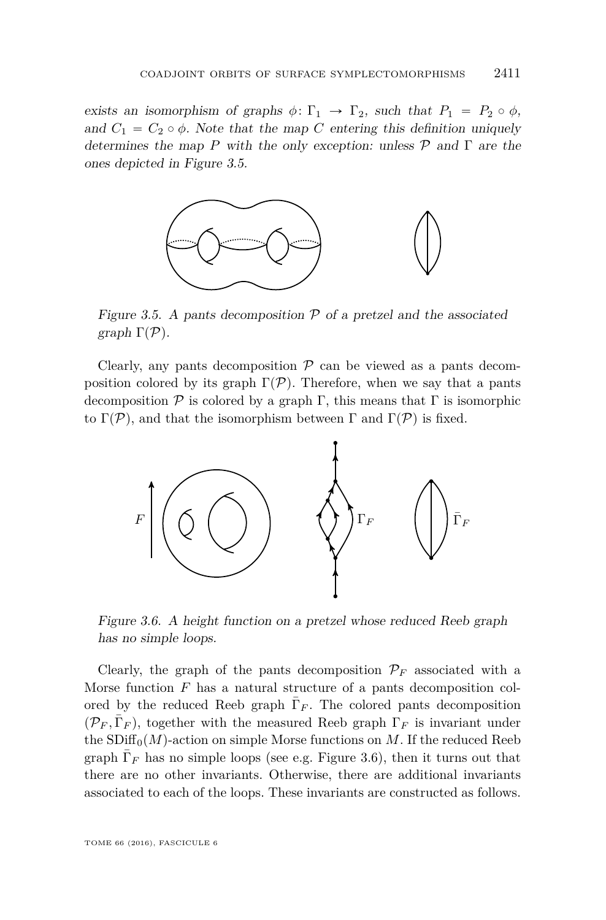*exists an isomorphism of graphs $\phi\colon \Gamma_1 \to \Gamma_2$, such that $P_1 = P_2 \circ \phi$, and $C_1 = C_2 \circ \phi$. Note that the map $C$ entering this definition uniquely determines the map $P$ with the only exception: unless $\mathcal{P}$ and $\Gamma$ are the ones depicted in Figure 3.5.*

*Figure 3.5. A pants decomposition $\mathcal{P}$ of a pretzel and the associated graph $\Gamma(\mathcal{P})$.*

Clearly, any pants decomposition $\mathcal{P}$ can be viewed as a pants decomposition colored by its graph $\Gamma(\mathcal{P})$. Therefore, when we say that a pants decomposition $\mathcal{P}$ is colored by a graph $\Gamma$, this means that $\Gamma$ is isomorphic to $\Gamma(\mathcal{P})$, and that the isomorphism between $\Gamma$ and $\Gamma(\mathcal{P})$ is fixed.

*Figure 3.6. A height function on a pretzel whose reduced Reeb graph has no simple loops.*

Clearly, the graph of the pants decomposition $\mathcal{P}_F$ associated with a Morse function $F$ has a natural structure of a pants decomposition colored by the reduced Reeb graph $\bar{\Gamma}_F$. The colored pants decomposition $(\mathcal{P}_F, \bar{\Gamma}_F)$, together with the measured Reeb graph $\Gamma_F$ is invariant under the $\mathrm{SDiff}_0(M)$-action on simple Morse functions on $M$. If the reduced Reeb graph $\bar{\Gamma}_F$ has no simple loops (see e.g. Figure 3.6), then it turns out that there are no other invariants. Otherwise, there are additional invariants associated to each of the loops. These invariants are constructed as follows.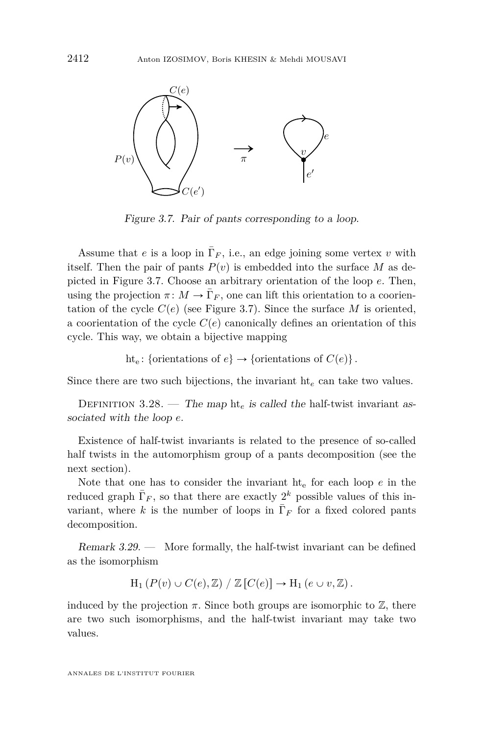Figure 3.7. Pair of pants corresponding to a loop.

Assume that $e$ is a loop in $\bar{\Gamma}_F$, i.e., an edge joining some vertex $v$ with itself. Then the pair of pants $P(v)$ is embedded into the surface $M$ as depicted in Figure 3.7. Choose an arbitrary orientation of the loop $e$. Then, using the projection $\pi \colon M \to \bar{\Gamma}_F$, one can lift this orientation to a coorientation of the cycle $C(e)$ (see Figure 3.7). Since the surface $M$ is oriented, a coorientation of the cycle $C(e)$ canonically defines an orientation of this cycle. This way, we obtain a bijective mapping

$$\mathrm{ht_e} \colon \{\text{orientations of } e\} \to \{\text{orientations of } C(e)\}.$$

Since there are two such bijections, the invariant $\mathrm{ht}_e$ can take two values.

Definition 3.28. — *The map* $\mathrm{ht}_e$ *is called the* half-twist invariant *associated with the loop* $e$.

Existence of half-twist invariants is related to the presence of so-called half twists in the automorphism group of a pants decomposition (see the next section).

Note that one has to consider the invariant $\mathrm{ht_e}$ for each loop $e$ in the reduced graph $\bar{\Gamma}_F$, so that there are exactly $2^k$ possible values of this invariant, where $k$ is the number of loops in $\bar{\Gamma}_F$ for a fixed colored pants decomposition.

*Remark 3.29.* — More formally, the half-twist invariant can be defined as the isomorphism

$$\mathrm{H}_1\left(P(v) \cup C(e), \mathbb{Z}\right) / \, \mathbb{Z}\left[C(e)\right] \to \mathrm{H}_1\left(e \cup v, \mathbb{Z}\right).$$

induced by the projection $\pi$. Since both groups are isomorphic to $\mathbb{Z}$, there are two such isomorphisms, and the half-twist invariant may take two values.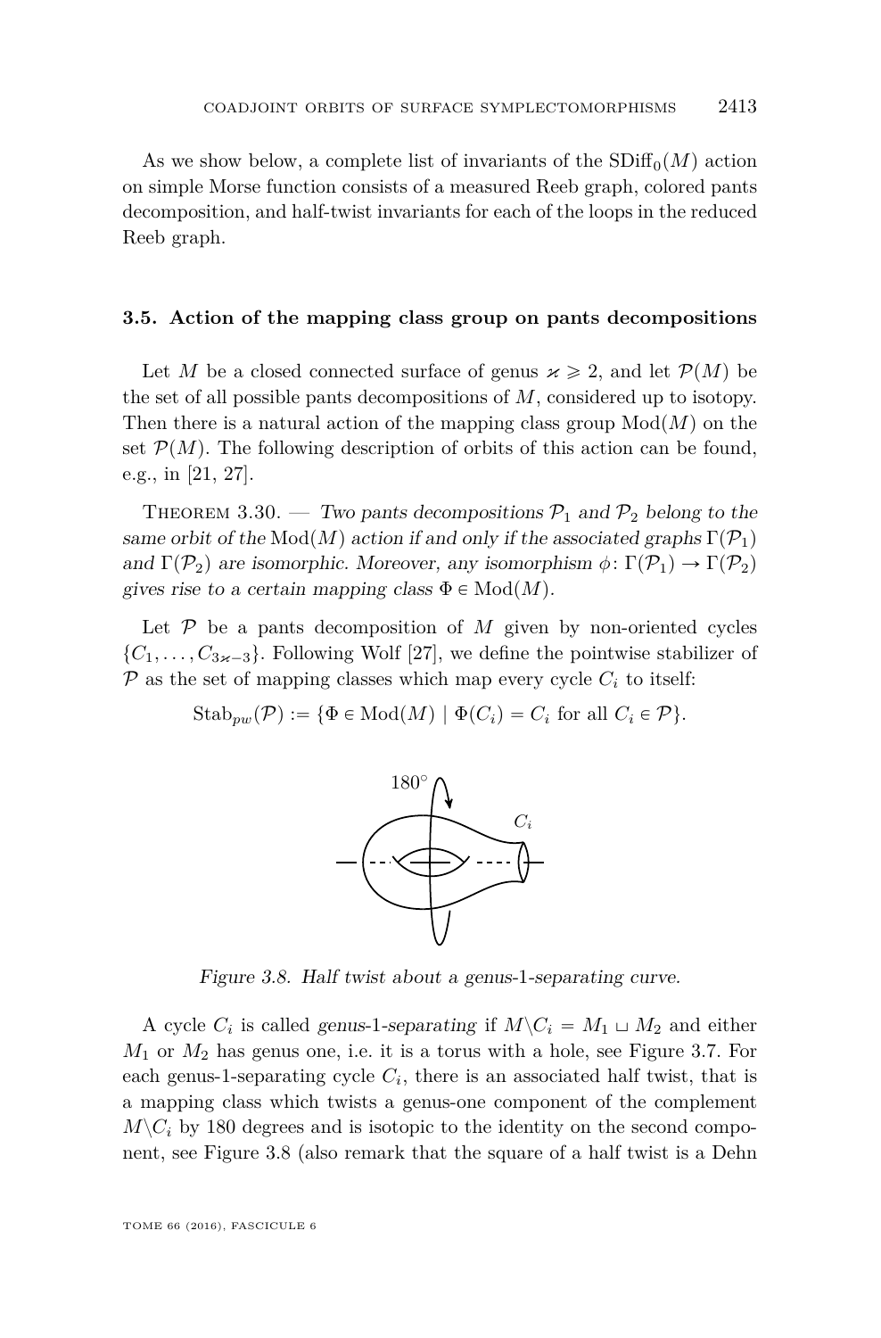As we show below, a complete list of invariants of the $\mathrm{SDiff}_0(M)$ action on simple Morse function consists of a measured Reeb graph, colored pants decomposition, and half-twist invariants for each of the loops in the reduced Reeb graph.

### 3.5. Action of the mapping class group on pants decompositions

Let $M$ be a closed connected surface of genus $\varkappa \geqslant 2$, and let $\mathcal{P}(M)$ be the set of all possible pants decompositions of $M$, considered up to isotopy. Then there is a natural action of the mapping class group $\mathrm{Mod}(M)$ on the set $\mathcal{P}(M)$. The following description of orbits of this action can be found, e.g., in [21, 27].

Theorem 3.30. — *Two pants decompositions $\mathcal{P}_1$ and $\mathcal{P}_2$ belong to the same orbit of the $\mathrm{Mod}(M)$ action if and only if the associated graphs $\Gamma(\mathcal{P}_1)$ and $\Gamma(\mathcal{P}_2)$ are isomorphic. Moreover, any isomorphism $\phi \colon \Gamma(\mathcal{P}_1) \to \Gamma(\mathcal{P}_2)$ gives rise to a certain mapping class $\Phi \in \mathrm{Mod}(M)$.*

Let $\mathcal{P}$ be a pants decomposition of $M$ given by non-oriented cycles $\{C_1, \ldots, C_{3\varkappa-3}\}$. Following Wolf [27], we define the pointwise stabilizer of $\mathcal{P}$ as the set of mapping classes which map every cycle $C_i$ to itself:

$$\mathrm{Stab}_{pw}(\mathcal{P}) := \{\Phi \in \mathrm{Mod}(M) \mid \Phi(C_i) = C_i \text{ for all } C_i \in \mathcal{P}\}.$$

*Figure 3.8. Half twist about a genus-1-separating curve.*

A cycle $C_i$ is called *genus-1-separating* if $M \backslash C_i = M_1 \sqcup M_2$ and either $M_1$ or $M_2$ has genus one, i.e. it is a torus with a hole, see Figure 3.7. For each genus-1-separating cycle $C_i$, there is an associated half twist, that is a mapping class which twists a genus-one component of the complement $M \backslash C_i$ by 180 degrees and is isotopic to the identity on the second component, see Figure 3.8 (also remark that the square of a half twist is a Dehn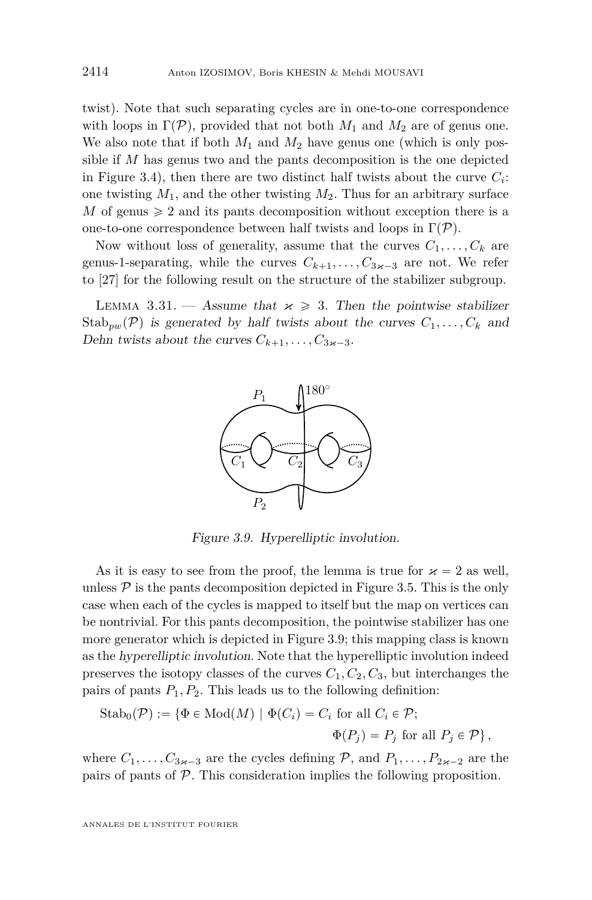twist). Note that such separating cycles are in one-to-one correspondence with loops in $\Gamma(\mathcal{P})$, provided that not both $M_1$ and $M_2$ are of genus one. We also note that if both $M_1$ and $M_2$ have genus one (which is only possible if $M$ has genus two and the pants decomposition is the one depicted in Figure 3.4), then there are two distinct half twists about the curve $C_i$: one twisting $M_1$, and the other twisting $M_2$. Thus for an arbitrary surface $M$ of genus $\geqslant 2$ and its pants decomposition without exception there is a one-to-one correspondence between half twists and loops in $\Gamma(\mathcal{P})$.

Now without loss of generality, assume that the curves $C_1, \dots, C_k$ are genus-1-separating, while the curves $C_{k+1}, \dots, C_{3\varkappa-3}$ are not. We refer to [27] for the following result on the structure of the stabilizer subgroup.

Lemma 3.31. — *Assume that $\varkappa \geqslant 3$. Then the pointwise stabilizer $\mathrm{Stab}_{pw}(\mathcal{P})$ is generated by half twists about the curves $C_1, \dots, C_k$ and Dehn twists about the curves $C_{k+1}, \dots, C_{3\varkappa-3}$.*

*Figure 3.9. Hyperelliptic involution.*

As it is easy to see from the proof, the lemma is true for $\varkappa = 2$ as well, unless $\mathcal{P}$ is the pants decomposition depicted in Figure 3.5. This is the only case when each of the cycles is mapped to itself but the map on vertices can be nontrivial. For this pants decomposition, the pointwise stabilizer has one more generator which is depicted in Figure 3.9; this mapping class is known as the *hyperelliptic involution*. Note that the hyperelliptic involution indeed preserves the isotopy classes of the curves $C_1, C_2, C_3$, but interchanges the pairs of pants $P_1, P_2$. This leads us to the following definition:

$$\mathrm{Stab}_0(\mathcal{P}) := \{\Phi \in \mathrm{Mod}(M) \mid \Phi(C_i) = C_i \text{ for all } C_i \in \mathcal{P}; \\ \Phi(P_j) = P_j \text{ for all } P_j \in \mathcal{P}\},$$

where $C_1, \dots, C_{3\varkappa-3}$ are the cycles defining $\mathcal{P}$, and $P_1, \dots, P_{2\varkappa-2}$ are the pairs of pants of $\mathcal{P}$. This consideration implies the following proposition.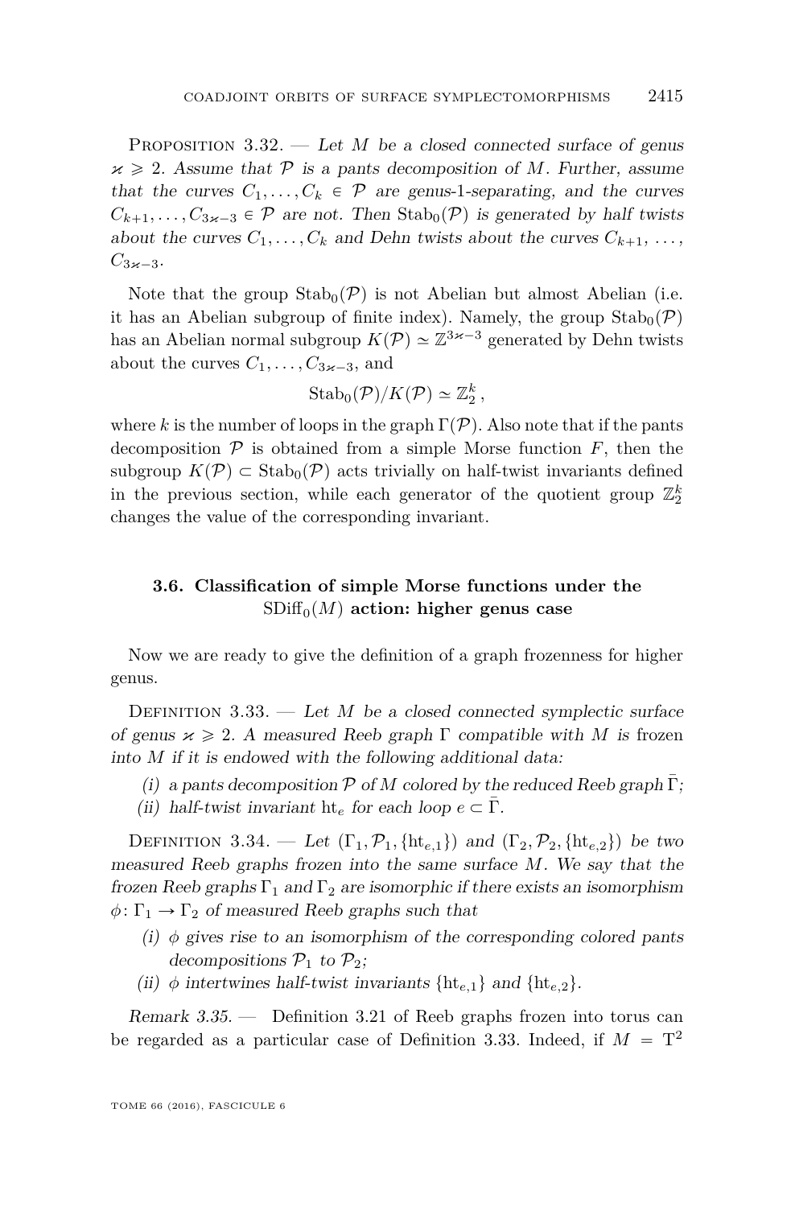Proposition 3.32. — *Let $M$ be a closed connected surface of genus $\varkappa \geqslant 2$. Assume that $\mathcal{P}$ is a pants decomposition of $M$. Further, assume that the curves $C_1, \ldots, C_k \in \mathcal{P}$ are genus-1-separating, and the curves $C_{k+1}, \ldots, C_{3\varkappa-3} \in \mathcal{P}$ are not. Then $\mathrm{Stab}_0(\mathcal{P})$ is generated by half twists about the curves $C_1, \ldots, C_k$ and Dehn twists about the curves $C_{k+1}, \ldots, C_{3\varkappa-3}$.*

Note that the group $\mathrm{Stab}_0(\mathcal{P})$ is not Abelian but almost Abelian (i.e. it has an Abelian subgroup of finite index). Namely, the group $\mathrm{Stab}_0(\mathcal{P})$ has an Abelian normal subgroup $K(\mathcal{P}) \simeq \mathbb{Z}^{3\varkappa-3}$ generated by Dehn twists about the curves $C_1, \ldots, C_{3\varkappa-3}$, and

$$\mathrm{Stab}_0(\mathcal{P})/K(\mathcal{P}) \simeq \mathbb{Z}_2^k,$$

where $k$ is the number of loops in the graph $\Gamma(\mathcal{P})$. Also note that if the pants decomposition $\mathcal{P}$ is obtained from a simple Morse function $F$, then the subgroup $K(\mathcal{P}) \subset \mathrm{Stab}_0(\mathcal{P})$ acts trivially on half-twist invariants defined in the previous section, while each generator of the quotient group $\mathbb{Z}_2^k$ changes the value of the corresponding invariant.

### 3.6. Classification of simple Morse functions under the $\mathrm{SDiff}_0(M)$ action: higher genus case

Now we are ready to give the definition of a graph frozenness for higher genus.

Definition 3.33. — *Let $M$ be a closed connected symplectic surface of genus $\varkappa \geqslant 2$. A measured Reeb graph $\Gamma$ compatible with $M$ is* frozen into $M$ *if it is endowed with the following additional data:*

(i) *a pants decomposition $\mathcal{P}$ of $M$ colored by the reduced Reeb graph $\bar{\Gamma}$;*
(ii) *half-twist invariant $\mathrm{ht}_e$ for each loop $e \subset \bar{\Gamma}$.*

Definition 3.34. — *Let $(\Gamma_1, \mathcal{P}_1, \{\mathrm{ht}_{e,1}\})$ and $(\Gamma_2, \mathcal{P}_2, \{\mathrm{ht}_{e,2}\})$ be two measured Reeb graphs frozen into the same surface $M$. We say that the frozen Reeb graphs $\Gamma_1$ and $\Gamma_2$ are isomorphic if there exists an isomorphism $\phi\colon \Gamma_1 \to \Gamma_2$ of measured Reeb graphs such that*

(i) *$\phi$ gives rise to an isomorphism of the corresponding colored pants decompositions $\mathcal{P}_1$ to $\mathcal{P}_2$;*
(ii) *$\phi$ intertwines half-twist invariants $\{\mathrm{ht}_{e,1}\}$ and $\{\mathrm{ht}_{e,2}\}$.*

*Remark 3.35.* — Definition 3.21 of Reeb graphs frozen into torus can be regarded as a particular case of Definition 3.33. Indeed, if $M = \mathrm{T}^2$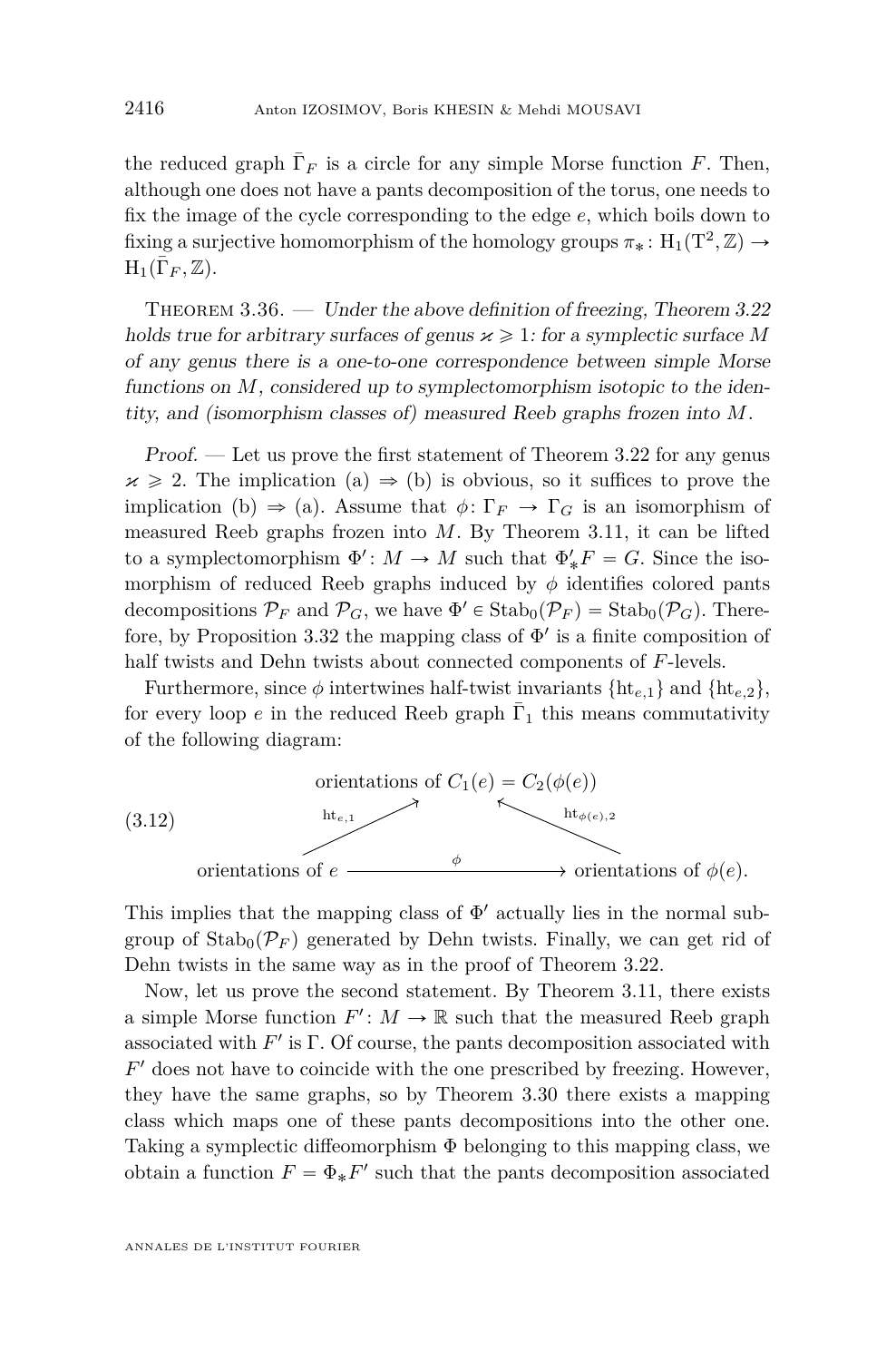the reduced graph $\bar{\Gamma}_F$ is a circle for any simple Morse function $F$. Then, although one does not have a pants decomposition of the torus, one needs to fix the image of the cycle corresponding to the edge $e$, which boils down to fixing a surjective homomorphism of the homology groups $\pi_*\colon \mathrm{H}_1(\mathrm{T}^2,\mathbb{Z}) \to \mathrm{H}_1(\bar{\Gamma}_F,\mathbb{Z})$.

Theorem 3.36. — *Under the above definition of freezing, Theorem 3.22 holds true for arbitrary surfaces of genus $\varkappa \geqslant 1$: for a symplectic surface $M$ of any genus there is a one-to-one correspondence between simple Morse functions on $M$, considered up to symplectomorphism isotopic to the identity, and (isomorphism classes of) measured Reeb graphs frozen into $M$.*

*Proof.* — Let us prove the first statement of Theorem 3.22 for any genus $\varkappa \geqslant 2$. The implication (a) $\Rightarrow$ (b) is obvious, so it suffices to prove the implication (b) $\Rightarrow$ (a). Assume that $\phi\colon \Gamma_F \to \Gamma_G$ is an isomorphism of measured Reeb graphs frozen into $M$. By Theorem 3.11, it can be lifted to a symplectomorphism $\Phi'\colon M \to M$ such that $\Phi'_*F = G$. Since the isomorphism of reduced Reeb graphs induced by $\phi$ identifies colored pants decompositions $\mathcal{P}_F$ and $\mathcal{P}_G$, we have $\Phi' \in \mathrm{Stab}_0(\mathcal{P}_F) = \mathrm{Stab}_0(\mathcal{P}_G)$. Therefore, by Proposition 3.32 the mapping class of $\Phi'$ is a finite composition of half twists and Dehn twists about connected components of $F$-levels.

Furthermore, since $\phi$ intertwines half-twist invariants $\{\mathrm{ht}_{e,1}\}$ and $\{\mathrm{ht}_{e,2}\}$, for every loop $e$ in the reduced Reeb graph $\bar{\Gamma}_1$ this means commutativity of the following diagram:

$$
\begin{array}{ccccc}
 & & \text{orientations of } C_1(e) = C_2(\phi(e)) & & \\
 & \nearrow^{\mathrm{ht}_{e,1}} & & \nwarrow^{\mathrm{ht}_{\phi(e),2}} & \\
\text{orientations of } e & & \xrightarrow{\quad\phi\quad} & & \text{orientations of } \phi(e).
\end{array}
\tag{3.12}
$$

This implies that the mapping class of $\Phi'$ actually lies in the normal subgroup of $\mathrm{Stab}_0(\mathcal{P}_F)$ generated by Dehn twists. Finally, we can get rid of Dehn twists in the same way as in the proof of Theorem 3.22.

Now, let us prove the second statement. By Theorem 3.11, there exists a simple Morse function $F'\colon M \to \mathbb{R}$ such that the measured Reeb graph associated with $F'$ is $\Gamma$. Of course, the pants decomposition associated with $F'$ does not have to coincide with the one prescribed by freezing. However, they have the same graphs, so by Theorem 3.30 there exists a mapping class which maps one of these pants decompositions into the other one. Taking a symplectic diffeomorphism $\Phi$ belonging to this mapping class, we obtain a function $F = \Phi_*F'$ such that the pants decomposition associated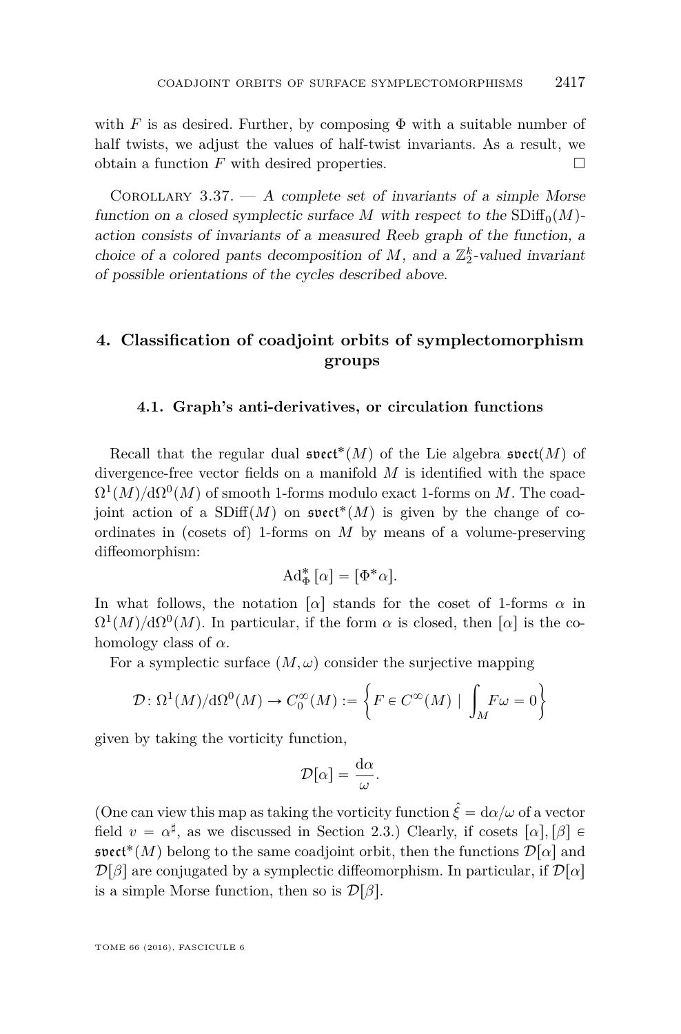with $F$ is as desired. Further, by composing $\Phi$ with a suitable number of half twists, we adjust the values of half-twist invariants. As a result, we obtain a function $F$ with desired properties. □

Corollary 3.37. — *A complete set of invariants of a simple Morse function on a closed symplectic surface $M$ with respect to the $\mathrm{SDiff}_0(M)$-action consists of invariants of a measured Reeb graph of the function, a choice of a colored pants decomposition of $M$, and a $\mathbb{Z}_2^k$-valued invariant of possible orientations of the cycles described above.*

## 4. Classification of coadjoint orbits of symplectomorphism groups

### 4.1. Graph's anti-derivatives, or circulation functions

Recall that the regular dual $\mathfrak{svect}^*(M)$ of the Lie algebra $\mathfrak{svect}(M)$ of divergence-free vector fields on a manifold $M$ is identified with the space $\Omega^1(M)/\mathrm{d}\Omega^0(M)$ of smooth 1-forms modulo exact 1-forms on $M$. The coadjoint action of a $\mathrm{SDiff}(M)$ on $\mathfrak{svect}^*(M)$ is given by the change of coordinates in (cosets of) 1-forms on $M$ by means of a volume-preserving diffeomorphism:

$$\mathrm{Ad}^*_\Phi\,[\alpha] = [\Phi^*\alpha].$$

In what follows, the notation $[\alpha]$ stands for the coset of 1-forms $\alpha$ in $\Omega^1(M)/\mathrm{d}\Omega^0(M)$. In particular, if the form $\alpha$ is closed, then $[\alpha]$ is the cohomology class of $\alpha$.

For a symplectic surface $(M, \omega)$ consider the surjective mapping

$$\mathcal{D}\colon \Omega^1(M)/\mathrm{d}\Omega^0(M) \to C^\infty_0(M) := \left\{ F \in C^\infty(M) \mid \int_M F\omega = 0 \right\}$$

given by taking the vorticity function,

$$\mathcal{D}[\alpha] = \frac{\mathrm{d}\alpha}{\omega}.$$

(One can view this map as taking the vorticity function $\hat{\xi} = \mathrm{d}\alpha/\omega$ of a vector field $v = \alpha^\sharp$, as we discussed in Section 2.3.) Clearly, if cosets $[\alpha], [\beta] \in \mathfrak{svect}^*(M)$ belong to the same coadjoint orbit, then the functions $\mathcal{D}[\alpha]$ and $\mathcal{D}[\beta]$ are conjugated by a symplectic diffeomorphism. In particular, if $\mathcal{D}[\alpha]$ is a simple Morse function, then so is $\mathcal{D}[\beta]$.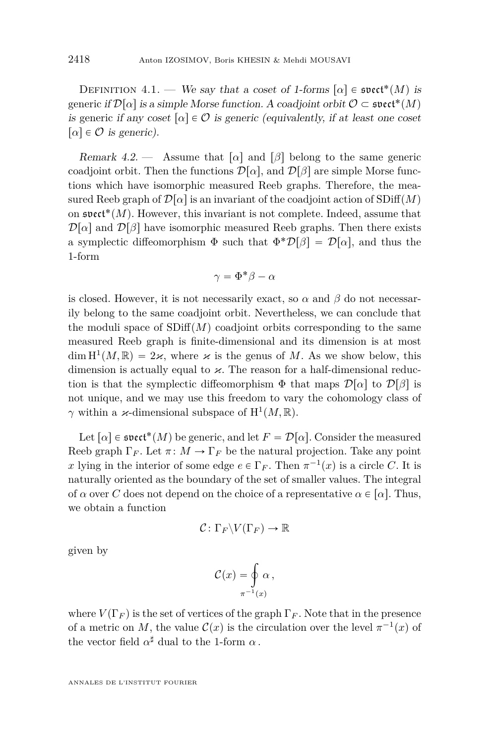Definition 4.1. — *We say that a coset of 1-forms $[\alpha] \in \mathfrak{svect}^*(M)$ is* generic *if $\mathcal{D}[\alpha]$ is a simple Morse function. A coadjoint orbit $\mathcal{O} \subset \mathfrak{svect}^*(M)$ is* generic *if any coset $[\alpha] \in \mathcal{O}$ is generic (equivalently, if at least one coset $[\alpha] \in \mathcal{O}$ is generic).*

*Remark 4.2.* — Assume that $[\alpha]$ and $[\beta]$ belong to the same generic coadjoint orbit. Then the functions $\mathcal{D}[\alpha]$, and $\mathcal{D}[\beta]$ are simple Morse functions which have isomorphic measured Reeb graphs. Therefore, the measured Reeb graph of $\mathcal{D}[\alpha]$ is an invariant of the coadjoint action of $\mathrm{SDiff}(M)$ on $\mathfrak{svect}^*(M)$. However, this invariant is not complete. Indeed, assume that $\mathcal{D}[\alpha]$ and $\mathcal{D}[\beta]$ have isomorphic measured Reeb graphs. Then there exists a symplectic diffeomorphism $\Phi$ such that $\Phi^*\mathcal{D}[\beta] = \mathcal{D}[\alpha]$, and thus the 1-form

$$\gamma = \Phi^*\beta - \alpha$$

is closed. However, it is not necessarily exact, so $\alpha$ and $\beta$ do not necessarily belong to the same coadjoint orbit. Nevertheless, we can conclude that the moduli space of $\mathrm{SDiff}(M)$ coadjoint orbits corresponding to the same measured Reeb graph is finite-dimensional and its dimension is at most $\dim \mathrm{H}^1(M, \mathbb{R}) = 2\varkappa$, where $\varkappa$ is the genus of $M$. As we show below, this dimension is actually equal to $\varkappa$. The reason for a half-dimensional reduction is that the symplectic diffeomorphism $\Phi$ that maps $\mathcal{D}[\alpha]$ to $\mathcal{D}[\beta]$ is not unique, and we may use this freedom to vary the cohomology class of $\gamma$ within a $\varkappa$-dimensional subspace of $\mathrm{H}^1(M, \mathbb{R})$.

Let $[\alpha] \in \mathfrak{svect}^*(M)$ be generic, and let $F = \mathcal{D}[\alpha]$. Consider the measured Reeb graph $\Gamma_F$. Let $\pi\colon M \to \Gamma_F$ be the natural projection. Take any point $x$ lying in the interior of some edge $e \in \Gamma_F$. Then $\pi^{-1}(x)$ is a circle $C$. It is naturally oriented as the boundary of the set of smaller values. The integral of $\alpha$ over $C$ does not depend on the choice of a representative $\alpha \in [\alpha]$. Thus, we obtain a function

$$\mathcal{C}\colon \Gamma_F \backslash V(\Gamma_F) \to \mathbb{R}$$

given by

$$\mathcal{C}(x) = \oint\limits_{\pi^{-1}(x)} \alpha\,,$$

where $V(\Gamma_F)$ is the set of vertices of the graph $\Gamma_F$. Note that in the presence of a metric on $M$, the value $\mathcal{C}(x)$ is the circulation over the level $\pi^{-1}(x)$ of the vector field $\alpha^\sharp$ dual to the 1-form $\alpha$.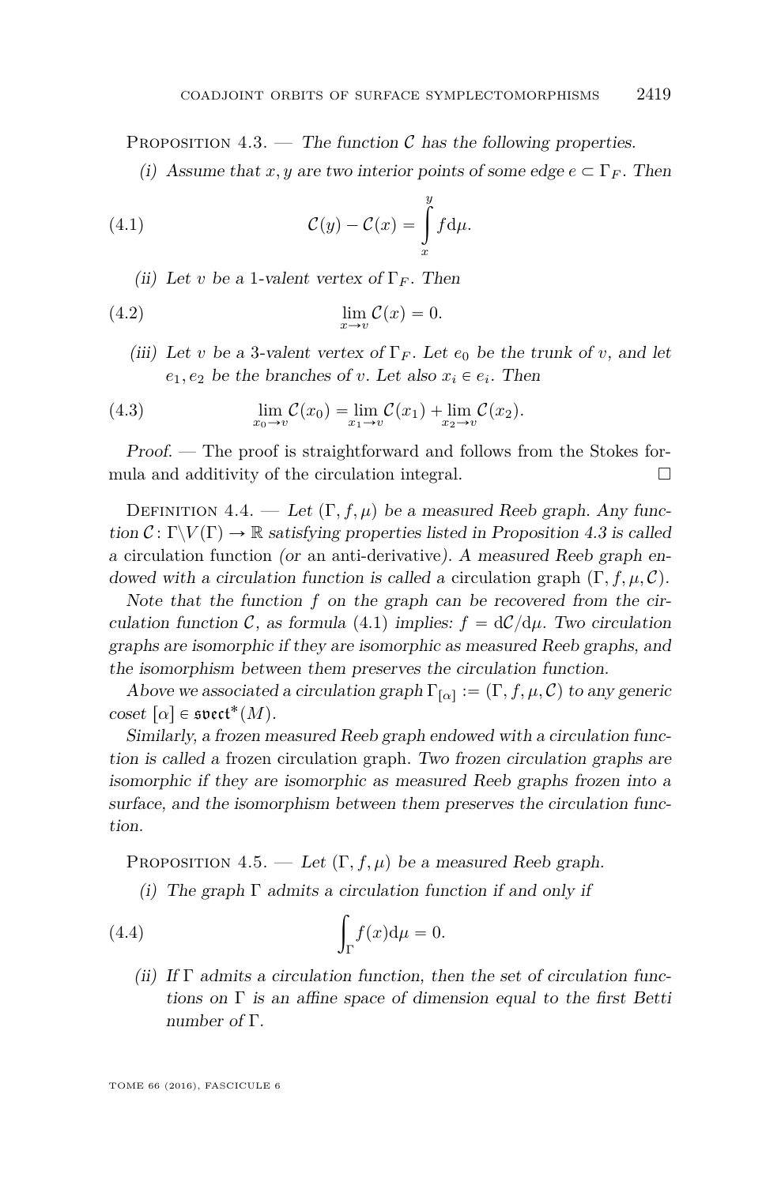Proposition 4.3. — *The function $\mathcal{C}$ has the following properties.*

(i) *Assume that $x, y$ are two interior points of some edge $e \subset \Gamma_F$. Then*

$$\mathcal{C}(y) - \mathcal{C}(x) = \int_x^y f \mathrm{d}\mu. \tag{4.1}$$

(ii) *Let $v$ be a 1-valent vertex of $\Gamma_F$. Then*

$$\lim_{x \to v} \mathcal{C}(x) = 0. \tag{4.2}$$

(iii) *Let $v$ be a 3-valent vertex of $\Gamma_F$. Let $e_0$ be the trunk of $v$, and let $e_1, e_2$ be the branches of $v$. Let also $x_i \in e_i$. Then*

$$\lim_{x_0 \to v} \mathcal{C}(x_0) = \lim_{x_1 \to v} \mathcal{C}(x_1) + \lim_{x_2 \to v} \mathcal{C}(x_2). \tag{4.3}$$

*Proof.* — The proof is straightforward and follows from the Stokes formula and additivity of the circulation integral. □

Definition 4.4. — *Let $(\Gamma, f, \mu)$ be a measured Reeb graph. Any function $\mathcal{C} \colon \Gamma \backslash V(\Gamma) \to \mathbb{R}$ satisfying properties listed in Proposition 4.3 is called a* circulation function *(or an* anti-derivative*). A measured Reeb graph endowed with a circulation function is called a* circulation graph $(\Gamma, f, \mu, \mathcal{C})$.

*Note that the function $f$ on the graph can be recovered from the circulation function $\mathcal{C}$, as formula (4.1) implies: $f = \mathrm{d}\mathcal{C}/\mathrm{d}\mu$. Two circulation graphs are isomorphic if they are isomorphic as measured Reeb graphs, and the isomorphism between them preserves the circulation function.*

*Above we associated a circulation graph $\Gamma_{[\alpha]} := (\Gamma, f, \mu, \mathcal{C})$ to any generic coset $[\alpha] \in \mathfrak{svect}^*(M)$.*

*Similarly, a frozen measured Reeb graph endowed with a circulation function is called a* frozen circulation graph. *Two frozen circulation graphs are isomorphic if they are isomorphic as measured Reeb graphs frozen into a surface, and the isomorphism between them preserves the circulation function.*

Proposition 4.5. — *Let $(\Gamma, f, \mu)$ be a measured Reeb graph.*

(i) *The graph $\Gamma$ admits a circulation function if and only if*

$$\int_\Gamma f(x) \mathrm{d}\mu = 0. \tag{4.4}$$

(ii) *If $\Gamma$ admits a circulation function, then the set of circulation functions on $\Gamma$ is an affine space of dimension equal to the first Betti number of $\Gamma$.*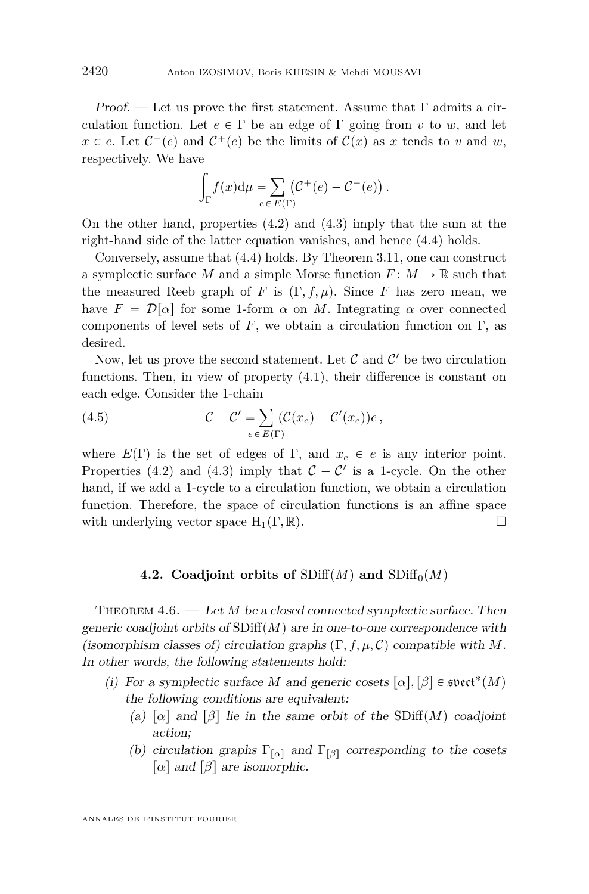*Proof.* — Let us prove the first statement. Assume that $\Gamma$ admits a circulation function. Let $e \in \Gamma$ be an edge of $\Gamma$ going from $v$ to $w$, and let $x \in e$. Let $\mathcal{C}^-(e)$ and $\mathcal{C}^+(e)$ be the limits of $\mathcal{C}(x)$ as $x$ tends to $v$ and $w$, respectively. We have

$$\int_\Gamma f(x)\mathrm{d}\mu = \sum_{e \in E(\Gamma)} \left(\mathcal{C}^+(e) - \mathcal{C}^-(e)\right).$$

On the other hand, properties (4.2) and (4.3) imply that the sum at the right-hand side of the latter equation vanishes, and hence (4.4) holds.

Conversely, assume that (4.4) holds. By Theorem 3.11, one can construct a symplectic surface $M$ and a simple Morse function $F\colon M \to \mathbb{R}$ such that the measured Reeb graph of $F$ is $(\Gamma, f, \mu)$. Since $F$ has zero mean, we have $F = \mathcal{D}[\alpha]$ for some 1-form $\alpha$ on $M$. Integrating $\alpha$ over connected components of level sets of $F$, we obtain a circulation function on $\Gamma$, as desired.

Now, let us prove the second statement. Let $\mathcal{C}$ and $\mathcal{C}'$ be two circulation functions. Then, in view of property (4.1), their difference is constant on each edge. Consider the 1-chain

$$\mathcal{C} - \mathcal{C}' = \sum_{e \in E(\Gamma)} (\mathcal{C}(x_e) - \mathcal{C}'(x_e))e\,, \tag{4.5}$$

where $E(\Gamma)$ is the set of edges of $\Gamma$, and $x_e \in e$ is any interior point. Properties (4.2) and (4.3) imply that $\mathcal{C} - \mathcal{C}'$ is a 1-cycle. On the other hand, if we add a 1-cycle to a circulation function, we obtain a circulation function. Therefore, the space of circulation functions is an affine space with underlying vector space $\mathrm{H}_1(\Gamma, \mathbb{R})$. □

### 4.2. Coadjoint orbits of $\mathrm{SDiff}(M)$ and $\mathrm{SDiff}_0(M)$

Theorem 4.6. — *Let $M$ be a closed connected symplectic surface. Then generic coadjoint orbits of $\mathrm{SDiff}(M)$ are in one-to-one correspondence with (isomorphism classes of) circulation graphs $(\Gamma, f, \mu, \mathcal{C})$ compatible with $M$. In other words, the following statements hold:*

- (i) *For a symplectic surface $M$ and generic cosets $[\alpha], [\beta] \in \mathfrak{svect}^*(M)$ the following conditions are equivalent:*
  - (a) *$[\alpha]$ and $[\beta]$ lie in the same orbit of the $\mathrm{SDiff}(M)$ coadjoint action;*
  - (b) *circulation graphs $\Gamma_{[\alpha]}$ and $\Gamma_{[\beta]}$ corresponding to the cosets $[\alpha]$ and $[\beta]$ are isomorphic.*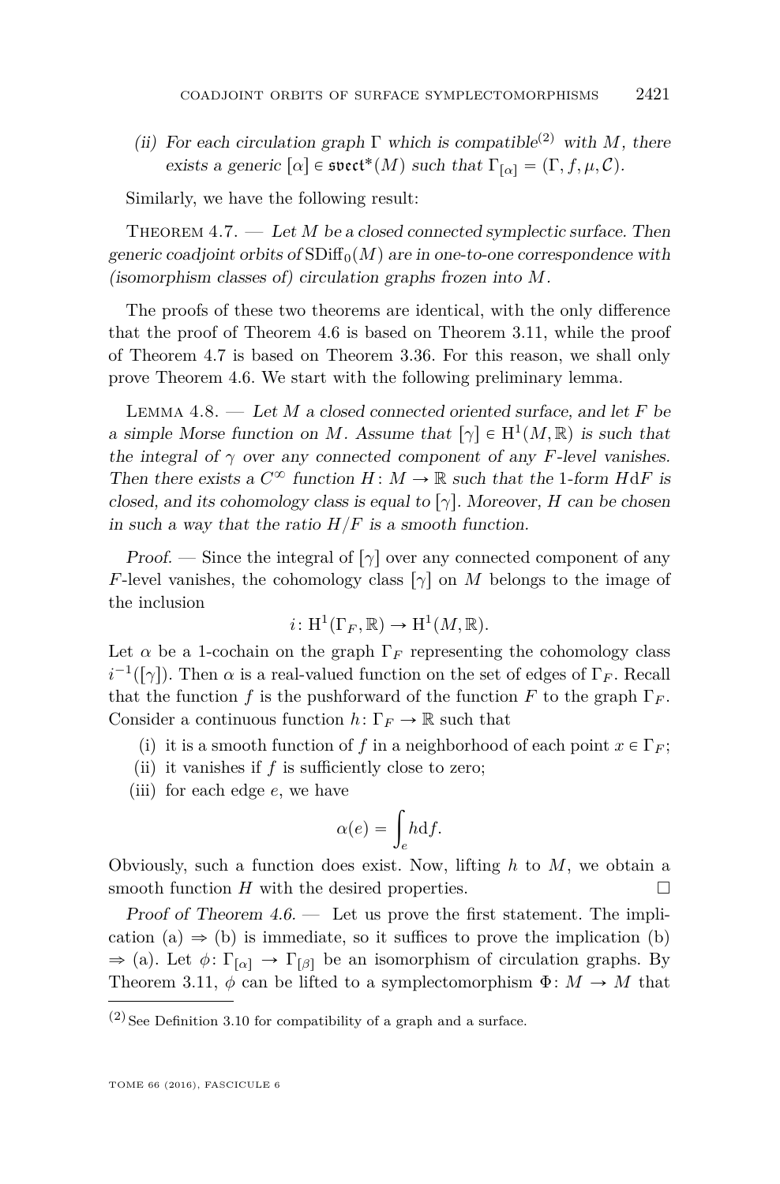*(ii) For each circulation graph $\Gamma$ which is compatible*[2] *with $M$, there exists a generic $[\alpha] \in \mathfrak{svect}^*(M)$ such that $\Gamma_{[\alpha]} = (\Gamma, f, \mu, \mathcal{C})$.*

Similarly, we have the following result:

Theorem 4.7. — *Let $M$ be a closed connected symplectic surface. Then generic coadjoint orbits of $\mathrm{SDiff}_0(M)$ are in one-to-one correspondence with (isomorphism classes of) circulation graphs frozen into $M$.*

The proofs of these two theorems are identical, with the only difference that the proof of Theorem 4.6 is based on Theorem 3.11, while the proof of Theorem 4.7 is based on Theorem 3.36. For this reason, we shall only prove Theorem 4.6. We start with the following preliminary lemma.

Lemma 4.8. — *Let $M$ a closed connected oriented surface, and let $F$ be a simple Morse function on $M$. Assume that $[\gamma] \in \mathrm{H}^1(M, \mathbb{R})$ is such that the integral of $\gamma$ over any connected component of any $F$-level vanishes. Then there exists a $C^\infty$ function $H \colon M \to \mathbb{R}$ such that the 1-form $H\mathrm{d}F$ is closed, and its cohomology class is equal to $[\gamma]$. Moreover, $H$ can be chosen in such a way that the ratio $H/F$ is a smooth function.*

*Proof.* — Since the integral of $[\gamma]$ over any connected component of any $F$-level vanishes, the cohomology class $[\gamma]$ on $M$ belongs to the image of the inclusion

$$i \colon \mathrm{H}^1(\Gamma_F, \mathbb{R}) \to \mathrm{H}^1(M, \mathbb{R}).$$

Let $\alpha$ be a 1-cochain on the graph $\Gamma_F$ representing the cohomology class $i^{-1}([\gamma])$. Then $\alpha$ is a real-valued function on the set of edges of $\Gamma_F$. Recall that the function $f$ is the pushforward of the function $F$ to the graph $\Gamma_F$. Consider a continuous function $h \colon \Gamma_F \to \mathbb{R}$ such that

(i) it is a smooth function of $f$ in a neighborhood of each point $x \in \Gamma_F$;

(ii) it vanishes if $f$ is sufficiently close to zero;

(iii) for each edge $e$, we have

$$\alpha(e) = \int_e h\mathrm{d}f.$$

Obviously, such a function does exist. Now, lifting $h$ to $M$, we obtain a smooth function $H$ with the desired properties. □

*Proof of Theorem 4.6.* — Let us prove the first statement. The implication (a) ⇒ (b) is immediate, so it suffices to prove the implication (b) ⇒ (a). Let $\phi \colon \Gamma_{[\alpha]} \to \Gamma_{[\beta]}$ be an isomorphism of circulation graphs. By Theorem 3.11, $\phi$ can be lifted to a symplectomorphism $\Phi \colon M \to M$ that

[2] See Definition 3.10 for compatibility of a graph and a surface.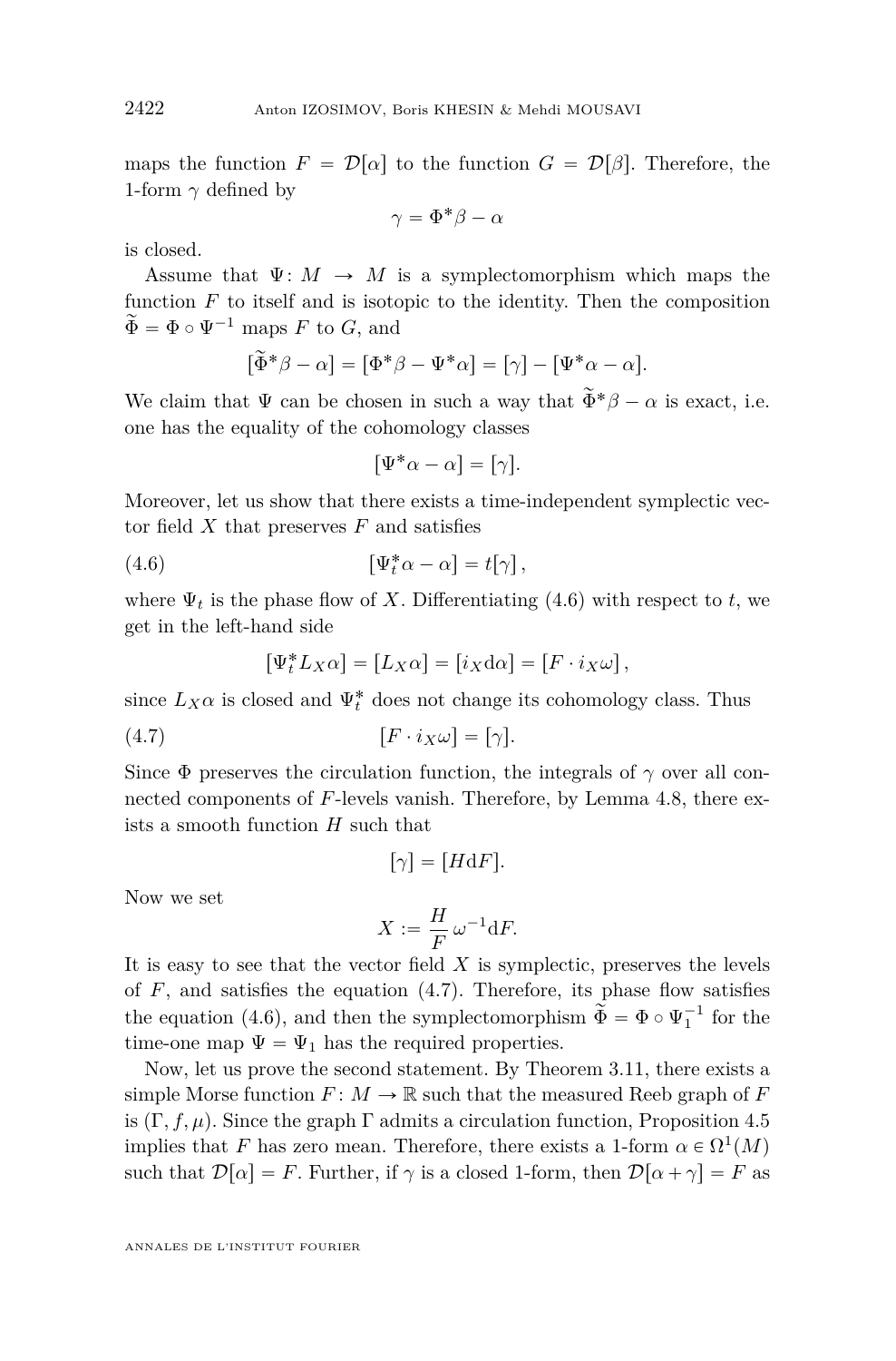maps the function $F = \mathcal{D}[\alpha]$ to the function $G = \mathcal{D}[\beta]$. Therefore, the 1-form $\gamma$ defined by

$$\gamma = \Phi^*\beta - \alpha$$

is closed.

Assume that $\Psi\colon M \to M$ is a symplectomorphism which maps the function $F$ to itself and is isotopic to the identity. Then the composition $\widetilde{\Phi} = \Phi \circ \Psi^{-1}$ maps $F$ to $G$, and

$$[\widetilde{\Phi}^*\beta - \alpha] = [\Phi^*\beta - \Psi^*\alpha] = [\gamma] - [\Psi^*\alpha - \alpha].$$

We claim that $\Psi$ can be chosen in such a way that $\widetilde{\Phi}^*\beta - \alpha$ is exact, i.e. one has the equality of the cohomology classes

$$[\Psi^*\alpha - \alpha] = [\gamma].$$

Moreover, let us show that there exists a time-independent symplectic vector field $X$ that preserves $F$ and satisfies

$$[\Psi_t^*\alpha - \alpha] = t[\gamma]\,, \tag{4.6}$$

where $\Psi_t$ is the phase flow of $X$. Differentiating (4.6) with respect to $t$, we get in the left-hand side

$$[\Psi_t^* L_X\alpha] = [L_X\alpha] = [i_X \mathrm{d}\alpha] = [F \cdot i_X\omega]\,,$$

since $L_X\alpha$ is closed and $\Psi_t^*$ does not change its cohomology class. Thus

$$[F \cdot i_X\omega] = [\gamma]. \tag{4.7}$$

Since $\Phi$ preserves the circulation function, the integrals of $\gamma$ over all connected components of $F$-levels vanish. Therefore, by Lemma 4.8, there exists a smooth function $H$ such that

$$[\gamma] = [H\mathrm{d}F].$$

Now we set

$$X := \frac{H}{F}\,\omega^{-1}\mathrm{d}F.$$

It is easy to see that the vector field $X$ is symplectic, preserves the levels of $F$, and satisfies the equation (4.7). Therefore, its phase flow satisfies the equation (4.6), and then the symplectomorphism $\widetilde{\Phi} = \Phi \circ \Psi_1^{-1}$ for the time-one map $\Psi = \Psi_1$ has the required properties.

Now, let us prove the second statement. By Theorem 3.11, there exists a simple Morse function $F\colon M \to \mathbb{R}$ such that the measured Reeb graph of $F$ is $(\Gamma, f, \mu)$. Since the graph $\Gamma$ admits a circulation function, Proposition 4.5 implies that $F$ has zero mean. Therefore, there exists a 1-form $\alpha \in \Omega^1(M)$ such that $\mathcal{D}[\alpha] = F$. Further, if $\gamma$ is a closed 1-form, then $\mathcal{D}[\alpha + \gamma] = F$ as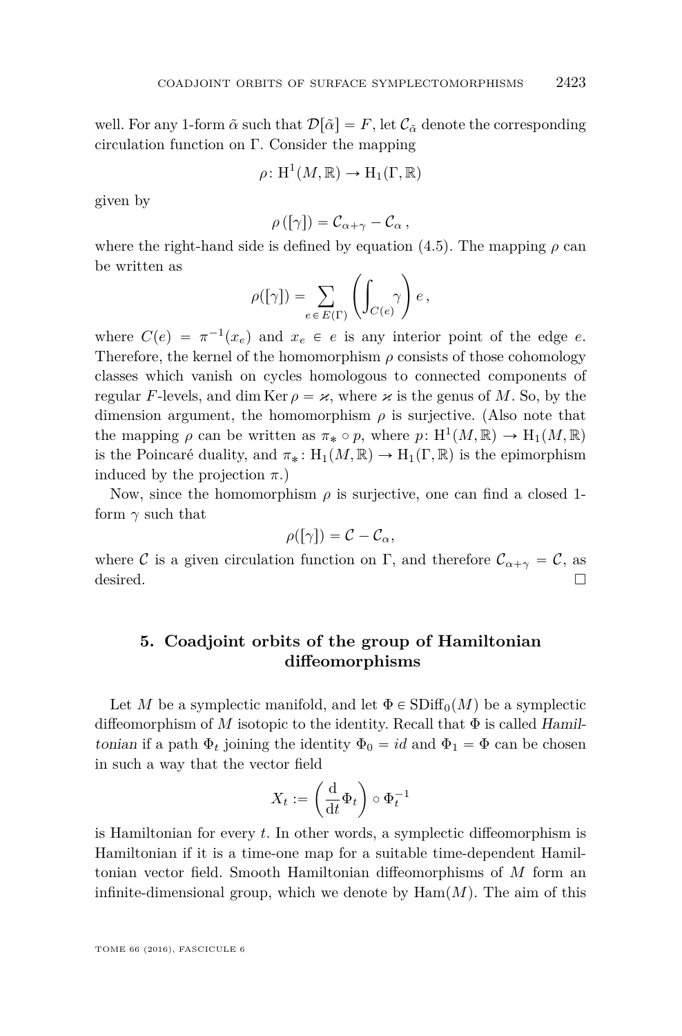well. For any 1-form $\tilde{\alpha}$ such that $\mathcal{D}[\tilde{\alpha}] = F$, let $\mathcal{C}_{\tilde{\alpha}}$ denote the corresponding circulation function on $\Gamma$. Consider the mapping

$$\rho\colon \mathrm{H}^1(M, \mathbb{R}) \to \mathrm{H}_1(\Gamma, \mathbb{R})$$

given by

$$\rho\left([\gamma]\right) = \mathcal{C}_{\alpha+\gamma} - \mathcal{C}_{\alpha}\,,$$

where the right-hand side is defined by equation (4.5). The mapping $\rho$ can be written as

$$\rho([\gamma]) = \sum_{e \,\in\, E(\Gamma)} \left( \int_{C(e)} \gamma \right) e\,,$$

where $C(e) = \pi^{-1}(x_e)$ and $x_e \in e$ is any interior point of the edge $e$. Therefore, the kernel of the homomorphism $\rho$ consists of those cohomology classes which vanish on cycles homologous to connected components of regular $F$-levels, and $\dim \operatorname{Ker} \rho = \varkappa$, where $\varkappa$ is the genus of $M$. So, by the dimension argument, the homomorphism $\rho$ is surjective. (Also note that the mapping $\rho$ can be written as $\pi_* \circ p$, where $p\colon \mathrm{H}^1(M, \mathbb{R}) \to \mathrm{H}_1(M, \mathbb{R})$ is the Poincaré duality, and $\pi_*\colon \mathrm{H}_1(M, \mathbb{R}) \to \mathrm{H}_1(\Gamma, \mathbb{R})$ is the epimorphism induced by the projection $\pi$.)

Now, since the homomorphism $\rho$ is surjective, one can find a closed 1-form $\gamma$ such that

$$\rho([\gamma]) = \mathcal{C} - \mathcal{C}_{\alpha},$$

where $\mathcal{C}$ is a given circulation function on $\Gamma$, and therefore $\mathcal{C}_{\alpha+\gamma} = \mathcal{C}$, as desired. □

## 5. Coadjoint orbits of the group of Hamiltonian diffeomorphisms

Let $M$ be a symplectic manifold, and let $\Phi \in \mathrm{SDiff}_0(M)$ be a symplectic diffeomorphism of $M$ isotopic to the identity. Recall that $\Phi$ is called *Hamiltonian* if a path $\Phi_t$ joining the identity $\Phi_0 = id$ and $\Phi_1 = \Phi$ can be chosen in such a way that the vector field

$$X_t := \left( \frac{\mathrm{d}}{\mathrm{d}t} \Phi_t \right) \circ \Phi_t^{-1}$$

is Hamiltonian for every $t$. In other words, a symplectic diffeomorphism is Hamiltonian if it is a time-one map for a suitable time-dependent Hamiltonian vector field. Smooth Hamiltonian diffeomorphisms of $M$ form an infinite-dimensional group, which we denote by $\mathrm{Ham}(M)$. The aim of this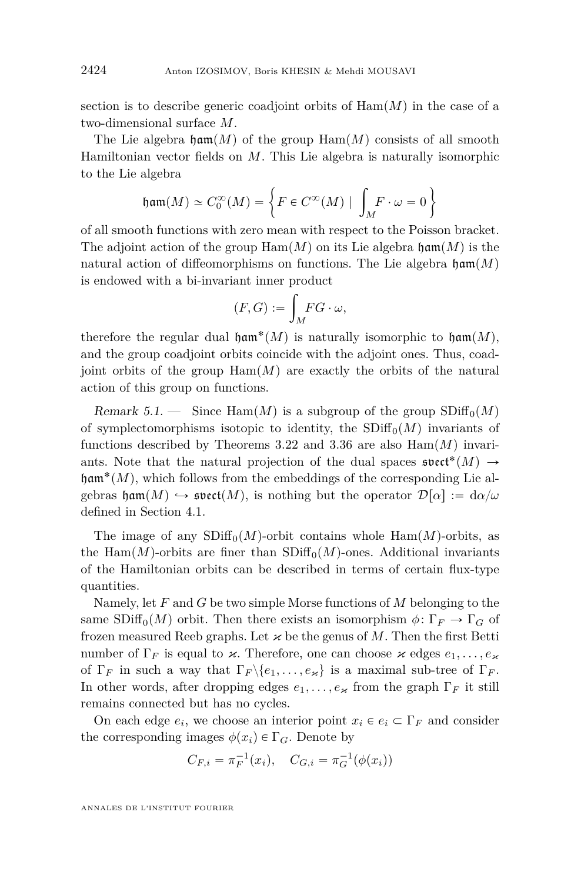section is to describe generic coadjoint orbits of $\mathrm{Ham}(M)$ in the case of a two-dimensional surface $M$.

The Lie algebra $\mathfrak{ham}(M)$ of the group $\mathrm{Ham}(M)$ consists of all smooth Hamiltonian vector fields on $M$. This Lie algebra is naturally isomorphic to the Lie algebra

$$\mathfrak{ham}(M) \simeq C_0^\infty(M) = \left\{ F \in C^\infty(M) \mid \int_M F \cdot \omega = 0 \right\}$$

of all smooth functions with zero mean with respect to the Poisson bracket. The adjoint action of the group $\mathrm{Ham}(M)$ on its Lie algebra $\mathfrak{ham}(M)$ is the natural action of diffeomorphisms on functions. The Lie algebra $\mathfrak{ham}(M)$ is endowed with a bi-invariant inner product

$$(F, G) := \int_M FG \cdot \omega,$$

therefore the regular dual $\mathfrak{ham}^*(M)$ is naturally isomorphic to $\mathfrak{ham}(M)$, and the group coadjoint orbits coincide with the adjoint ones. Thus, coadjoint orbits of the group $\mathrm{Ham}(M)$ are exactly the orbits of the natural action of this group on functions.

*Remark 5.1.* — Since $\mathrm{Ham}(M)$ is a subgroup of the group $\mathrm{SDiff}_0(M)$ of symplectomorphisms isotopic to identity, the $\mathrm{SDiff}_0(M)$ invariants of functions described by Theorems 3.22 and 3.36 are also $\mathrm{Ham}(M)$ invariants. Note that the natural projection of the dual spaces $\mathfrak{svect}^*(M) \to \mathfrak{ham}^*(M)$, which follows from the embeddings of the corresponding Lie algebras $\mathfrak{ham}(M) \hookrightarrow \mathfrak{svect}(M)$, is nothing but the operator $\mathcal{D}[\alpha] := \mathrm{d}\alpha/\omega$ defined in Section 4.1.

The image of any $\mathrm{SDiff}_0(M)$-orbit contains whole $\mathrm{Ham}(M)$-orbits, as the $\mathrm{Ham}(M)$-orbits are finer than $\mathrm{SDiff}_0(M)$-ones. Additional invariants of the Hamiltonian orbits can be described in terms of certain flux-type quantities.

Namely, let $F$ and $G$ be two simple Morse functions of $M$ belonging to the same $\mathrm{SDiff}_0(M)$ orbit. Then there exists an isomorphism $\phi\colon \Gamma_F \to \Gamma_G$ of frozen measured Reeb graphs. Let $\varkappa$ be the genus of $M$. Then the first Betti number of $\Gamma_F$ is equal to $\varkappa$. Therefore, one can choose $\varkappa$ edges $e_1, \dots, e_\varkappa$ of $\Gamma_F$ in such a way that $\Gamma_F \backslash \{e_1, \dots, e_\varkappa\}$ is a maximal sub-tree of $\Gamma_F$. In other words, after dropping edges $e_1, \dots, e_\varkappa$ from the graph $\Gamma_F$ it still remains connected but has no cycles.

On each edge $e_i$, we choose an interior point $x_i \in e_i \subset \Gamma_F$ and consider the corresponding images $\phi(x_i) \in \Gamma_G$. Denote by

$$C_{F,i} = \pi_F^{-1}(x_i), \quad C_{G,i} = \pi_G^{-1}(\phi(x_i))$$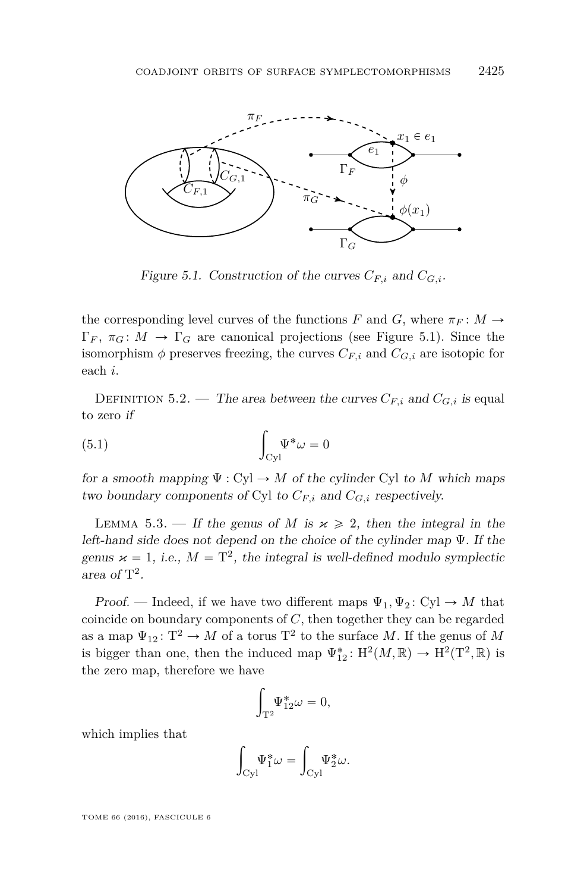*Figure 5.1. Construction of the curves $C_{F,i}$ and $C_{G,i}$.*

the corresponding level curves of the functions $F$ and $G$, where $\pi_F: M \to \Gamma_F$, $\pi_G: M \to \Gamma_G$ are canonical projections (see Figure 5.1). Since the isomorphism $\phi$ preserves freezing, the curves $C_{F,i}$ and $C_{G,i}$ are isotopic for each $i$.

Definition 5.2. — *The area between the curves* $C_{F,i}$ *and* $C_{G,i}$ *is* equal to zero *if*

$$\int_{\mathrm{Cyl}} \Psi^*\omega = 0 \tag{5.1}$$

*for a smooth mapping* $\Psi : \mathrm{Cyl} \to M$ *of the cylinder* Cyl *to* $M$ *which maps two boundary components of* Cyl *to* $C_{F,i}$ *and* $C_{G,i}$ *respectively.*

Lemma 5.3. — *If the genus of* $M$ *is* $\varkappa \geqslant 2$*, then the integral in the left-hand side does not depend on the choice of the cylinder map* $\Psi$*. If the genus* $\varkappa = 1$*, i.e.,* $M = \mathrm{T}^2$*, the integral is well-defined modulo symplectic area of* $\mathrm{T}^2$*.*

*Proof.* — Indeed, if we have two different maps $\Psi_1, \Psi_2 : \mathrm{Cyl} \to M$ that coincide on boundary components of $C$, then together they can be regarded as a map $\Psi_{12} : \mathrm{T}^2 \to M$ of a torus $\mathrm{T}^2$ to the surface $M$. If the genus of $M$ is bigger than one, then the induced map $\Psi_{12}^* : \mathrm{H}^2(M, \mathbb{R}) \to \mathrm{H}^2(\mathrm{T}^2, \mathbb{R})$ is the zero map, therefore we have

$$\int_{\mathrm{T}^2} \Psi_{12}^*\omega = 0,$$

which implies that

$$\int_{\mathrm{Cyl}} \Psi_1^*\omega = \int_{\mathrm{Cyl}} \Psi_2^*\omega.$$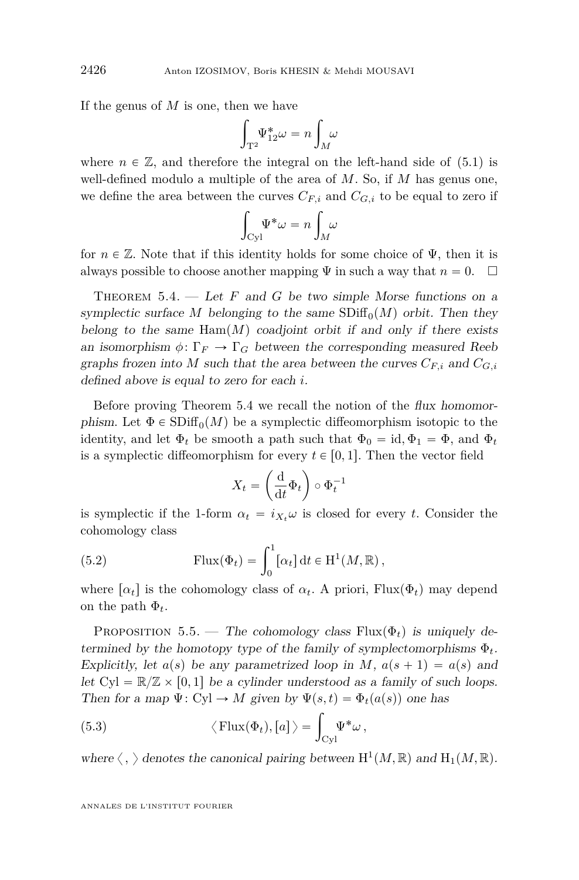If the genus of $M$ is one, then we have

$$\int_{\mathrm{T}^2} \Psi_{12}^* \omega = n \int_M \omega$$

where $n \in \mathbb{Z}$, and therefore the integral on the left-hand side of (5.1) is well-defined modulo a multiple of the area of $M$. So, if $M$ has genus one, we define the area between the curves $C_{F,i}$ and $C_{G,i}$ to be equal to zero if

$$\int_{\mathrm{Cyl}} \Psi^* \omega = n \int_M \omega$$

for $n \in \mathbb{Z}$. Note that if this identity holds for some choice of $\Psi$, then it is always possible to choose another mapping $\Psi$ in such a way that $n = 0$. $\square$

Theorem 5.4. — *Let $F$ and $G$ be two simple Morse functions on a symplectic surface $M$ belonging to the same $\mathrm{SDiff}_0(M)$ orbit. Then they belong to the same $\mathrm{Ham}(M)$ coadjoint orbit if and only if there exists an isomorphism $\phi\colon \Gamma_F \to \Gamma_G$ between the corresponding measured Reeb graphs frozen into $M$ such that the area between the curves $C_{F,i}$ and $C_{G,i}$ defined above is equal to zero for each $i$.*

Before proving Theorem 5.4 we recall the notion of the *flux homomorphism*. Let $\Phi \in \mathrm{SDiff}_0(M)$ be a symplectic diffeomorphism isotopic to the identity, and let $\Phi_t$ be smooth a path such that $\Phi_0 = \mathrm{id}, \Phi_1 = \Phi$, and $\Phi_t$ is a symplectic diffeomorphism for every $t \in [0,1]$. Then the vector field

$$X_t = \left(\frac{\mathrm{d}}{\mathrm{d}t}\Phi_t\right) \circ \Phi_t^{-1}$$

is symplectic if the 1-form $\alpha_t = i_{X_t}\omega$ is closed for every $t$. Consider the cohomology class

$$\mathrm{Flux}(\Phi_t) = \int_0^1 [\alpha_t]\,\mathrm{d}t \in \mathrm{H}^1(M,\mathbb{R}), \tag{5.2}$$

where $[\alpha_t]$ is the cohomology class of $\alpha_t$. A priori, $\mathrm{Flux}(\Phi_t)$ may depend on the path $\Phi_t$.

Proposition 5.5. — *The cohomology class $\mathrm{Flux}(\Phi_t)$ is uniquely determined by the homotopy type of the family of symplectomorphisms $\Phi_t$. Explicitly, let $a(s)$ be any parametrized loop in $M$, $a(s+1) = a(s)$ and let $\mathrm{Cyl} = \mathbb{R}/\mathbb{Z} \times [0,1]$ be a cylinder understood as a family of such loops. Then for a map $\Psi\colon \mathrm{Cyl} \to M$ given by $\Psi(s,t) = \Phi_t(a(s))$ one has*

$$\langle\, \mathrm{Flux}(\Phi_t), [a]\,\rangle = \int_{\mathrm{Cyl}} \Psi^*\omega\,, \tag{5.3}$$

*where $\langle\,,\,\rangle$ denotes the canonical pairing between $\mathrm{H}^1(M,\mathbb{R})$ and $\mathrm{H}_1(M,\mathbb{R})$.*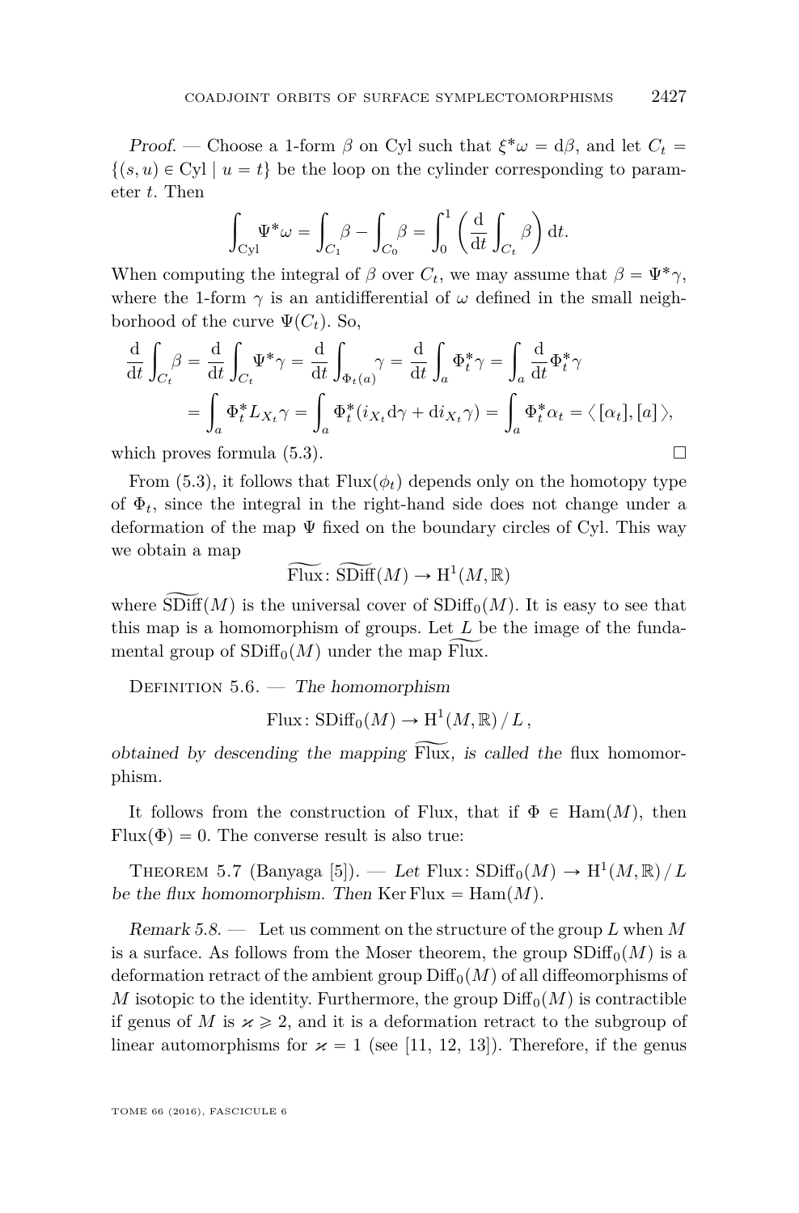*Proof.* — Choose a 1-form $\beta$ on Cyl such that $\xi^*\omega = \mathrm{d}\beta$, and let $C_t = \{(s,u) \in \mathrm{Cyl} \mid u = t\}$ be the loop on the cylinder corresponding to parameter $t$. Then

$$\int_{\mathrm{Cyl}} \Psi^*\omega = \int_{C_1} \beta - \int_{C_0} \beta = \int_0^1 \left( \frac{\mathrm{d}}{\mathrm{d}t} \int_{C_t} \beta \right) \mathrm{d}t.$$

When computing the integral of $\beta$ over $C_t$, we may assume that $\beta = \Psi^*\gamma$, where the 1-form $\gamma$ is an antidifferential of $\omega$ defined in the small neighborhood of the curve $\Psi(C_t)$. So,

$$\begin{aligned}\frac{\mathrm{d}}{\mathrm{d}t}\int_{C_t}\beta &= \frac{\mathrm{d}}{\mathrm{d}t}\int_{C_t}\Psi^*\gamma = \frac{\mathrm{d}}{\mathrm{d}t}\int_{\Phi_t(a)}\gamma = \frac{\mathrm{d}}{\mathrm{d}t}\int_a \Phi_t^*\gamma = \int_a \frac{\mathrm{d}}{\mathrm{d}t}\Phi_t^*\gamma \\ &= \int_a \Phi_t^* L_{X_t}\gamma = \int_a \Phi_t^*(i_{X_t}\mathrm{d}\gamma + \mathrm{d}i_{X_t}\gamma) = \int_a \Phi_t^*\alpha_t = \langle [\alpha_t], [a] \rangle,\end{aligned}$$

which proves formula (5.3). $\square$

From (5.3), it follows that $\mathrm{Flux}(\phi_t)$ depends only on the homotopy type of $\Phi_t$, since the integral in the right-hand side does not change under a deformation of the map $\Psi$ fixed on the boundary circles of Cyl. This way we obtain a map

$$\widetilde{\mathrm{Flux}} \colon \widetilde{\mathrm{SDiff}}(M) \to \mathrm{H}^1(M, \mathbb{R})$$

where $\widetilde{\mathrm{SDiff}}(M)$ is the universal cover of $\mathrm{SDiff}_0(M)$. It is easy to see that this map is a homomorphism of groups. Let $L$ be the image of the fundamental group of $\mathrm{SDiff}_0(M)$ under the map $\widetilde{\mathrm{Flux}}$.

Definition 5.6. — *The homomorphism*

$$\mathrm{Flux} \colon \mathrm{SDiff}_0(M) \to \mathrm{H}^1(M, \mathbb{R}) \,/\, L\,,$$

*obtained by descending the mapping* $\widetilde{\mathrm{Flux}}$*, is called the* flux homomorphism*.*

It follows from the construction of Flux, that if $\Phi \in \mathrm{Ham}(M)$, then $\mathrm{Flux}(\Phi) = 0$. The converse result is also true:

Theorem 5.7 (Banyaga [5]). — *Let* $\mathrm{Flux} \colon \mathrm{SDiff}_0(M) \to \mathrm{H}^1(M, \mathbb{R}) \,/\, L$ *be the flux homomorphism. Then* $\mathrm{Ker}\,\mathrm{Flux} = \mathrm{Ham}(M)$*.*

*Remark 5.8.* — Let us comment on the structure of the group $L$ when $M$ is a surface. As follows from the Moser theorem, the group $\mathrm{SDiff}_0(M)$ is a deformation retract of the ambient group $\mathrm{Diff}_0(M)$ of all diffeomorphisms of $M$ isotopic to the identity. Furthermore, the group $\mathrm{Diff}_0(M)$ is contractible if genus of $M$ is $\varkappa \geqslant 2$, and it is a deformation retract to the subgroup of linear automorphisms for $\varkappa = 1$ (see [11, 12, 13]). Therefore, if the genus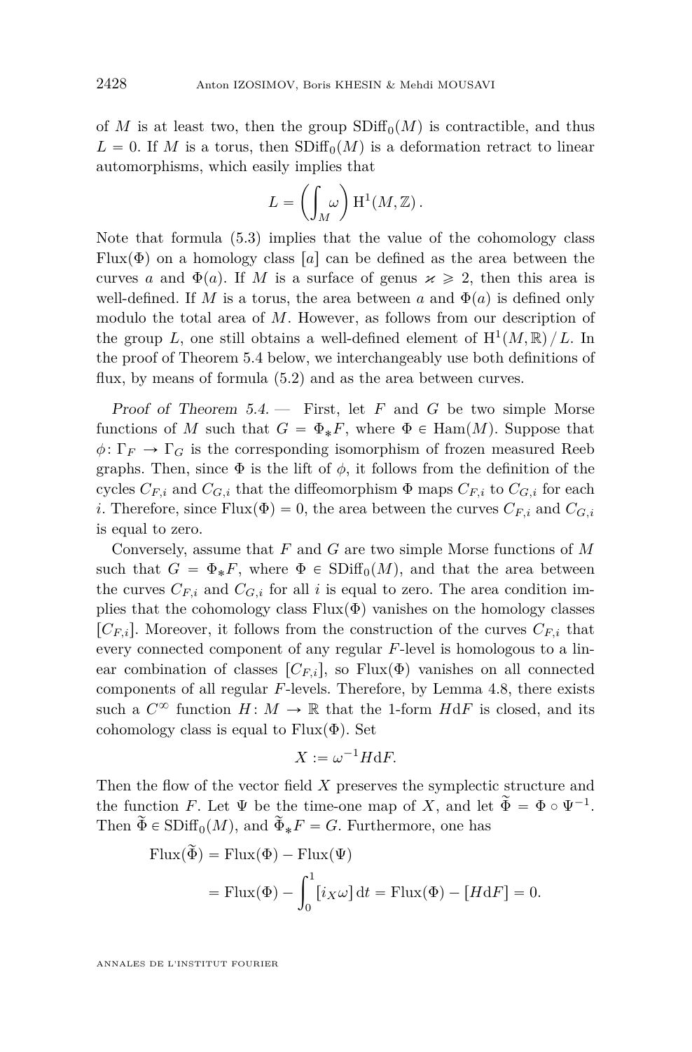of $M$ is at least two, then the group $\mathrm{SDiff}_0(M)$ is contractible, and thus $L = 0$. If $M$ is a torus, then $\mathrm{SDiff}_0(M)$ is a deformation retract to linear automorphisms, which easily implies that

$$L = \left(\int_M \omega\right) \mathrm{H}^1(M, \mathbb{Z})\,.$$

Note that formula (5.3) implies that the value of the cohomology class $\mathrm{Flux}(\Phi)$ on a homology class $[a]$ can be defined as the area between the curves $a$ and $\Phi(a)$. If $M$ is a surface of genus $\varkappa \geqslant 2$, then this area is well-defined. If $M$ is a torus, the area between $a$ and $\Phi(a)$ is defined only modulo the total area of $M$. However, as follows from our description of the group $L$, one still obtains a well-defined element of $\mathrm{H}^1(M, \mathbb{R}) / L$. In the proof of Theorem 5.4 below, we interchangeably use both definitions of flux, by means of formula (5.2) and as the area between curves.

*Proof of Theorem 5.4. —* First, let $F$ and $G$ be two simple Morse functions of $M$ such that $G = \Phi_* F$, where $\Phi \in \mathrm{Ham}(M)$. Suppose that $\phi \colon \Gamma_F \to \Gamma_G$ is the corresponding isomorphism of frozen measured Reeb graphs. Then, since $\Phi$ is the lift of $\phi$, it follows from the definition of the cycles $C_{F,i}$ and $C_{G,i}$ that the diffeomorphism $\Phi$ maps $C_{F,i}$ to $C_{G,i}$ for each $i$. Therefore, since $\mathrm{Flux}(\Phi) = 0$, the area between the curves $C_{F,i}$ and $C_{G,i}$ is equal to zero.

Conversely, assume that $F$ and $G$ are two simple Morse functions of $M$ such that $G = \Phi_* F$, where $\Phi \in \mathrm{SDiff}_0(M)$, and that the area between the curves $C_{F,i}$ and $C_{G,i}$ for all $i$ is equal to zero. The area condition implies that the cohomology class $\mathrm{Flux}(\Phi)$ vanishes on the homology classes $[C_{F,i}]$. Moreover, it follows from the construction of the curves $C_{F,i}$ that every connected component of any regular $F$-level is homologous to a linear combination of classes $[C_{F,i}]$, so $\mathrm{Flux}(\Phi)$ vanishes on all connected components of all regular $F$-levels. Therefore, by Lemma 4.8, there exists such a $C^\infty$ function $H \colon M \to \mathbb{R}$ that the 1-form $H\mathrm{d}F$ is closed, and its cohomology class is equal to $\mathrm{Flux}(\Phi)$. Set

$$X := \omega^{-1} H \mathrm{d}F.$$

Then the flow of the vector field $X$ preserves the symplectic structure and the function $F$. Let $\Psi$ be the time-one map of $X$, and let $\widetilde{\Phi} = \Phi \circ \Psi^{-1}$. Then $\widetilde{\Phi} \in \mathrm{SDiff}_0(M)$, and $\widetilde{\Phi}_* F = G$. Furthermore, one has

$$\begin{aligned}\mathrm{Flux}(\widetilde{\Phi}) &= \mathrm{Flux}(\Phi) - \mathrm{Flux}(\Psi) \\ &= \mathrm{Flux}(\Phi) - \int_0^1 [i_X \omega]\,\mathrm{d}t = \mathrm{Flux}(\Phi) - [H\mathrm{d}F] = 0.\end{aligned}$$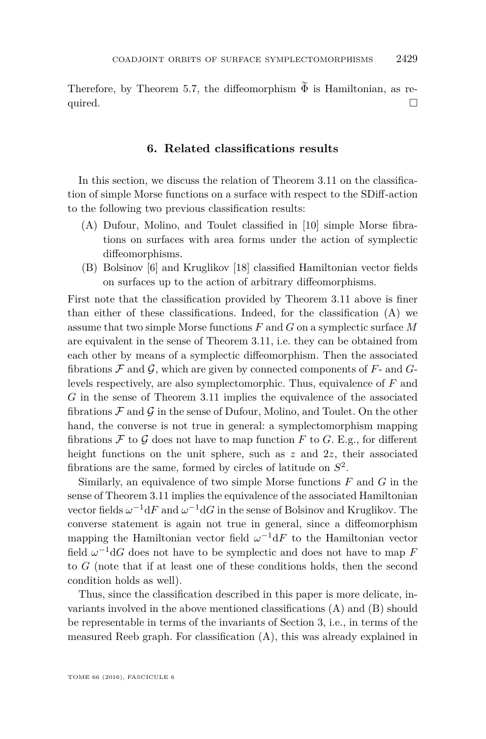Therefore, by Theorem 5.7, the diffeomorphism $\widetilde{\Phi}$ is Hamiltonian, as required. □

## 6. Related classifications results

In this section, we discuss the relation of Theorem 3.11 on the classification of simple Morse functions on a surface with respect to the SDiff-action to the following two previous classification results:

(A) Dufour, Molino, and Toulet classified in [10] simple Morse fibrations on surfaces with area forms under the action of symplectic diffeomorphisms.

(B) Bolsinov [6] and Kruglikov [18] classified Hamiltonian vector fields on surfaces up to the action of arbitrary diffeomorphisms.

First note that the classification provided by Theorem 3.11 above is finer than either of these classifications. Indeed, for the classification (A) we assume that two simple Morse functions $F$ and $G$ on a symplectic surface $M$ are equivalent in the sense of Theorem 3.11, i.e. they can be obtained from each other by means of a symplectic diffeomorphism. Then the associated fibrations $\mathcal{F}$ and $\mathcal{G}$, which are given by connected components of $F$- and $G$-levels respectively, are also symplectomorphic. Thus, equivalence of $F$ and $G$ in the sense of Theorem 3.11 implies the equivalence of the associated fibrations $\mathcal{F}$ and $\mathcal{G}$ in the sense of Dufour, Molino, and Toulet. On the other hand, the converse is not true in general: a symplectomorphism mapping fibrations $\mathcal{F}$ to $\mathcal{G}$ does not have to map function $F$ to $G$. E.g., for different height functions on the unit sphere, such as $z$ and $2z$, their associated fibrations are the same, formed by circles of latitude on $S^2$.

Similarly, an equivalence of two simple Morse functions $F$ and $G$ in the sense of Theorem 3.11 implies the equivalence of the associated Hamiltonian vector fields $\omega^{-1}\mathrm{d}F$ and $\omega^{-1}\mathrm{d}G$ in the sense of Bolsinov and Kruglikov. The converse statement is again not true in general, since a diffeomorphism mapping the Hamiltonian vector field $\omega^{-1}\mathrm{d}F$ to the Hamiltonian vector field $\omega^{-1}\mathrm{d}G$ does not have to be symplectic and does not have to map $F$ to $G$ (note that if at least one of these conditions holds, then the second condition holds as well).

Thus, since the classification described in this paper is more delicate, invariants involved in the above mentioned classifications (A) and (B) should be representable in terms of the invariants of Section 3, i.e., in terms of the measured Reeb graph. For classification (A), this was already explained in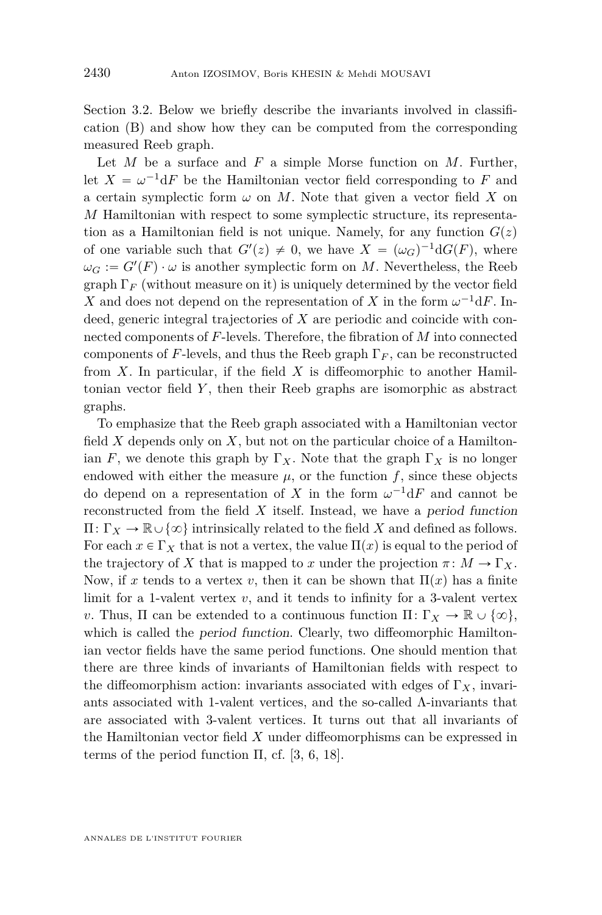Section 3.2. Below we briefly describe the invariants involved in classification (B) and show how they can be computed from the corresponding measured Reeb graph.

Let $M$ be a surface and $F$ a simple Morse function on $M$. Further, let $X = \omega^{-1}\mathrm{d}F$ be the Hamiltonian vector field corresponding to $F$ and a certain symplectic form $\omega$ on $M$. Note that given a vector field $X$ on $M$ Hamiltonian with respect to some symplectic structure, its representation as a Hamiltonian field is not unique. Namely, for any function $G(z)$ of one variable such that $G'(z) \neq 0$, we have $X = (\omega_G)^{-1}\mathrm{d}G(F)$, where $\omega_G := G'(F) \cdot \omega$ is another symplectic form on $M$. Nevertheless, the Reeb graph $\Gamma_F$ (without measure on it) is uniquely determined by the vector field $X$ and does not depend on the representation of $X$ in the form $\omega^{-1}\mathrm{d}F$. Indeed, generic integral trajectories of $X$ are periodic and coincide with connected components of $F$-levels. Therefore, the fibration of $M$ into connected components of $F$-levels, and thus the Reeb graph $\Gamma_F$, can be reconstructed from $X$. In particular, if the field $X$ is diffeomorphic to another Hamiltonian vector field $Y$, then their Reeb graphs are isomorphic as abstract graphs.

To emphasize that the Reeb graph associated with a Hamiltonian vector field $X$ depends only on $X$, but not on the particular choice of a Hamiltonian $F$, we denote this graph by $\Gamma_X$. Note that the graph $\Gamma_X$ is no longer endowed with either the measure $\mu$, or the function $f$, since these objects do depend on a representation of $X$ in the form $\omega^{-1}\mathrm{d}F$ and cannot be reconstructed from the field $X$ itself. Instead, we have a *period function* $\Pi \colon \Gamma_X \to \mathbb{R} \cup \{\infty\}$ intrinsically related to the field $X$ and defined as follows. For each $x \in \Gamma_X$ that is not a vertex, the value $\Pi(x)$ is equal to the period of the trajectory of $X$ that is mapped to $x$ under the projection $\pi \colon M \to \Gamma_X$. Now, if $x$ tends to a vertex $v$, then it can be shown that $\Pi(x)$ has a finite limit for a 1-valent vertex $v$, and it tends to infinity for a 3-valent vertex $v$. Thus, $\Pi$ can be extended to a continuous function $\Pi \colon \Gamma_X \to \mathbb{R} \cup \{\infty\}$, which is called the *period function*. Clearly, two diffeomorphic Hamiltonian vector fields have the same period functions. One should mention that there are three kinds of invariants of Hamiltonian fields with respect to the diffeomorphism action: invariants associated with edges of $\Gamma_X$, invariants associated with 1-valent vertices, and the so-called $\Lambda$-invariants that are associated with 3-valent vertices. It turns out that all invariants of the Hamiltonian vector field $X$ under diffeomorphisms can be expressed in terms of the period function $\Pi$, cf. [3, 6, 18].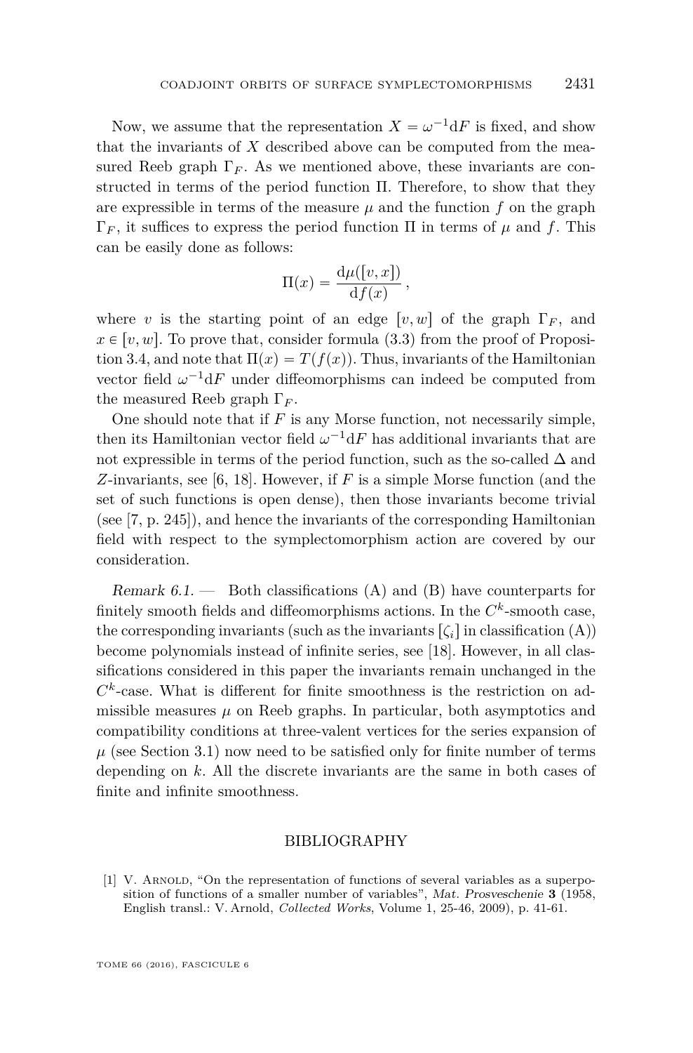Now, we assume that the representation $X = \omega^{-1}\mathrm{d}F$ is fixed, and show that the invariants of $X$ described above can be computed from the measured Reeb graph $\Gamma_F$. As we mentioned above, these invariants are constructed in terms of the period function $\Pi$. Therefore, to show that they are expressible in terms of the measure $\mu$ and the function $f$ on the graph $\Gamma_F$, it suffices to express the period function $\Pi$ in terms of $\mu$ and $f$. This can be easily done as follows:

$$\Pi(x) = \frac{\mathrm{d}\mu([v,x])}{\mathrm{d}f(x)}\,,$$

where $v$ is the starting point of an edge $[v,w]$ of the graph $\Gamma_F$, and $x \in [v,w]$. To prove that, consider formula (3.3) from the proof of Proposition 3.4, and note that $\Pi(x) = T(f(x))$. Thus, invariants of the Hamiltonian vector field $\omega^{-1}\mathrm{d}F$ under diffeomorphisms can indeed be computed from the measured Reeb graph $\Gamma_F$.

One should note that if $F$ is any Morse function, not necessarily simple, then its Hamiltonian vector field $\omega^{-1}\mathrm{d}F$ has additional invariants that are not expressible in terms of the period function, such as the so-called $\Delta$ and $Z$-invariants, see [6, 18]. However, if $F$ is a simple Morse function (and the set of such functions is open dense), then those invariants become trivial (see [7, p. 245]), and hence the invariants of the corresponding Hamiltonian field with respect to the symplectomorphism action are covered by our consideration.

*Remark 6.1.* — Both classifications (A) and (B) have counterparts for finitely smooth fields and diffeomorphisms actions. In the $C^k$-smooth case, the corresponding invariants (such as the invariants $[\zeta_i]$ in classification (A)) become polynomials instead of infinite series, see [18]. However, in all classifications considered in this paper the invariants remain unchanged in the $C^k$-case. What is different for finite smoothness is the restriction on admissible measures $\mu$ on Reeb graphs. In particular, both asymptotics and compatibility conditions at three-valent vertices for the series expansion of $\mu$ (see Section 3.1) now need to be satisfied only for finite number of terms depending on $k$. All the discrete invariants are the same in both cases of finite and infinite smoothness.

## BIBLIOGRAPHY

[1] V. Arnold, "On the representation of functions of several variables as a superposition of functions of a smaller number of variables", *Mat. Prosveschenie* **3** (1958, English transl.: V. Arnold, *Collected Works*, Volume 1, 25-46, 2009), p. 41-61.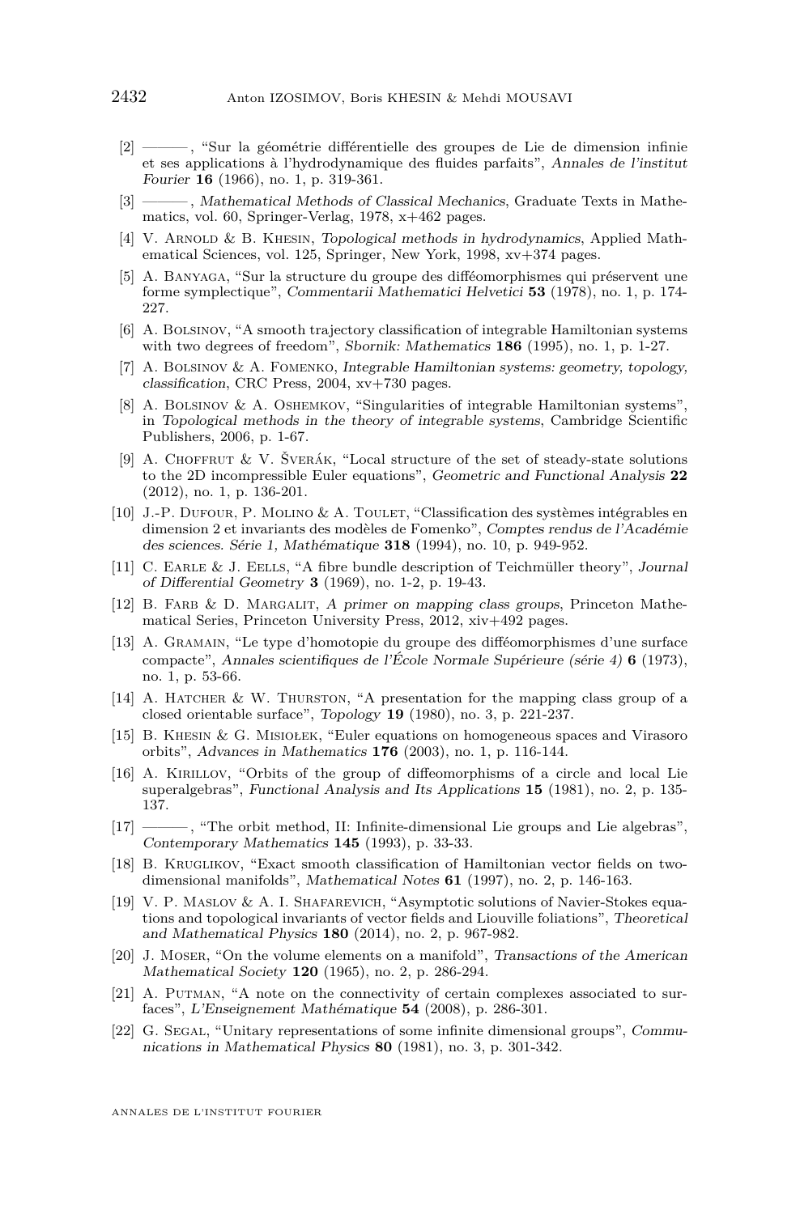[2] ———, "Sur la géométrie différentielle des groupes de Lie de dimension infinie et ses applications à l'hydrodynamique des fluides parfaits", *Annales de l'institut Fourier* **16** (1966), no. 1, p. 319-361.

[3] ———, *Mathematical Methods of Classical Mechanics*, Graduate Texts in Mathematics, vol. 60, Springer-Verlag, 1978, x+462 pages.

[4] V. Arnold & B. Khesin, *Topological methods in hydrodynamics*, Applied Mathematical Sciences, vol. 125, Springer, New York, 1998, xv+374 pages.

[5] A. Banyaga, "Sur la structure du groupe des difféomorphismes qui préservent une forme symplectique", *Commentarii Mathematici Helvetici* **53** (1978), no. 1, p. 174-227.

[6] A. Bolsinov, "A smooth trajectory classification of integrable Hamiltonian systems with two degrees of freedom", *Sbornik: Mathematics* **186** (1995), no. 1, p. 1-27.

[7] A. Bolsinov & A. Fomenko, *Integrable Hamiltonian systems: geometry, topology, classification*, CRC Press, 2004, xv+730 pages.

[8] A. Bolsinov & A. Oshemkov, "Singularities of integrable Hamiltonian systems", in *Topological methods in the theory of integrable systems*, Cambridge Scientific Publishers, 2006, p. 1-67.

[9] A. Choffrut & V. Šverák, "Local structure of the set of steady-state solutions to the 2D incompressible Euler equations", *Geometric and Functional Analysis* **22** (2012), no. 1, p. 136-201.

[10] J.-P. Dufour, P. Molino & A. Toulet, "Classification des systèmes intégrables en dimension 2 et invariants des modèles de Fomenko", *Comptes rendus de l'Académie des sciences. Série 1, Mathématique* **318** (1994), no. 10, p. 949-952.

[11] C. Earle & J. Eells, "A fibre bundle description of Teichmüller theory", *Journal of Differential Geometry* **3** (1969), no. 1-2, p. 19-43.

[12] B. Farb & D. Margalit, *A primer on mapping class groups*, Princeton Mathematical Series, Princeton University Press, 2012, xiv+492 pages.

[13] A. Gramain, "Le type d'homotopie du groupe des difféomorphismes d'une surface compacte", *Annales scientifiques de l'École Normale Supérieure (série 4)* **6** (1973), no. 1, p. 53-66.

[14] A. Hatcher & W. Thurston, "A presentation for the mapping class group of a closed orientable surface", *Topology* **19** (1980), no. 3, p. 221-237.

[15] B. Khesin & G. Misiołek, "Euler equations on homogeneous spaces and Virasoro orbits", *Advances in Mathematics* **176** (2003), no. 1, p. 116-144.

[16] A. Kirillov, "Orbits of the group of diffeomorphisms of a circle and local Lie superalgebras", *Functional Analysis and Its Applications* **15** (1981), no. 2, p. 135-137.

[17] ———, "The orbit method, II: Infinite-dimensional Lie groups and Lie algebras", *Contemporary Mathematics* **145** (1993), p. 33-33.

[18] B. Kruglikov, "Exact smooth classification of Hamiltonian vector fields on two-dimensional manifolds", *Mathematical Notes* **61** (1997), no. 2, p. 146-163.

[19] V. P. Maslov & A. I. Shafarevich, "Asymptotic solutions of Navier-Stokes equations and topological invariants of vector fields and Liouville foliations", *Theoretical and Mathematical Physics* **180** (2014), no. 2, p. 967-982.

[20] J. Moser, "On the volume elements on a manifold", *Transactions of the American Mathematical Society* **120** (1965), no. 2, p. 286-294.

[21] A. Putman, "A note on the connectivity of certain complexes associated to surfaces", *L'Enseignement Mathématique* **54** (2008), p. 286-301.

[22] G. Segal, "Unitary representations of some infinite dimensional groups", *Communications in Mathematical Physics* **80** (1981), no. 3, p. 301-342.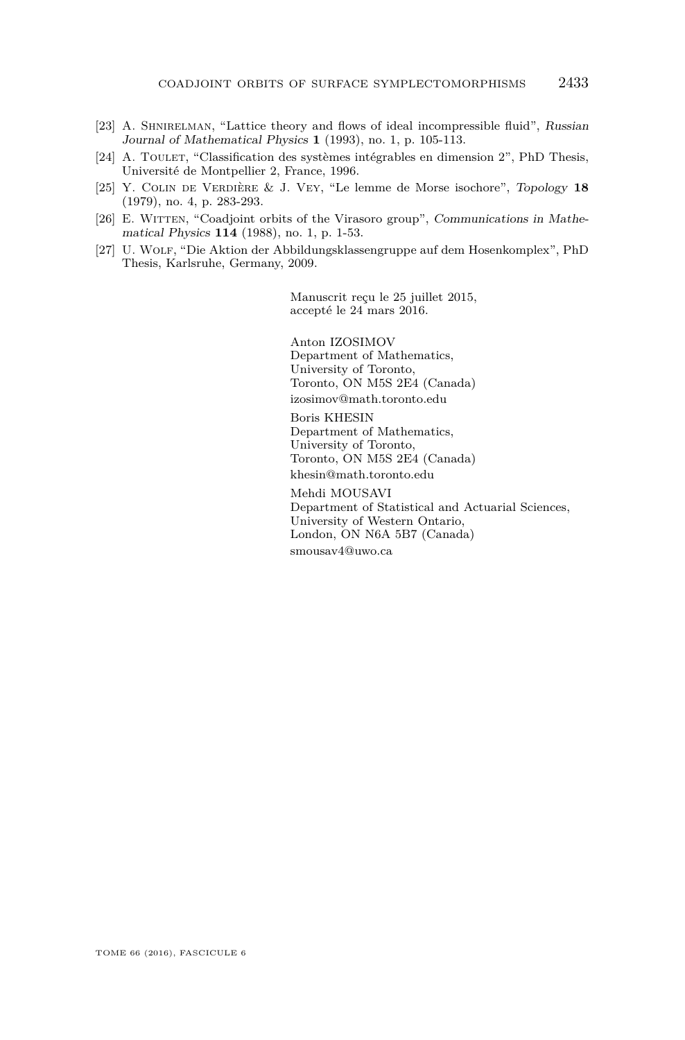[23] A. Shnirelman, "Lattice theory and flows of ideal incompressible fluid", *Russian Journal of Mathematical Physics* **1** (1993), no. 1, p. 105-113.

[24] A. Toulet, "Classification des systèmes intégrables en dimension 2", PhD Thesis, Université de Montpellier 2, France, 1996.

[25] Y. Colin de Verdière & J. Vey, "Le lemme de Morse isochore", *Topology* **18** (1979), no. 4, p. 283-293.

[26] E. Witten, "Coadjoint orbits of the Virasoro group", *Communications in Mathematical Physics* **114** (1988), no. 1, p. 1-53.

[27] U. Wolf, "Die Aktion der Abbildungsklassengruppe auf dem Hosenkomplex", PhD Thesis, Karlsruhe, Germany, 2009.

Manuscrit reçu le 25 juillet 2015,
accepté le 24 mars 2016.

Anton IZOSIMOV
Department of Mathematics,
University of Toronto,
Toronto, ON M5S 2E4 (Canada)
izosimov@math.toronto.edu

Boris KHESIN
Department of Mathematics,
University of Toronto,
Toronto, ON M5S 2E4 (Canada)
khesin@math.toronto.edu

Mehdi MOUSAVI
Department of Statistical and Actuarial Sciences,
University of Western Ontario,
London, ON N6A 5B7 (Canada)
smousav4@uwo.ca